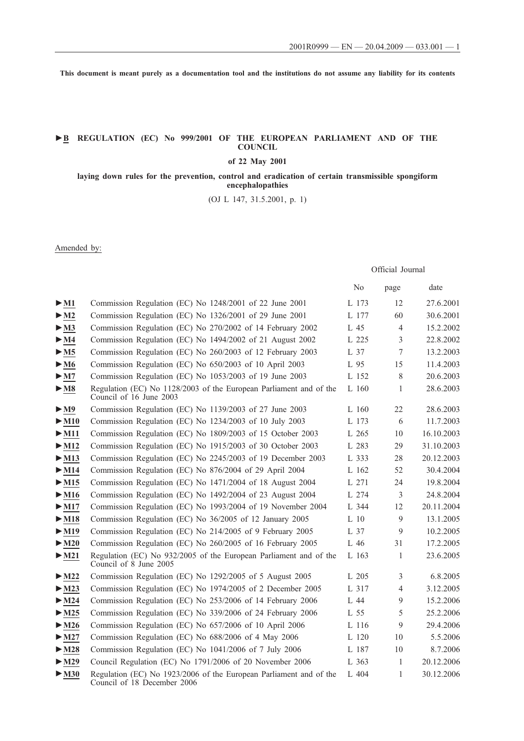**This document is meant purely as a documentation tool and the institutions do not assume any liability for its contents**

# ►B REGULATION (EC) No 999/2001 OF THE EUROPEAN PARLIAMENT AND OF THE COUNCIL

**of 22 May 2001**

**laying down rules for the prevention, control and eradication of certain transmissible spongiform encephalopathies**

(OJ L 147, 31.5.2001, p. 1)

Amended by:

| | | Official Journal | | |
|---|---|---|---|---|
| | | No | page | date |
| ►M1 | Commission Regulation (EC) No 1248/2001 of 22 June 2001 | L 173 | 12 | 27.6.2001 |
| ►M2 | Commission Regulation (EC) No 1326/2001 of 29 June 2001 | L 177 | 60 | 30.6.2001 |
| ►M3 | Commission Regulation (EC) No 270/2002 of 14 February 2002 | L 45 | 4 | 15.2.2002 |
| ►M4 | Commission Regulation (EC) No 1494/2002 of 21 August 2002 | L 225 | 3 | 22.8.2002 |
| ►M5 | Commission Regulation (EC) No 260/2003 of 12 February 2003 | L 37 | 7 | 13.2.2003 |
| ►M6 | Commission Regulation (EC) No 650/2003 of 10 April 2003 | L 95 | 15 | 11.4.2003 |
| ►M7 | Commission Regulation (EC) No 1053/2003 of 19 June 2003 | L 152 | 8 | 20.6.2003 |
| ►M8 | Regulation (EC) No 1128/2003 of the European Parliament and of the Council of 16 June 2003 | L 160 | 1 | 28.6.2003 |
| ►M9 | Commission Regulation (EC) No 1139/2003 of 27 June 2003 | L 160 | 22 | 28.6.2003 |
| ►M10 | Commission Regulation (EC) No 1234/2003 of 10 July 2003 | L 173 | 6 | 11.7.2003 |
| ►M11 | Commission Regulation (EC) No 1809/2003 of 15 October 2003 | L 265 | 10 | 16.10.2003 |
| ►M12 | Commission Regulation (EC) No 1915/2003 of 30 October 2003 | L 283 | 29 | 31.10.2003 |
| ►M13 | Commission Regulation (EC) No 2245/2003 of 19 December 2003 | L 333 | 28 | 20.12.2003 |
| ►M14 | Commission Regulation (EC) No 876/2004 of 29 April 2004 | L 162 | 52 | 30.4.2004 |
| ►M15 | Commission Regulation (EC) No 1471/2004 of 18 August 2004 | L 271 | 24 | 19.8.2004 |
| ►M16 | Commission Regulation (EC) No 1492/2004 of 23 August 2004 | L 274 | 3 | 24.8.2004 |
| ►M17 | Commission Regulation (EC) No 1993/2004 of 19 November 2004 | L 344 | 12 | 20.11.2004 |
| ►M18 | Commission Regulation (EC) No 36/2005 of 12 January 2005 | L 10 | 9 | 13.1.2005 |
| ►M19 | Commission Regulation (EC) No 214/2005 of 9 February 2005 | L 37 | 9 | 10.2.2005 |
| ►M20 | Commission Regulation (EC) No 260/2005 of 16 February 2005 | L 46 | 31 | 17.2.2005 |
| ►M21 | Regulation (EC) No 932/2005 of the European Parliament and of the Council of 8 June 2005 | L 163 | 1 | 23.6.2005 |
| ►M22 | Commission Regulation (EC) No 1292/2005 of 5 August 2005 | L 205 | 3 | 6.8.2005 |
| ►M23 | Commission Regulation (EC) No 1974/2005 of 2 December 2005 | L 317 | 4 | 3.12.2005 |
| ►M24 | Commission Regulation (EC) No 253/2006 of 14 February 2006 | L 44 | 9 | 15.2.2006 |
| ►M25 | Commission Regulation (EC) No 339/2006 of 24 February 2006 | L 55 | 5 | 25.2.2006 |
| ►M26 | Commission Regulation (EC) No 657/2006 of 10 April 2006 | L 116 | 9 | 29.4.2006 |
| ►M27 | Commission Regulation (EC) No 688/2006 of 4 May 2006 | L 120 | 10 | 5.5.2006 |
| ►M28 | Commission Regulation (EC) No 1041/2006 of 7 July 2006 | L 187 | 10 | 8.7.2006 |
| ►M29 | Council Regulation (EC) No 1791/2006 of 20 November 2006 | L 363 | 1 | 20.12.2006 |
| ►M30 | Regulation (EC) No 1923/2006 of the European Parliament and of the Council of 18 December 2006 | L 404 | 1 | 30.12.2006 |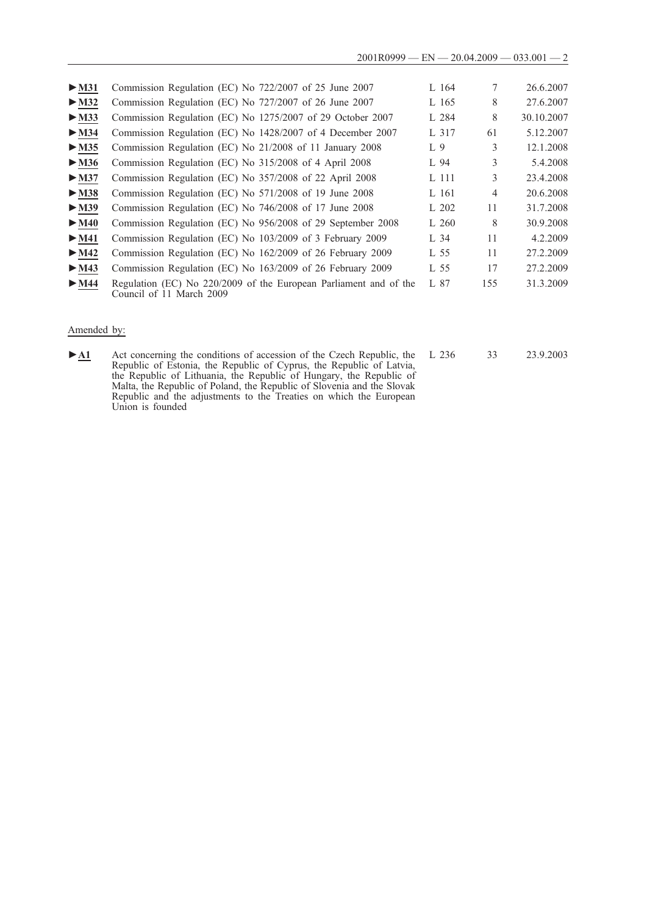| | | | | |
|---|---|---|---|---|
| ►M31 | Commission Regulation (EC) No 722/2007 of 25 June 2007 | L 164 | 7 | 26.6.2007 |
| ►M32 | Commission Regulation (EC) No 727/2007 of 26 June 2007 | L 165 | 8 | 27.6.2007 |
| ►M33 | Commission Regulation (EC) No 1275/2007 of 29 October 2007 | L 284 | 8 | 30.10.2007 |
| ►M34 | Commission Regulation (EC) No 1428/2007 of 4 December 2007 | L 317 | 61 | 5.12.2007 |
| ►M35 | Commission Regulation (EC) No 21/2008 of 11 January 2008 | L 9 | 3 | 12.1.2008 |
| ►M36 | Commission Regulation (EC) No 315/2008 of 4 April 2008 | L 94 | 3 | 5.4.2008 |
| ►M37 | Commission Regulation (EC) No 357/2008 of 22 April 2008 | L 111 | 3 | 23.4.2008 |
| ►M38 | Commission Regulation (EC) No 571/2008 of 19 June 2008 | L 161 | 4 | 20.6.2008 |
| ►M39 | Commission Regulation (EC) No 746/2008 of 17 June 2008 | L 202 | 11 | 31.7.2008 |
| ►M40 | Commission Regulation (EC) No 956/2008 of 29 September 2008 | L 260 | 8 | 30.9.2008 |
| ►M41 | Commission Regulation (EC) No 103/2009 of 3 February 2009 | L 34 | 11 | 4.2.2009 |
| ►M42 | Commission Regulation (EC) No 162/2009 of 26 February 2009 | L 55 | 11 | 27.2.2009 |
| ►M43 | Commission Regulation (EC) No 163/2009 of 26 February 2009 | L 55 | 17 | 27.2.2009 |
| ►M44 | Regulation (EC) No 220/2009 of the European Parliament and of the Council of 11 March 2009 | L 87 | 155 | 31.3.2009 |

Amended by:

| | | | | |
|---|---|---|---|---|
| ►A1 | Act concerning the conditions of accession of the Czech Republic, the Republic of Estonia, the Republic of Cyprus, the Republic of Latvia, the Republic of Lithuania, the Republic of Hungary, the Republic of Malta, the Republic of Poland, the Republic of Slovenia and the Slovak Republic and the adjustments to the Treaties on which the European Union is founded | L 236 | 33 | 23.9.2003 |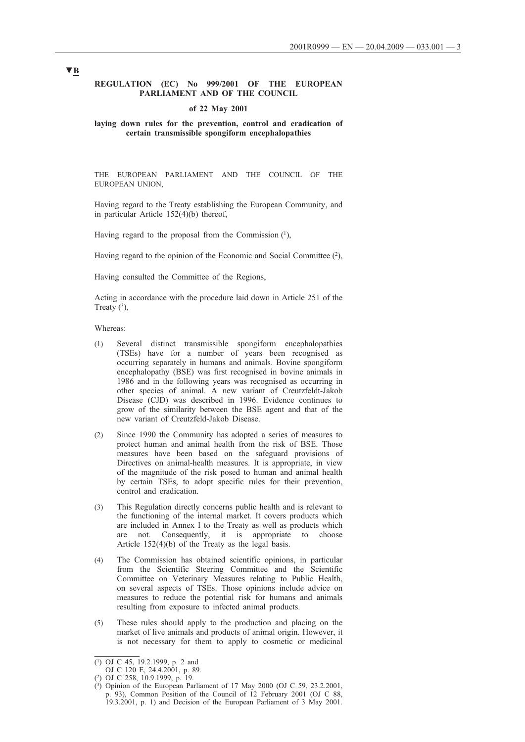▼B

**REGULATION (EC) No 999/2001 OF THE EUROPEAN PARLIAMENT AND OF THE COUNCIL**

**of 22 May 2001**

**laying down rules for the prevention, control and eradication of certain transmissible spongiform encephalopathies**

THE EUROPEAN PARLIAMENT AND THE COUNCIL OF THE EUROPEAN UNION,

Having regard to the Treaty establishing the European Community, and in particular Article 152(4)(b) thereof,

Having regard to the proposal from the Commission [1],

Having regard to the opinion of the Economic and Social Committee [2],

Having consulted the Committee of the Regions,

Acting in accordance with the procedure laid down in Article 251 of the Treaty [3],

Whereas:

(1) Several distinct transmissible spongiform encephalopathies (TSEs) have for a number of years been recognised as occurring separately in humans and animals. Bovine spongiform encephalopathy (BSE) was first recognised in bovine animals in 1986 and in the following years was recognised as occurring in other species of animal. A new variant of Creutzfeldt-Jakob Disease (CJD) was described in 1996. Evidence continues to grow of the similarity between the BSE agent and that of the new variant of Creutzfeld-Jakob Disease.

(2) Since 1990 the Community has adopted a series of measures to protect human and animal health from the risk of BSE. Those measures have been based on the safeguard provisions of Directives on animal-health measures. It is appropriate, in view of the magnitude of the risk posed to human and animal health by certain TSEs, to adopt specific rules for their prevention, control and eradication.

(3) This Regulation directly concerns public health and is relevant to the functioning of the internal market. It covers products which are included in Annex I to the Treaty as well as products which are not. Consequently, it is appropriate to choose Article 152(4)(b) of the Treaty as the legal basis.

(4) The Commission has obtained scientific opinions, in particular from the Scientific Steering Committee and the Scientific Committee on Veterinary Measures relating to Public Health, on several aspects of TSEs. Those opinions include advice on measures to reduce the potential risk for humans and animals resulting from exposure to infected animal products.

(5) These rules should apply to the production and placing on the market of live animals and products of animal origin. However, it is not necessary for them to apply to cosmetic or medicinal

---

[1] OJ C 45, 19.2.1999, p. 2 and OJ C 120 E, 24.4.2001, p. 89.

[2] OJ C 258, 10.9.1999, p. 19.

[3] Opinion of the European Parliament of 17 May 2000 (OJ C 59, 23.2.2001, p. 93), Common Position of the Council of 12 February 2001 (OJ C 88, 19.3.2001, p. 1) and Decision of the European Parliament of 3 May 2001.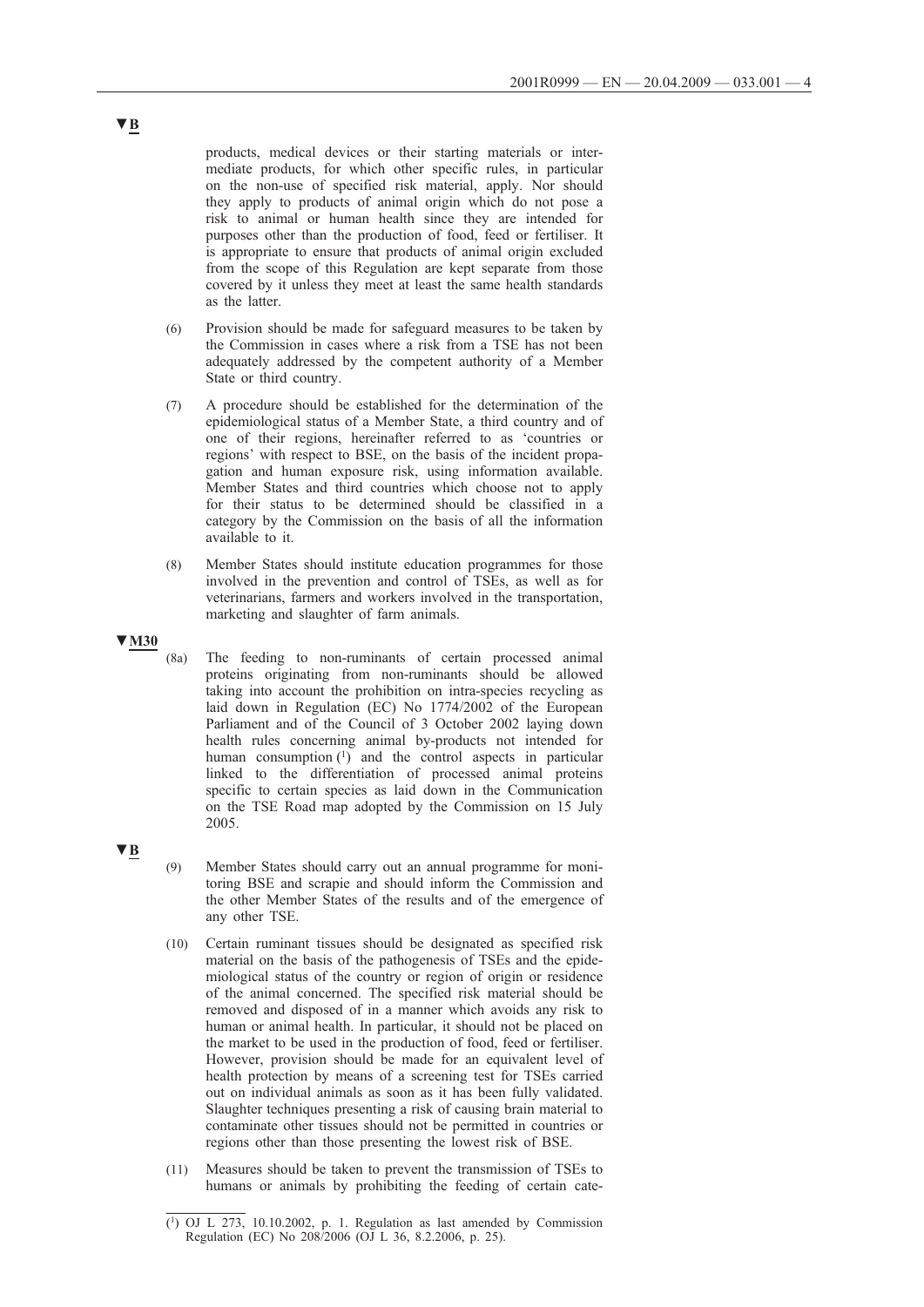▼B

products, medical devices or their starting materials or intermediate products, for which other specific rules, in particular on the non-use of specified risk material, apply. Nor should they apply to products of animal origin which do not pose a risk to animal or human health since they are intended for purposes other than the production of food, feed or fertiliser. It is appropriate to ensure that products of animal origin excluded from the scope of this Regulation are kept separate from those covered by it unless they meet at least the same health standards as the latter.

(6) Provision should be made for safeguard measures to be taken by the Commission in cases where a risk from a TSE has not been adequately addressed by the competent authority of a Member State or third country.

(7) A procedure should be established for the determination of the epidemiological status of a Member State, a third country and of one of their regions, hereinafter referred to as 'countries or regions' with respect to BSE, on the basis of the incident propagation and human exposure risk, using information available. Member States and third countries which choose not to apply for their status to be determined should be classified in a category by the Commission on the basis of all the information available to it.

(8) Member States should institute education programmes for those involved in the prevention and control of TSEs, as well as for veterinarians, farmers and workers involved in the transportation, marketing and slaughter of farm animals.

▼M30

(8a) The feeding to non-ruminants of certain processed animal proteins originating from non-ruminants should be allowed taking into account the prohibition on intra-species recycling as laid down in Regulation (EC) No 1774/2002 of the European Parliament and of the Council of 3 October 2002 laying down health rules concerning animal by-products not intended for human consumption [1] and the control aspects in particular linked to the differentiation of processed animal proteins specific to certain species as laid down in the Communication on the TSE Road map adopted by the Commission on 15 July 2005.

▼B

(9) Member States should carry out an annual programme for monitoring BSE and scrapie and should inform the Commission and the other Member States of the results and of the emergence of any other TSE.

(10) Certain ruminant tissues should be designated as specified risk material on the basis of the pathogenesis of TSEs and the epidemiological status of the country or region of origin or residence of the animal concerned. The specified risk material should be removed and disposed of in a manner which avoids any risk to human or animal health. In particular, it should not be placed on the market to be used in the production of food, feed or fertiliser. However, provision should be made for an equivalent level of health protection by means of a screening test for TSEs carried out on individual animals as soon as it has been fully validated. Slaughter techniques presenting a risk of causing brain material to contaminate other tissues should not be permitted in countries or regions other than those presenting the lowest risk of BSE.

(11) Measures should be taken to prevent the transmission of TSEs to humans or animals by prohibiting the feeding of certain cate-

---

[1] OJ L 273, 10.10.2002, p. 1. Regulation as last amended by Commission Regulation (EC) No 208/2006 (OJ L 36, 8.2.2006, p. 25).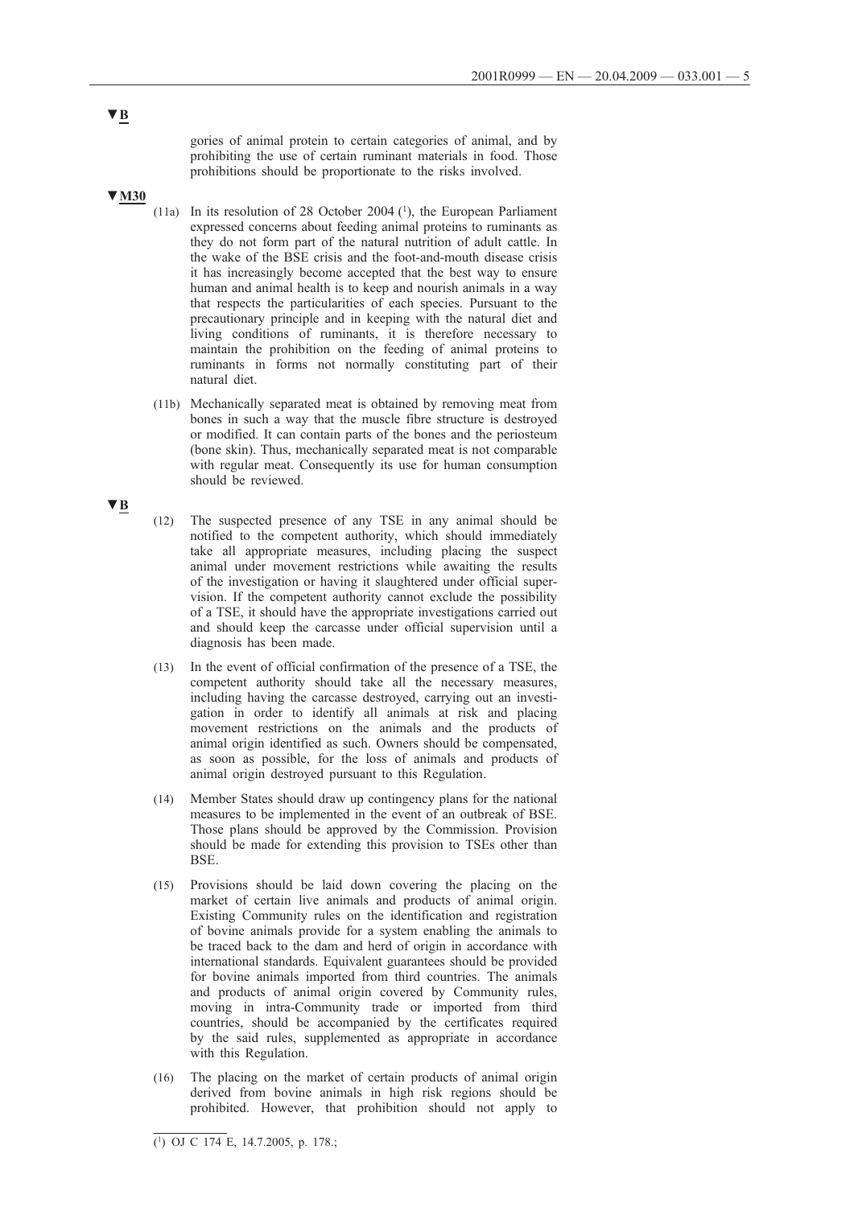▼B

gories of animal protein to certain categories of animal, and by prohibiting the use of certain ruminant materials in food. Those prohibitions should be proportionate to the risks involved.

▼M30

(11a) In its resolution of 28 October 2004 [1], the European Parliament expressed concerns about feeding animal proteins to ruminants as they do not form part of the natural nutrition of adult cattle. In the wake of the BSE crisis and the foot-and-mouth disease crisis it has increasingly become accepted that the best way to ensure human and animal health is to keep and nourish animals in a way that respects the particularities of each species. Pursuant to the precautionary principle and in keeping with the natural diet and living conditions of ruminants, it is therefore necessary to maintain the prohibition on the feeding of animal proteins to ruminants in forms not normally constituting part of their natural diet.

(11b) Mechanically separated meat is obtained by removing meat from bones in such a way that the muscle fibre structure is destroyed or modified. It can contain parts of the bones and the periosteum (bone skin). Thus, mechanically separated meat is not comparable with regular meat. Consequently its use for human consumption should be reviewed.

▼B

(12) The suspected presence of any TSE in any animal should be notified to the competent authority, which should immediately take all appropriate measures, including placing the suspect animal under movement restrictions while awaiting the results of the investigation or having it slaughtered under official supervision. If the competent authority cannot exclude the possibility of a TSE, it should have the appropriate investigations carried out and should keep the carcasse under official supervision until a diagnosis has been made.

(13) In the event of official confirmation of the presence of a TSE, the competent authority should take all the necessary measures, including having the carcasse destroyed, carrying out an investigation in order to identify all animals at risk and placing movement restrictions on the animals and the products of animal origin identified as such. Owners should be compensated, as soon as possible, for the loss of animals and products of animal origin destroyed pursuant to this Regulation.

(14) Member States should draw up contingency plans for the national measures to be implemented in the event of an outbreak of BSE. Those plans should be approved by the Commission. Provision should be made for extending this provision to TSEs other than BSE.

(15) Provisions should be laid down covering the placing on the market of certain live animals and products of animal origin. Existing Community rules on the identification and registration of bovine animals provide for a system enabling the animals to be traced back to the dam and herd of origin in accordance with international standards. Equivalent guarantees should be provided for bovine animals imported from third countries. The animals and products of animal origin covered by Community rules, moving in intra-Community trade or imported from third countries, should be accompanied by the certificates required by the said rules, supplemented as appropriate in accordance with this Regulation.

(16) The placing on the market of certain products of animal origin derived from bovine animals in high risk regions should be prohibited. However, that prohibition should not apply to

[1] OJ C 174 E, 14.7.2005, p. 178.;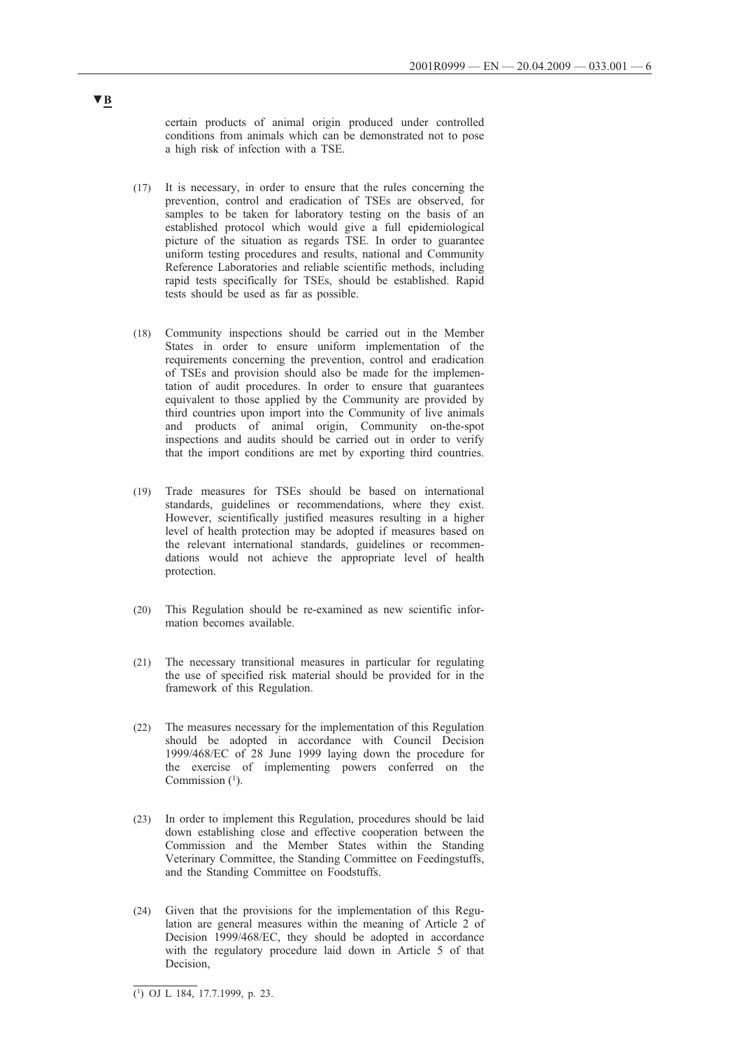▼B

certain products of animal origin produced under controlled conditions from animals which can be demonstrated not to pose a high risk of infection with a TSE.

(17) It is necessary, in order to ensure that the rules concerning the prevention, control and eradication of TSEs are observed, for samples to be taken for laboratory testing on the basis of an established protocol which would give a full epidemiological picture of the situation as regards TSE. In order to guarantee uniform testing procedures and results, national and Community Reference Laboratories and reliable scientific methods, including rapid tests specifically for TSEs, should be established. Rapid tests should be used as far as possible.

(18) Community inspections should be carried out in the Member States in order to ensure uniform implementation of the requirements concerning the prevention, control and eradication of TSEs and provision should also be made for the implementation of audit procedures. In order to ensure that guarantees equivalent to those applied by the Community are provided by third countries upon import into the Community of live animals and products of animal origin, Community on-the-spot inspections and audits should be carried out in order to verify that the import conditions are met by exporting third countries.

(19) Trade measures for TSEs should be based on international standards, guidelines or recommendations, where they exist. However, scientifically justified measures resulting in a higher level of health protection may be adopted if measures based on the relevant international standards, guidelines or recommendations would not achieve the appropriate level of health protection.

(20) This Regulation should be re-examined as new scientific information becomes available.

(21) The necessary transitional measures in particular for regulating the use of specified risk material should be provided for in the framework of this Regulation.

(22) The measures necessary for the implementation of this Regulation should be adopted in accordance with Council Decision 1999/468/EC of 28 June 1999 laying down the procedure for the exercise of implementing powers conferred on the Commission [1].

(23) In order to implement this Regulation, procedures should be laid down establishing close and effective cooperation between the Commission and the Member States within the Standing Veterinary Committee, the Standing Committee on Feedingstuffs, and the Standing Committee on Foodstuffs.

(24) Given that the provisions for the implementation of this Regulation are general measures within the meaning of Article 2 of Decision 1999/468/EC, they should be adopted in accordance with the regulatory procedure laid down in Article 5 of that Decision,

---

[1] OJ L 184, 17.7.1999, p. 23.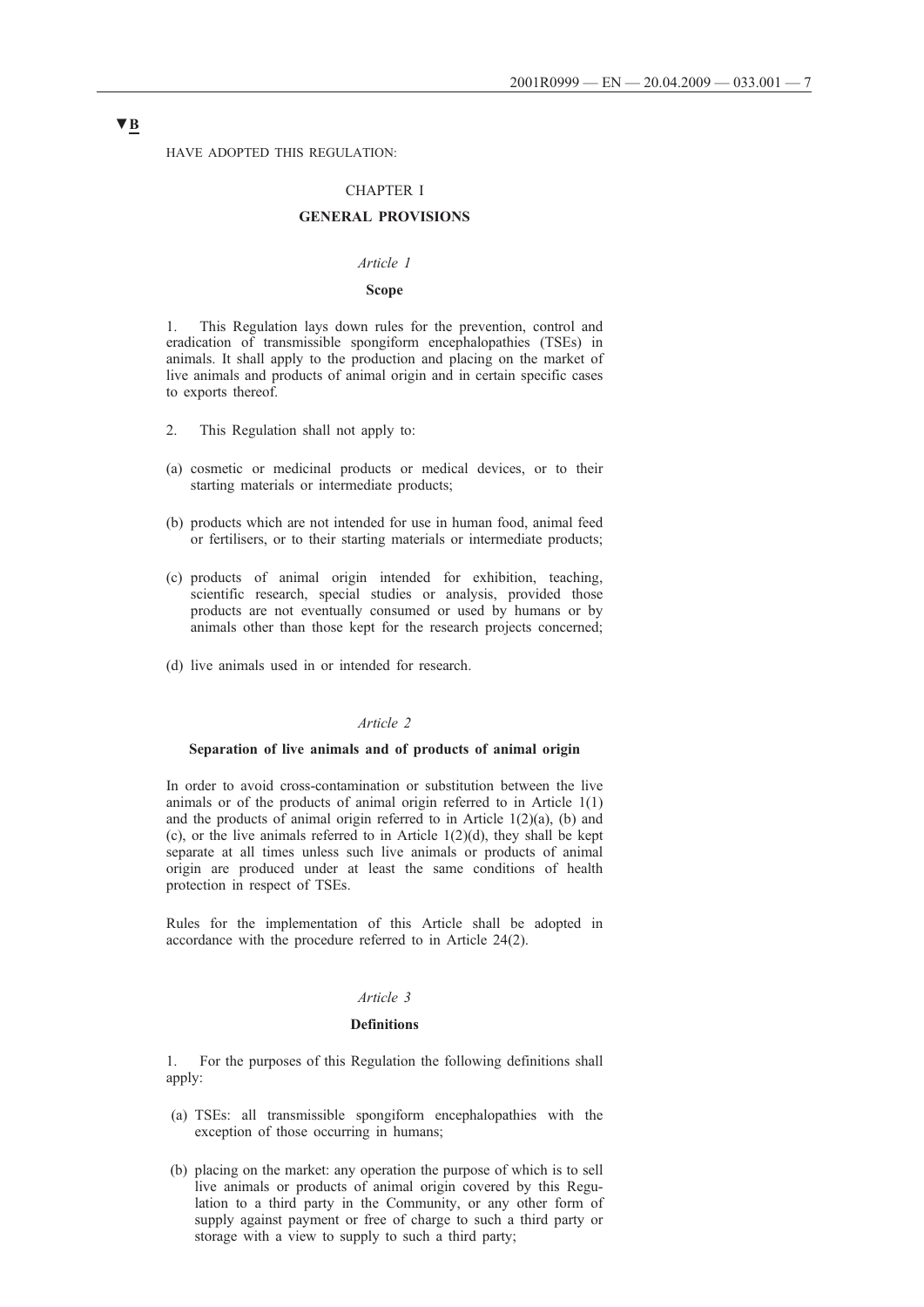▼B

HAVE ADOPTED THIS REGULATION:

## CHAPTER I

## GENERAL PROVISIONS

### *Article 1*

### Scope

1. This Regulation lays down rules for the prevention, control and eradication of transmissible spongiform encephalopathies (TSEs) in animals. It shall apply to the production and placing on the market of live animals and products of animal origin and in certain specific cases to exports thereof.

2. This Regulation shall not apply to:

(a) cosmetic or medicinal products or medical devices, or to their starting materials or intermediate products;

(b) products which are not intended for use in human food, animal feed or fertilisers, or to their starting materials or intermediate products;

(c) products of animal origin intended for exhibition, teaching, scientific research, special studies or analysis, provided those products are not eventually consumed or used by humans or by animals other than those kept for the research projects concerned;

(d) live animals used in or intended for research.

### *Article 2*

### Separation of live animals and of products of animal origin

In order to avoid cross-contamination or substitution between the live animals or of the products of animal origin referred to in Article 1(1) and the products of animal origin referred to in Article 1(2)(a), (b) and (c), or the live animals referred to in Article 1(2)(d), they shall be kept separate at all times unless such live animals or products of animal origin are produced under at least the same conditions of health protection in respect of TSEs.

Rules for the implementation of this Article shall be adopted in accordance with the procedure referred to in Article 24(2).

### *Article 3*

### Definitions

1. For the purposes of this Regulation the following definitions shall apply:

(a) TSEs: all transmissible spongiform encephalopathies with the exception of those occurring in humans;

(b) placing on the market: any operation the purpose of which is to sell live animals or products of animal origin covered by this Regulation to a third party in the Community, or any other form of supply against payment or free of charge to such a third party or storage with a view to supply to such a third party;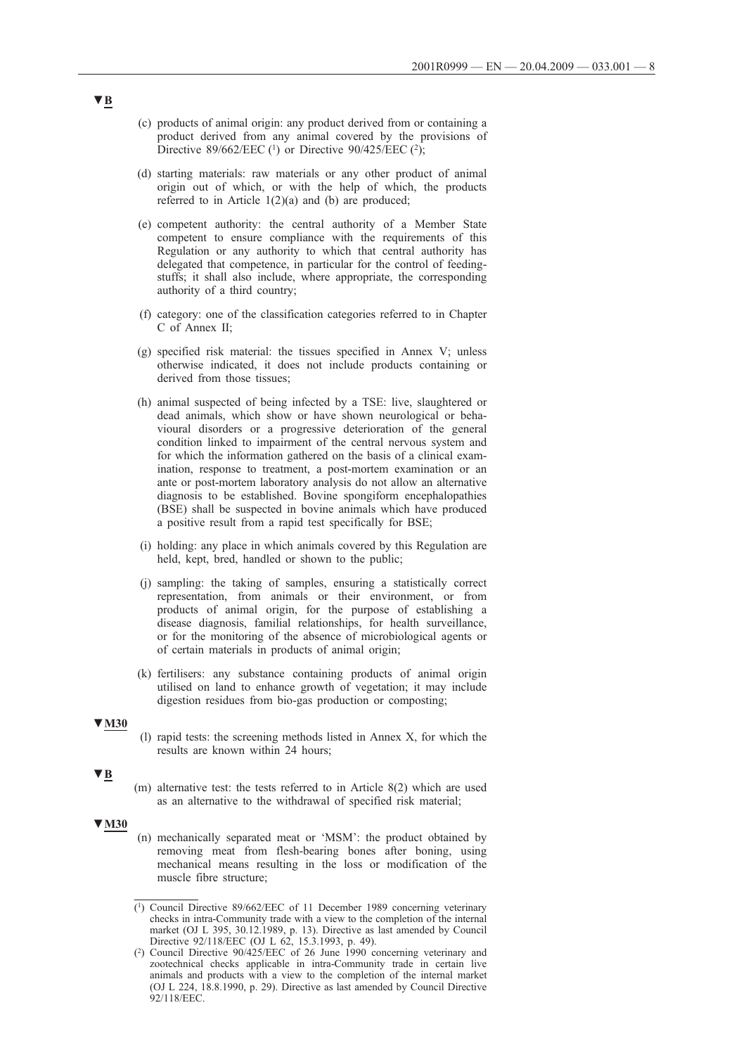▼B

(c) products of animal origin: any product derived from or containing a product derived from any animal covered by the provisions of Directive 89/662/EEC [1] or Directive 90/425/EEC [2];

(d) starting materials: raw materials or any other product of animal origin out of which, or with the help of which, the products referred to in Article 1(2)(a) and (b) are produced;

(e) competent authority: the central authority of a Member State competent to ensure compliance with the requirements of this Regulation or any authority to which that central authority has delegated that competence, in particular for the control of feedingstuffs; it shall also include, where appropriate, the corresponding authority of a third country;

(f) category: one of the classification categories referred to in Chapter C of Annex II;

(g) specified risk material: the tissues specified in Annex V; unless otherwise indicated, it does not include products containing or derived from those tissues;

(h) animal suspected of being infected by a TSE: live, slaughtered or dead animals, which show or have shown neurological or behavioural disorders or a progressive deterioration of the general condition linked to impairment of the central nervous system and for which the information gathered on the basis of a clinical examination, response to treatment, a post-mortem examination or an ante or post-mortem laboratory analysis do not allow an alternative diagnosis to be established. Bovine spongiform encephalopathies (BSE) shall be suspected in bovine animals which have produced a positive result from a rapid test specifically for BSE;

(i) holding: any place in which animals covered by this Regulation are held, kept, bred, handled or shown to the public;

(j) sampling: the taking of samples, ensuring a statistically correct representation, from animals or their environment, or from products of animal origin, for the purpose of establishing a disease diagnosis, familial relationships, for health surveillance, or for the monitoring of the absence of microbiological agents or of certain materials in products of animal origin;

(k) fertilisers: any substance containing products of animal origin utilised on land to enhance growth of vegetation; it may include digestion residues from bio-gas production or composting;

▼M30

(l) rapid tests: the screening methods listed in Annex X, for which the results are known within 24 hours;

▼B

(m) alternative test: the tests referred to in Article 8(2) which are used as an alternative to the withdrawal of specified risk material;

▼M30

(n) mechanically separated meat or 'MSM': the product obtained by removing meat from flesh-bearing bones after boning, using mechanical means resulting in the loss or modification of the muscle fibre structure;

---

[1] Council Directive 89/662/EEC of 11 December 1989 concerning veterinary checks in intra-Community trade with a view to the completion of the internal market (OJ L 395, 30.12.1989, p. 13). Directive as last amended by Council Directive 92/118/EEC (OJ L 62, 15.3.1993, p. 49).

[2] Council Directive 90/425/EEC of 26 June 1990 concerning veterinary and zootechnical checks applicable in intra-Community trade in certain live animals and products with a view to the completion of the internal market (OJ L 224, 18.8.1990, p. 29). Directive as last amended by Council Directive 92/118/EEC.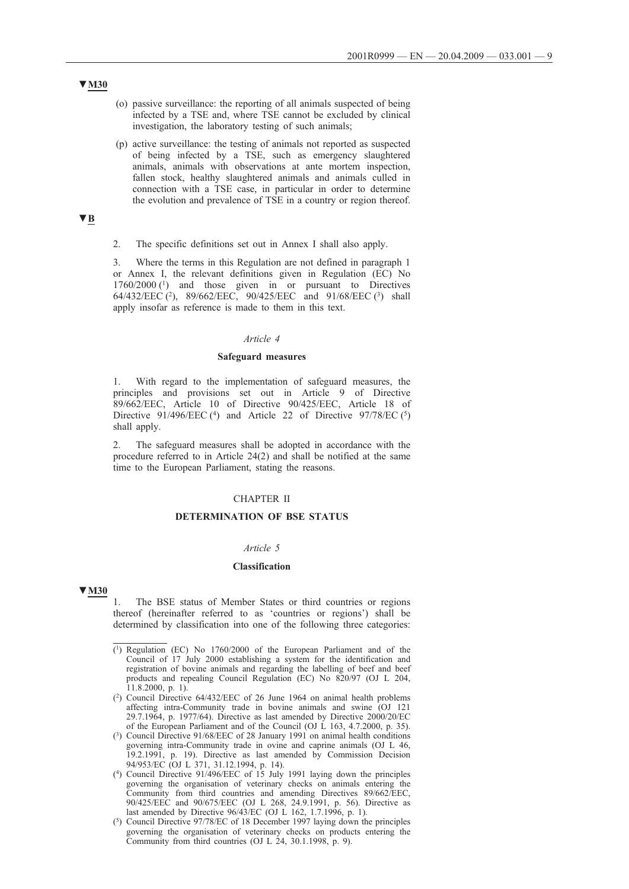▼M30

(o) passive surveillance: the reporting of all animals suspected of being infected by a TSE and, where TSE cannot be excluded by clinical investigation, the laboratory testing of such animals;

(p) active surveillance: the testing of animals not reported as suspected of being infected by a TSE, such as emergency slaughtered animals, animals with observations at ante mortem inspection, fallen stock, healthy slaughtered animals and animals culled in connection with a TSE case, in particular in order to determine the evolution and prevalence of TSE in a country or region thereof.

▼B

2. The specific definitions set out in Annex I shall also apply.

3. Where the terms in this Regulation are not defined in paragraph 1 or Annex I, the relevant definitions given in Regulation (EC) No 1760/2000 [1] and those given in or pursuant to Directives 64/432/EEC [2], 89/662/EEC, 90/425/EEC and 91/68/EEC [3] shall apply insofar as reference is made to them in this text.

*Article 4*

**Safeguard measures**

1. With regard to the implementation of safeguard measures, the principles and provisions set out in Article 9 of Directive 89/662/EEC, Article 10 of Directive 90/425/EEC, Article 18 of Directive 91/496/EEC [4] and Article 22 of Directive 97/78/EC [5] shall apply.

2. The safeguard measures shall be adopted in accordance with the procedure referred to in Article 24(2) and shall be notified at the same time to the European Parliament, stating the reasons.

CHAPTER II

**DETERMINATION OF BSE STATUS**

*Article 5*

**Classification**

▼M30

1. The BSE status of Member States or third countries or regions thereof (hereinafter referred to as 'countries or regions') shall be determined by classification into one of the following three categories:

---

[1] Regulation (EC) No 1760/2000 of the European Parliament and of the Council of 17 July 2000 establishing a system for the identification and registration of bovine animals and regarding the labelling of beef and beef products and repealing Council Regulation (EC) No 820/97 (OJ L 204, 11.8.2000, p. 1).

[2] Council Directive 64/432/EEC of 26 June 1964 on animal health problems affecting intra-Community trade in bovine animals and swine (OJ 121 29.7.1964, p. 1977/64). Directive as last amended by Directive 2000/20/EC of the European Parliament and of the Council (OJ L 163, 4.7.2000, p. 35).

[3] Council Directive 91/68/EEC of 28 January 1991 on animal health conditions governing intra-Community trade in ovine and caprine animals (OJ L 46, 19.2.1991, p. 19). Directive as last amended by Commission Decision 94/953/EC (OJ L 371, 31.12.1994, p. 14).

[4] Council Directive 91/496/EEC of 15 July 1991 laying down the principles governing the organisation of veterinary checks on animals entering the Community from third countries and amending Directives 89/662/EEC, 90/425/EEC and 90/675/EEC (OJ L 268, 24.9.1991, p. 56). Directive as last amended by Directive 96/43/EC (OJ L 162, 1.7.1996, p. 1).

[5] Council Directive 97/78/EC of 18 December 1997 laying down the principles governing the organisation of veterinary checks on products entering the Community from third countries (OJ L 24, 30.1.1998, p. 9).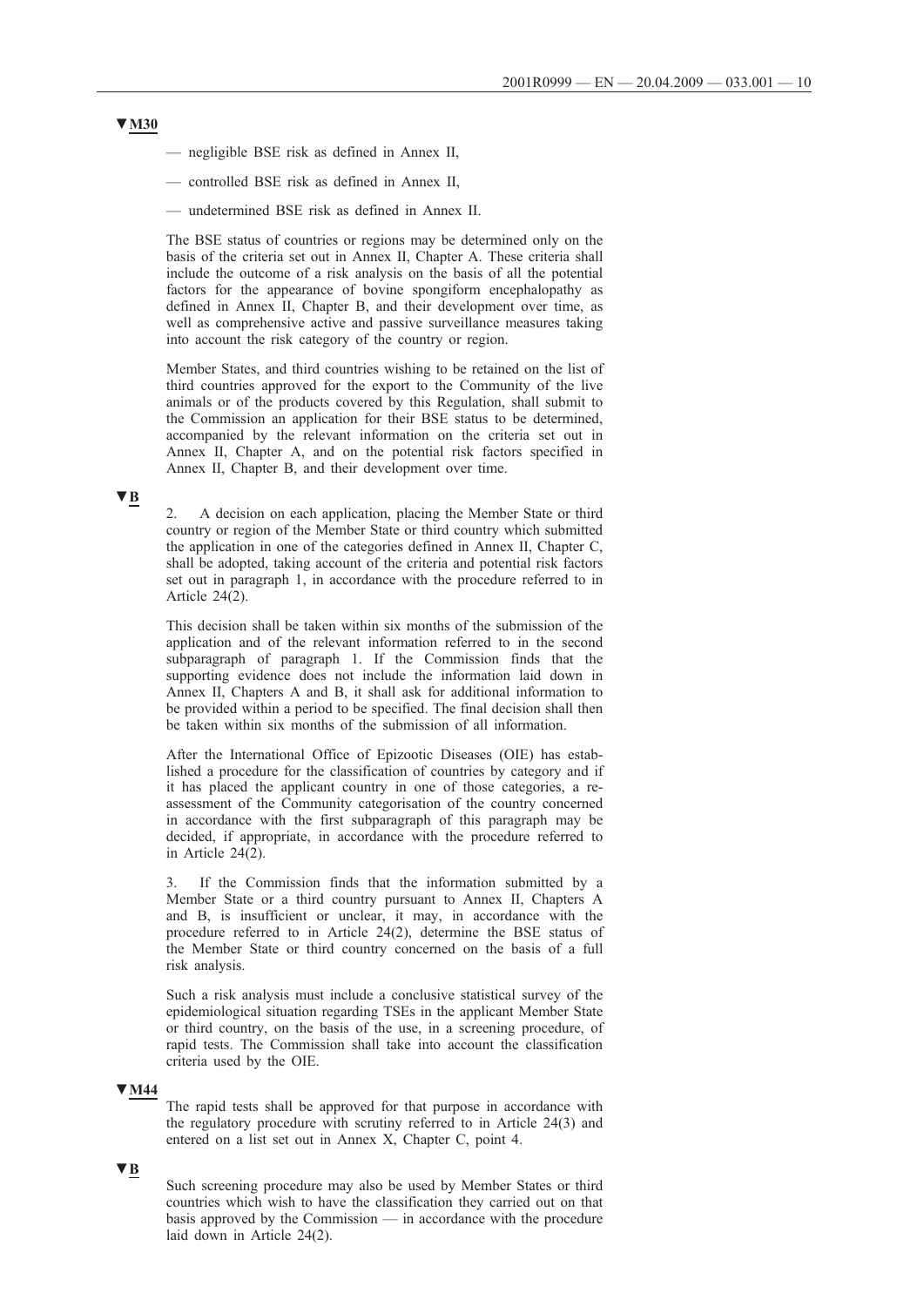▼M30

— negligible BSE risk as defined in Annex II,

— controlled BSE risk as defined in Annex II,

— undetermined BSE risk as defined in Annex II.

The BSE status of countries or regions may be determined only on the basis of the criteria set out in Annex II, Chapter A. These criteria shall include the outcome of a risk analysis on the basis of all the potential factors for the appearance of bovine spongiform encephalopathy as defined in Annex II, Chapter B, and their development over time, as well as comprehensive active and passive surveillance measures taking into account the risk category of the country or region.

Member States, and third countries wishing to be retained on the list of third countries approved for the export to the Community of the live animals or of the products covered by this Regulation, shall submit to the Commission an application for their BSE status to be determined, accompanied by the relevant information on the criteria set out in Annex II, Chapter A, and on the potential risk factors specified in Annex II, Chapter B, and their development over time.

▼B

2. A decision on each application, placing the Member State or third country or region of the Member State or third country which submitted the application in one of the categories defined in Annex II, Chapter C, shall be adopted, taking account of the criteria and potential risk factors set out in paragraph 1, in accordance with the procedure referred to in Article 24(2).

This decision shall be taken within six months of the submission of the application and of the relevant information referred to in the second subparagraph of paragraph 1. If the Commission finds that the supporting evidence does not include the information laid down in Annex II, Chapters A and B, it shall ask for additional information to be provided within a period to be specified. The final decision shall then be taken within six months of the submission of all information.

After the International Office of Epizootic Diseases (OIE) has established a procedure for the classification of countries by category and if it has placed the applicant country in one of those categories, a re-assessment of the Community categorisation of the country concerned in accordance with the first subparagraph of this paragraph may be decided, if appropriate, in accordance with the procedure referred to in Article 24(2).

3. If the Commission finds that the information submitted by a Member State or a third country pursuant to Annex II, Chapters A and B, is insufficient or unclear, it may, in accordance with the procedure referred to in Article 24(2), determine the BSE status of the Member State or third country concerned on the basis of a full risk analysis.

Such a risk analysis must include a conclusive statistical survey of the epidemiological situation regarding TSEs in the applicant Member State or third country, on the basis of the use, in a screening procedure, of rapid tests. The Commission shall take into account the classification criteria used by the OIE.

▼M44

The rapid tests shall be approved for that purpose in accordance with the regulatory procedure with scrutiny referred to in Article 24(3) and entered on a list set out in Annex X, Chapter C, point 4.

▼B

Such screening procedure may also be used by Member States or third countries which wish to have the classification they carried out on that basis approved by the Commission — in accordance with the procedure laid down in Article 24(2).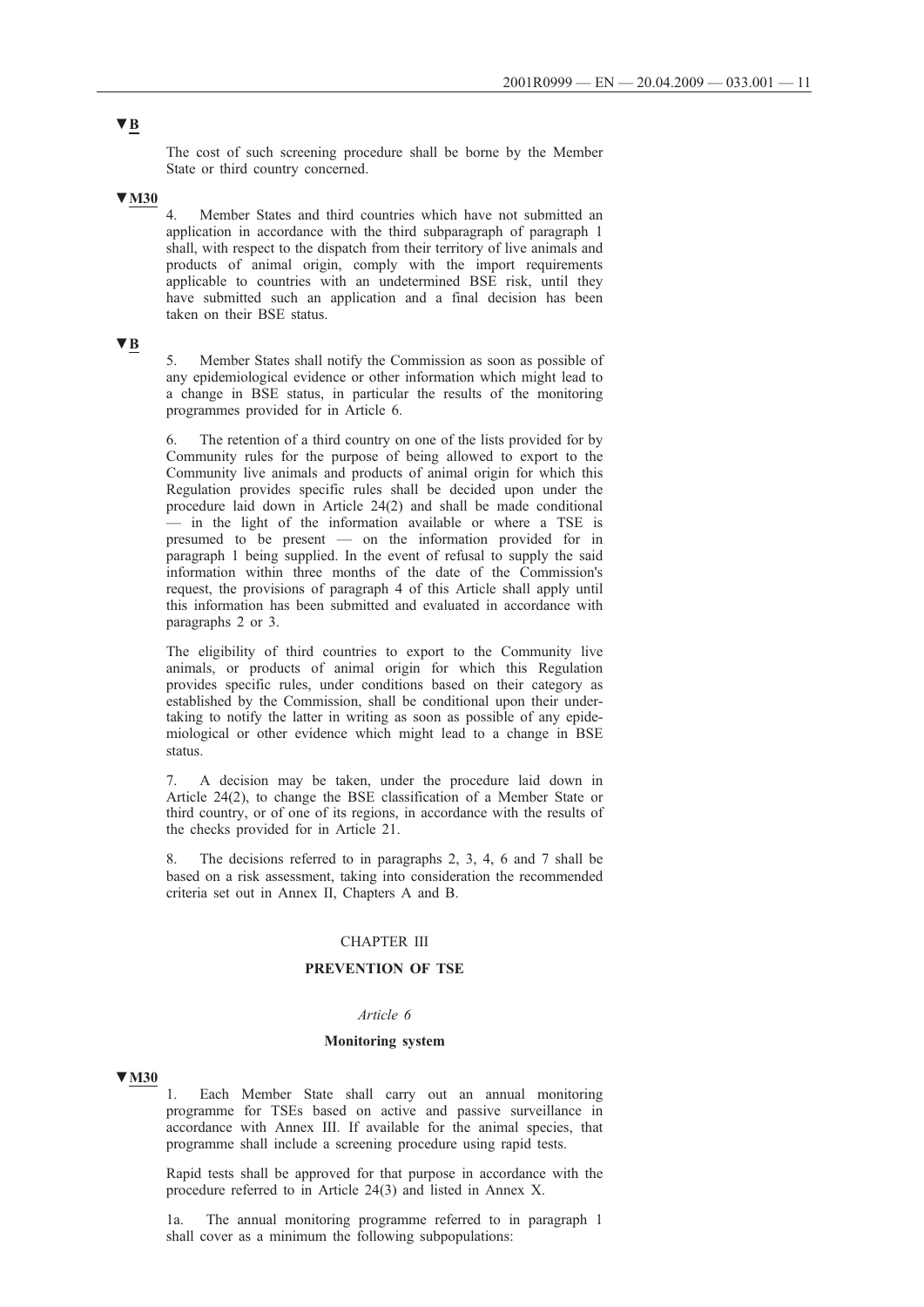▼B

The cost of such screening procedure shall be borne by the Member State or third country concerned.

▼M30

4. Member States and third countries which have not submitted an application in accordance with the third subparagraph of paragraph 1 shall, with respect to the dispatch from their territory of live animals and products of animal origin, comply with the import requirements applicable to countries with an undetermined BSE risk, until they have submitted such an application and a final decision has been taken on their BSE status.

▼B

5. Member States shall notify the Commission as soon as possible of any epidemiological evidence or other information which might lead to a change in BSE status, in particular the results of the monitoring programmes provided for in Article 6.

6. The retention of a third country on one of the lists provided for by Community rules for the purpose of being allowed to export to the Community live animals and products of animal origin for which this Regulation provides specific rules shall be decided upon under the procedure laid down in Article 24(2) and shall be made conditional — in the light of the information available or where a TSE is presumed to be present — on the information provided for in paragraph 1 being supplied. In the event of refusal to supply the said information within three months of the date of the Commission's request, the provisions of paragraph 4 of this Article shall apply until this information has been submitted and evaluated in accordance with paragraphs 2 or 3.

The eligibility of third countries to export to the Community live animals, or products of animal origin for which this Regulation provides specific rules, under conditions based on their category as established by the Commission, shall be conditional upon their undertaking to notify the latter in writing as soon as possible of any epidemiological or other evidence which might lead to a change in BSE status.

7. A decision may be taken, under the procedure laid down in Article 24(2), to change the BSE classification of a Member State or third country, or of one of its regions, in accordance with the results of the checks provided for in Article 21.

8. The decisions referred to in paragraphs 2, 3, 4, 6 and 7 shall be based on a risk assessment, taking into consideration the recommended criteria set out in Annex II, Chapters A and B.

## CHAPTER III

## PREVENTION OF TSE

### *Article 6*

### Monitoring system

▼M30

1. Each Member State shall carry out an annual monitoring programme for TSEs based on active and passive surveillance in accordance with Annex III. If available for the animal species, that programme shall include a screening procedure using rapid tests.

Rapid tests shall be approved for that purpose in accordance with the procedure referred to in Article 24(3) and listed in Annex X.

1a. The annual monitoring programme referred to in paragraph 1 shall cover as a minimum the following subpopulations: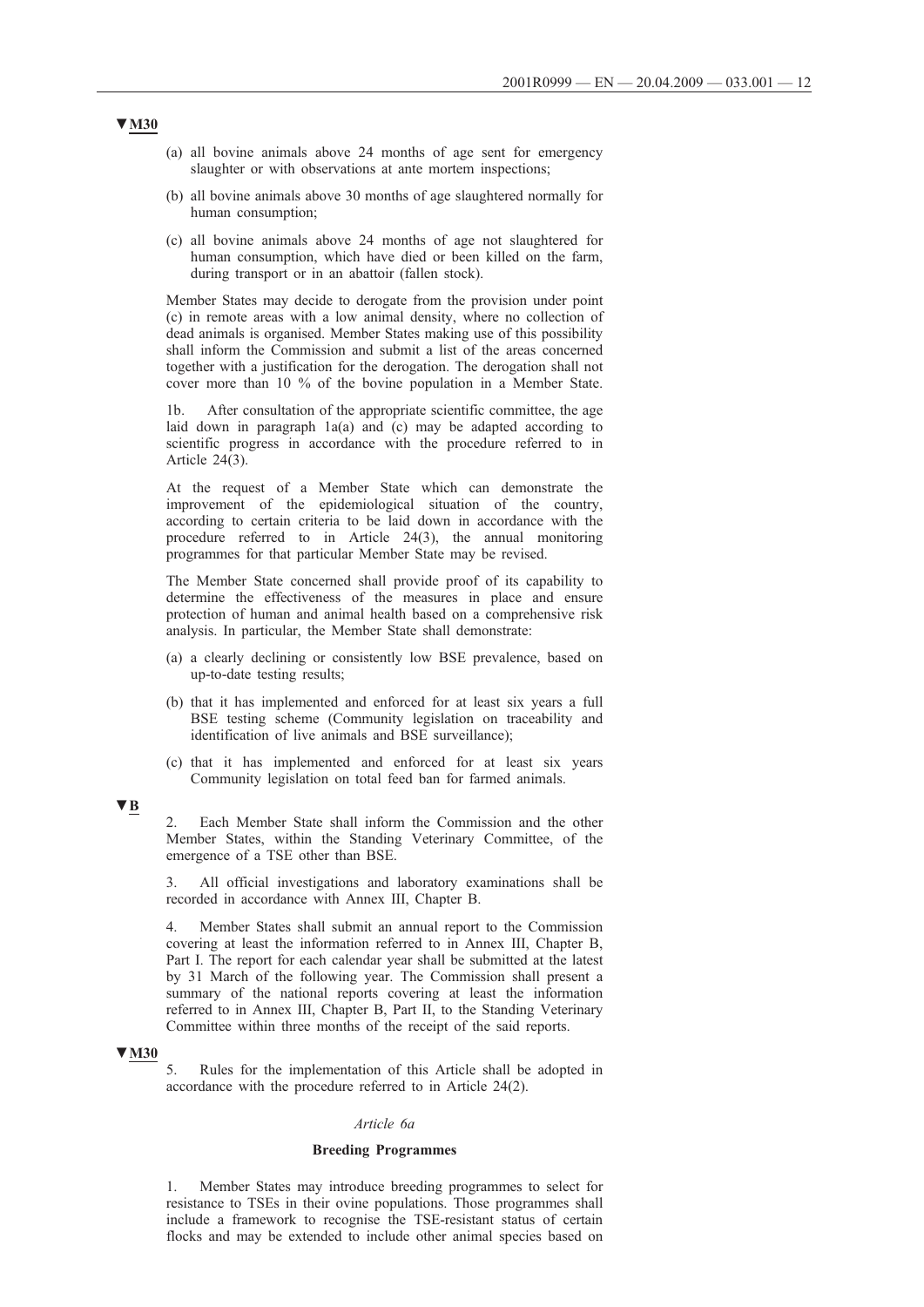▼M30

(a) all bovine animals above 24 months of age sent for emergency slaughter or with observations at ante mortem inspections;

(b) all bovine animals above 30 months of age slaughtered normally for human consumption;

(c) all bovine animals above 24 months of age not slaughtered for human consumption, which have died or been killed on the farm, during transport or in an abattoir (fallen stock).

Member States may decide to derogate from the provision under point (c) in remote areas with a low animal density, where no collection of dead animals is organised. Member States making use of this possibility shall inform the Commission and submit a list of the areas concerned together with a justification for the derogation. The derogation shall not cover more than 10 % of the bovine population in a Member State.

1b. After consultation of the appropriate scientific committee, the age laid down in paragraph 1a(a) and (c) may be adapted according to scientific progress in accordance with the procedure referred to in Article 24(3).

At the request of a Member State which can demonstrate the improvement of the epidemiological situation of the country, according to certain criteria to be laid down in accordance with the procedure referred to in Article 24(3), the annual monitoring programmes for that particular Member State may be revised.

The Member State concerned shall provide proof of its capability to determine the effectiveness of the measures in place and ensure protection of human and animal health based on a comprehensive risk analysis. In particular, the Member State shall demonstrate:

(a) a clearly declining or consistently low BSE prevalence, based on up-to-date testing results;

(b) that it has implemented and enforced for at least six years a full BSE testing scheme (Community legislation on traceability and identification of live animals and BSE surveillance);

(c) that it has implemented and enforced for at least six years Community legislation on total feed ban for farmed animals.

▼B

2. Each Member State shall inform the Commission and the other Member States, within the Standing Veterinary Committee, of the emergence of a TSE other than BSE.

3. All official investigations and laboratory examinations shall be recorded in accordance with Annex III, Chapter B.

4. Member States shall submit an annual report to the Commission covering at least the information referred to in Annex III, Chapter B, Part I. The report for each calendar year shall be submitted at the latest by 31 March of the following year. The Commission shall present a summary of the national reports covering at least the information referred to in Annex III, Chapter B, Part II, to the Standing Veterinary Committee within three months of the receipt of the said reports.

▼M30

5. Rules for the implementation of this Article shall be adopted in accordance with the procedure referred to in Article 24(2).

*Article 6a*

**Breeding Programmes**

1. Member States may introduce breeding programmes to select for resistance to TSEs in their ovine populations. Those programmes shall include a framework to recognise the TSE-resistant status of certain flocks and may be extended to include other animal species based on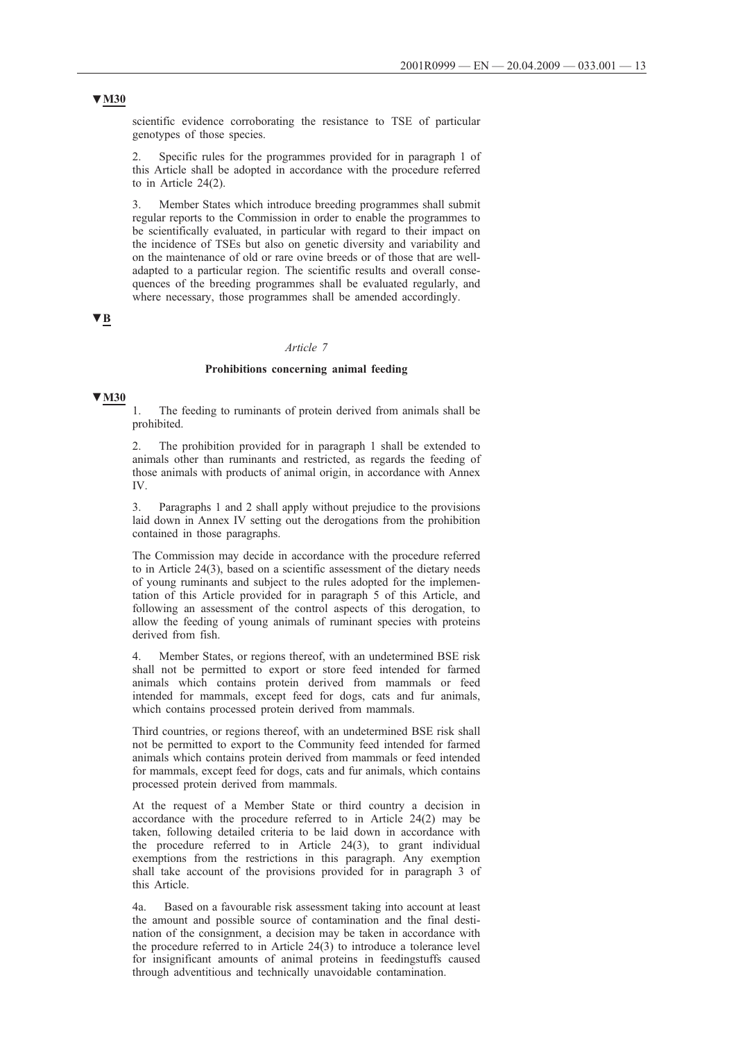▼M30

scientific evidence corroborating the resistance to TSE of particular genotypes of those species.

2. Specific rules for the programmes provided for in paragraph 1 of this Article shall be adopted in accordance with the procedure referred to in Article 24(2).

3. Member States which introduce breeding programmes shall submit regular reports to the Commission in order to enable the programmes to be scientifically evaluated, in particular with regard to their impact on the incidence of TSEs but also on genetic diversity and variability and on the maintenance of old or rare ovine breeds or of those that are well-adapted to a particular region. The scientific results and overall consequences of the breeding programmes shall be evaluated regularly, and where necessary, those programmes shall be amended accordingly.

▼B

*Article 7*

**Prohibitions concerning animal feeding**

▼M30

1. The feeding to ruminants of protein derived from animals shall be prohibited.

2. The prohibition provided for in paragraph 1 shall be extended to animals other than ruminants and restricted, as regards the feeding of those animals with products of animal origin, in accordance with Annex IV.

3. Paragraphs 1 and 2 shall apply without prejudice to the provisions laid down in Annex IV setting out the derogations from the prohibition contained in those paragraphs.

The Commission may decide in accordance with the procedure referred to in Article 24(3), based on a scientific assessment of the dietary needs of young ruminants and subject to the rules adopted for the implementation of this Article provided for in paragraph 5 of this Article, and following an assessment of the control aspects of this derogation, to allow the feeding of young animals of ruminant species with proteins derived from fish.

4. Member States, or regions thereof, with an undetermined BSE risk shall not be permitted to export or store feed intended for farmed animals which contains protein derived from mammals or feed intended for mammals, except feed for dogs, cats and fur animals, which contains processed protein derived from mammals.

Third countries, or regions thereof, with an undetermined BSE risk shall not be permitted to export to the Community feed intended for farmed animals which contains protein derived from mammals or feed intended for mammals, except feed for dogs, cats and fur animals, which contains processed protein derived from mammals.

At the request of a Member State or third country a decision in accordance with the procedure referred to in Article 24(2) may be taken, following detailed criteria to be laid down in accordance with the procedure referred to in Article 24(3), to grant individual exemptions from the restrictions in this paragraph. Any exemption shall take account of the provisions provided for in paragraph 3 of this Article.

4a. Based on a favourable risk assessment taking into account at least the amount and possible source of contamination and the final destination of the consignment, a decision may be taken in accordance with the procedure referred to in Article 24(3) to introduce a tolerance level for insignificant amounts of animal proteins in feedingstuffs caused through adventitious and technically unavoidable contamination.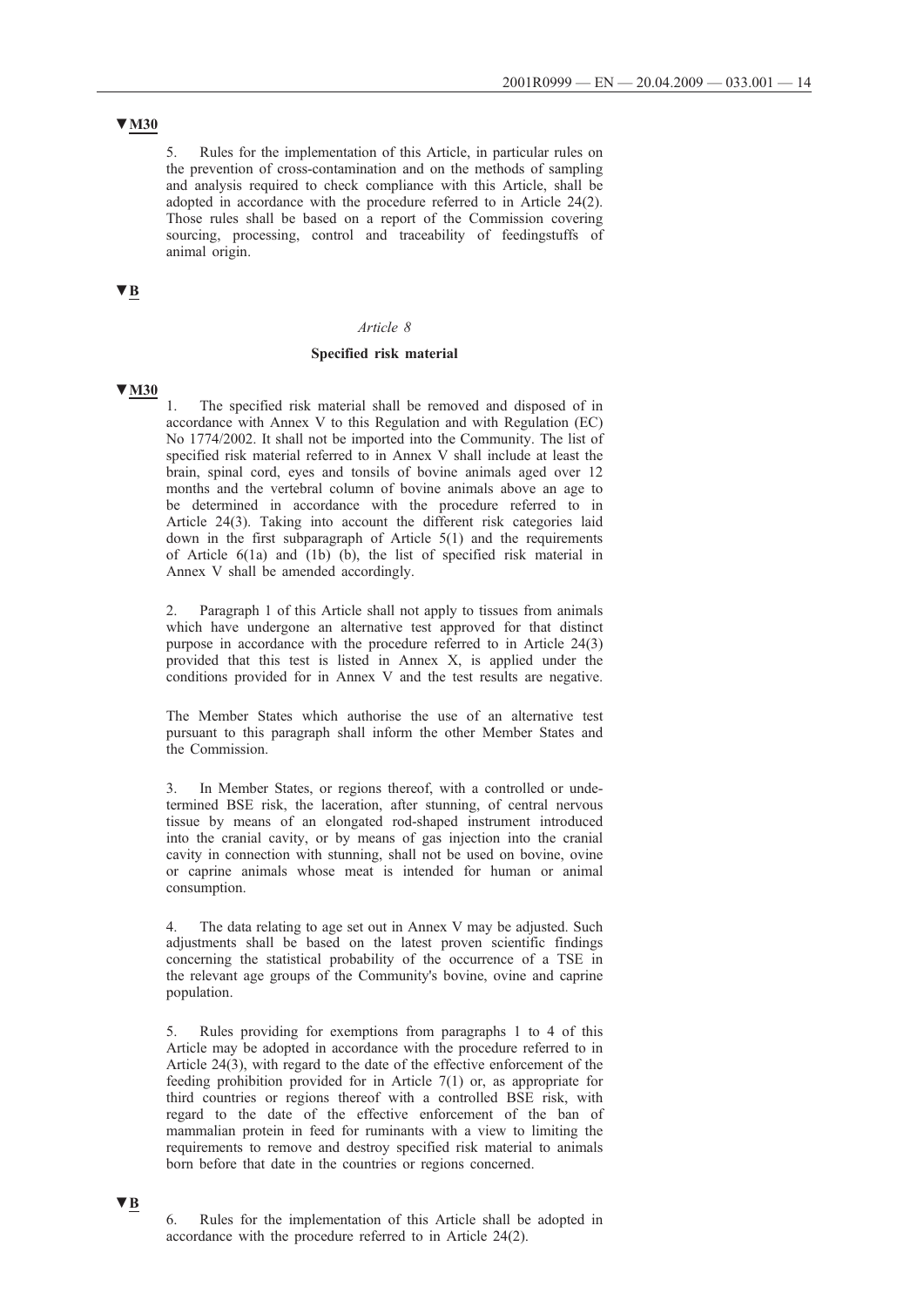▼M30

5. Rules for the implementation of this Article, in particular rules on the prevention of cross-contamination and on the methods of sampling and analysis required to check compliance with this Article, shall be adopted in accordance with the procedure referred to in Article 24(2). Those rules shall be based on a report of the Commission covering sourcing, processing, control and traceability of feedingstuffs of animal origin.

▼B

*Article 8*

**Specified risk material**

▼M30

1. The specified risk material shall be removed and disposed of in accordance with Annex V to this Regulation and with Regulation (EC) No 1774/2002. It shall not be imported into the Community. The list of specified risk material referred to in Annex V shall include at least the brain, spinal cord, eyes and tonsils of bovine animals aged over 12 months and the vertebral column of bovine animals above an age to be determined in accordance with the procedure referred to in Article 24(3). Taking into account the different risk categories laid down in the first subparagraph of Article 5(1) and the requirements of Article 6(1a) and (1b) (b), the list of specified risk material in Annex V shall be amended accordingly.

2. Paragraph 1 of this Article shall not apply to tissues from animals which have undergone an alternative test approved for that distinct purpose in accordance with the procedure referred to in Article 24(3) provided that this test is listed in Annex X, is applied under the conditions provided for in Annex V and the test results are negative.

The Member States which authorise the use of an alternative test pursuant to this paragraph shall inform the other Member States and the Commission.

3. In Member States, or regions thereof, with a controlled or undetermined BSE risk, the laceration, after stunning, of central nervous tissue by means of an elongated rod-shaped instrument introduced into the cranial cavity, or by means of gas injection into the cranial cavity in connection with stunning, shall not be used on bovine, ovine or caprine animals whose meat is intended for human or animal consumption.

4. The data relating to age set out in Annex V may be adjusted. Such adjustments shall be based on the latest proven scientific findings concerning the statistical probability of the occurrence of a TSE in the relevant age groups of the Community's bovine, ovine and caprine population.

5. Rules providing for exemptions from paragraphs 1 to 4 of this Article may be adopted in accordance with the procedure referred to in Article 24(3), with regard to the date of the effective enforcement of the feeding prohibition provided for in Article 7(1) or, as appropriate for third countries or regions thereof with a controlled BSE risk, with regard to the date of the effective enforcement of the ban of mammalian protein in feed for ruminants with a view to limiting the requirements to remove and destroy specified risk material to animals born before that date in the countries or regions concerned.

▼B

6. Rules for the implementation of this Article shall be adopted in accordance with the procedure referred to in Article 24(2).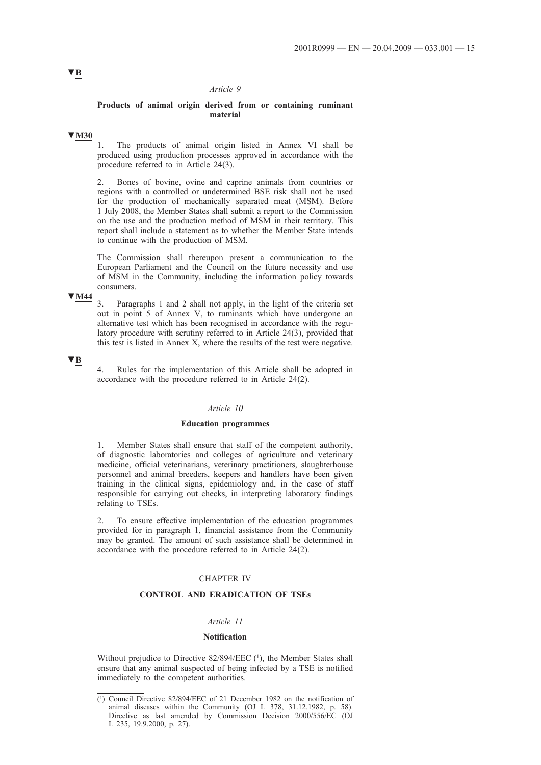▼B

*Article 9*

**Products of animal origin derived from or containing ruminant material**

▼M30

1. The products of animal origin listed in Annex VI shall be produced using production processes approved in accordance with the procedure referred to in Article 24(3).

2. Bones of bovine, ovine and caprine animals from countries or regions with a controlled or undetermined BSE risk shall not be used for the production of mechanically separated meat (MSM). Before 1 July 2008, the Member States shall submit a report to the Commission on the use and the production method of MSM in their territory. This report shall include a statement as to whether the Member State intends to continue with the production of MSM.

The Commission shall thereupon present a communication to the European Parliament and the Council on the future necessity and use of MSM in the Community, including the information policy towards consumers.

▼M44

3. Paragraphs 1 and 2 shall not apply, in the light of the criteria set out in point 5 of Annex V, to ruminants which have undergone an alternative test which has been recognised in accordance with the regulatory procedure with scrutiny referred to in Article 24(3), provided that this test is listed in Annex X, where the results of the test were negative.

▼B

4. Rules for the implementation of this Article shall be adopted in accordance with the procedure referred to in Article 24(2).

*Article 10*

**Education programmes**

1. Member States shall ensure that staff of the competent authority, of diagnostic laboratories and colleges of agriculture and veterinary medicine, official veterinarians, veterinary practitioners, slaughterhouse personnel and animal breeders, keepers and handlers have been given training in the clinical signs, epidemiology and, in the case of staff responsible for carrying out checks, in interpreting laboratory findings relating to TSEs.

2. To ensure effective implementation of the education programmes provided for in paragraph 1, financial assistance from the Community may be granted. The amount of such assistance shall be determined in accordance with the procedure referred to in Article 24(2).

## CHAPTER IV

## CONTROL AND ERADICATION OF TSEs

*Article 11*

**Notification**

Without prejudice to Directive 82/894/EEC [1], the Member States shall ensure that any animal suspected of being infected by a TSE is notified immediately to the competent authorities.

---

[1] Council Directive 82/894/EEC of 21 December 1982 on the notification of animal diseases within the Community (OJ L 378, 31.12.1982, p. 58). Directive as last amended by Commission Decision 2000/556/EC (OJ L 235, 19.9.2000, p. 27).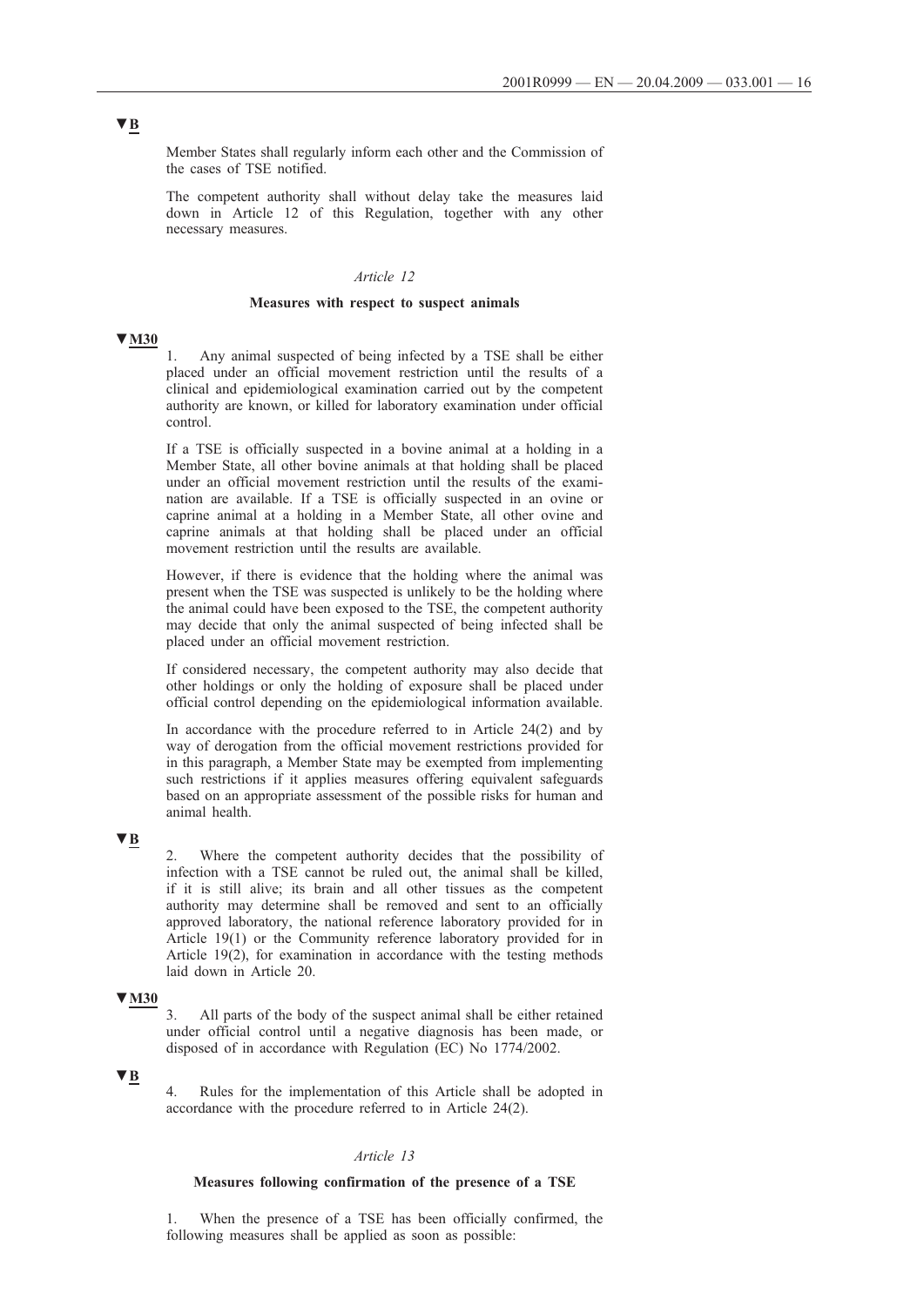▼B

Member States shall regularly inform each other and the Commission of the cases of TSE notified.

The competent authority shall without delay take the measures laid down in Article 12 of this Regulation, together with any other necessary measures.

*Article 12*

**Measures with respect to suspect animals**

▼M30

1. Any animal suspected of being infected by a TSE shall be either placed under an official movement restriction until the results of a clinical and epidemiological examination carried out by the competent authority are known, or killed for laboratory examination under official control.

If a TSE is officially suspected in a bovine animal at a holding in a Member State, all other bovine animals at that holding shall be placed under an official movement restriction until the results of the examination are available. If a TSE is officially suspected in an ovine or caprine animal at a holding in a Member State, all other ovine and caprine animals at that holding shall be placed under an official movement restriction until the results are available.

However, if there is evidence that the holding where the animal was present when the TSE was suspected is unlikely to be the holding where the animal could have been exposed to the TSE, the competent authority may decide that only the animal suspected of being infected shall be placed under an official movement restriction.

If considered necessary, the competent authority may also decide that other holdings or only the holding of exposure shall be placed under official control depending on the epidemiological information available.

In accordance with the procedure referred to in Article 24(2) and by way of derogation from the official movement restrictions provided for in this paragraph, a Member State may be exempted from implementing such restrictions if it applies measures offering equivalent safeguards based on an appropriate assessment of the possible risks for human and animal health.

▼B

2. Where the competent authority decides that the possibility of infection with a TSE cannot be ruled out, the animal shall be killed, if it is still alive; its brain and all other tissues as the competent authority may determine shall be removed and sent to an officially approved laboratory, the national reference laboratory provided for in Article 19(1) or the Community reference laboratory provided for in Article 19(2), for examination in accordance with the testing methods laid down in Article 20.

▼M30

3. All parts of the body of the suspect animal shall be either retained under official control until a negative diagnosis has been made, or disposed of in accordance with Regulation (EC) No 1774/2002.

▼B

4. Rules for the implementation of this Article shall be adopted in accordance with the procedure referred to in Article 24(2).

*Article 13*

**Measures following confirmation of the presence of a TSE**

1. When the presence of a TSE has been officially confirmed, the following measures shall be applied as soon as possible: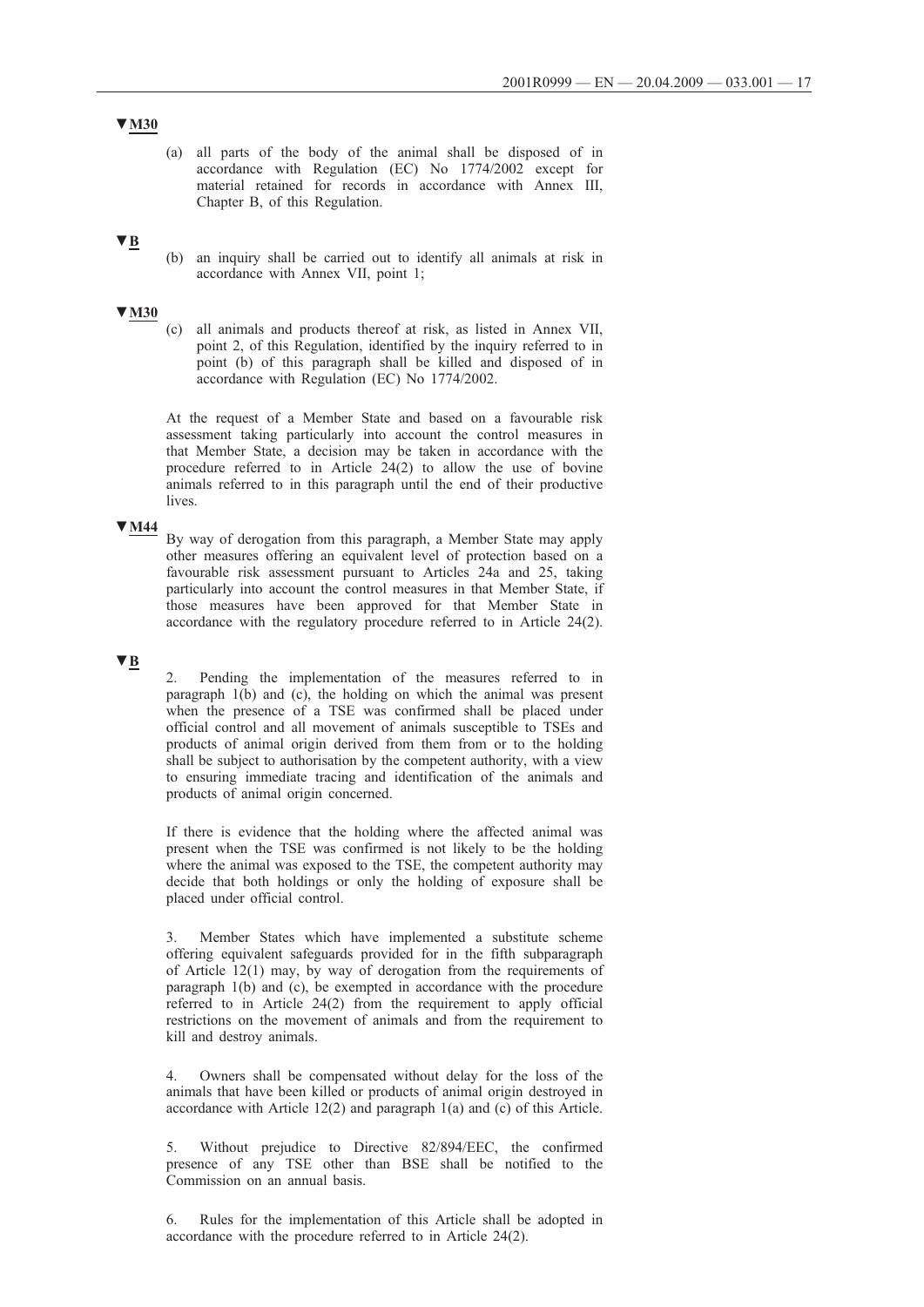▼M30

(a) all parts of the body of the animal shall be disposed of in accordance with Regulation (EC) No 1774/2002 except for material retained for records in accordance with Annex III, Chapter B, of this Regulation.

▼B

(b) an inquiry shall be carried out to identify all animals at risk in accordance with Annex VII, point 1;

▼M30

(c) all animals and products thereof at risk, as listed in Annex VII, point 2, of this Regulation, identified by the inquiry referred to in point (b) of this paragraph shall be killed and disposed of in accordance with Regulation (EC) No 1774/2002.

At the request of a Member State and based on a favourable risk assessment taking particularly into account the control measures in that Member State, a decision may be taken in accordance with the procedure referred to in Article 24(2) to allow the use of bovine animals referred to in this paragraph until the end of their productive lives.

▼M44

By way of derogation from this paragraph, a Member State may apply other measures offering an equivalent level of protection based on a favourable risk assessment pursuant to Articles 24a and 25, taking particularly into account the control measures in that Member State, if those measures have been approved for that Member State in accordance with the regulatory procedure referred to in Article 24(2).

▼B

2. Pending the implementation of the measures referred to in paragraph 1(b) and (c), the holding on which the animal was present when the presence of a TSE was confirmed shall be placed under official control and all movement of animals susceptible to TSEs and products of animal origin derived from them from or to the holding shall be subject to authorisation by the competent authority, with a view to ensuring immediate tracing and identification of the animals and products of animal origin concerned.

If there is evidence that the holding where the affected animal was present when the TSE was confirmed is not likely to be the holding where the animal was exposed to the TSE, the competent authority may decide that both holdings or only the holding of exposure shall be placed under official control.

3. Member States which have implemented a substitute scheme offering equivalent safeguards provided for in the fifth subparagraph of Article 12(1) may, by way of derogation from the requirements of paragraph 1(b) and (c), be exempted in accordance with the procedure referred to in Article 24(2) from the requirement to apply official restrictions on the movement of animals and from the requirement to kill and destroy animals.

4. Owners shall be compensated without delay for the loss of the animals that have been killed or products of animal origin destroyed in accordance with Article 12(2) and paragraph 1(a) and (c) of this Article.

5. Without prejudice to Directive 82/894/EEC, the confirmed presence of any TSE other than BSE shall be notified to the Commission on an annual basis.

6. Rules for the implementation of this Article shall be adopted in accordance with the procedure referred to in Article 24(2).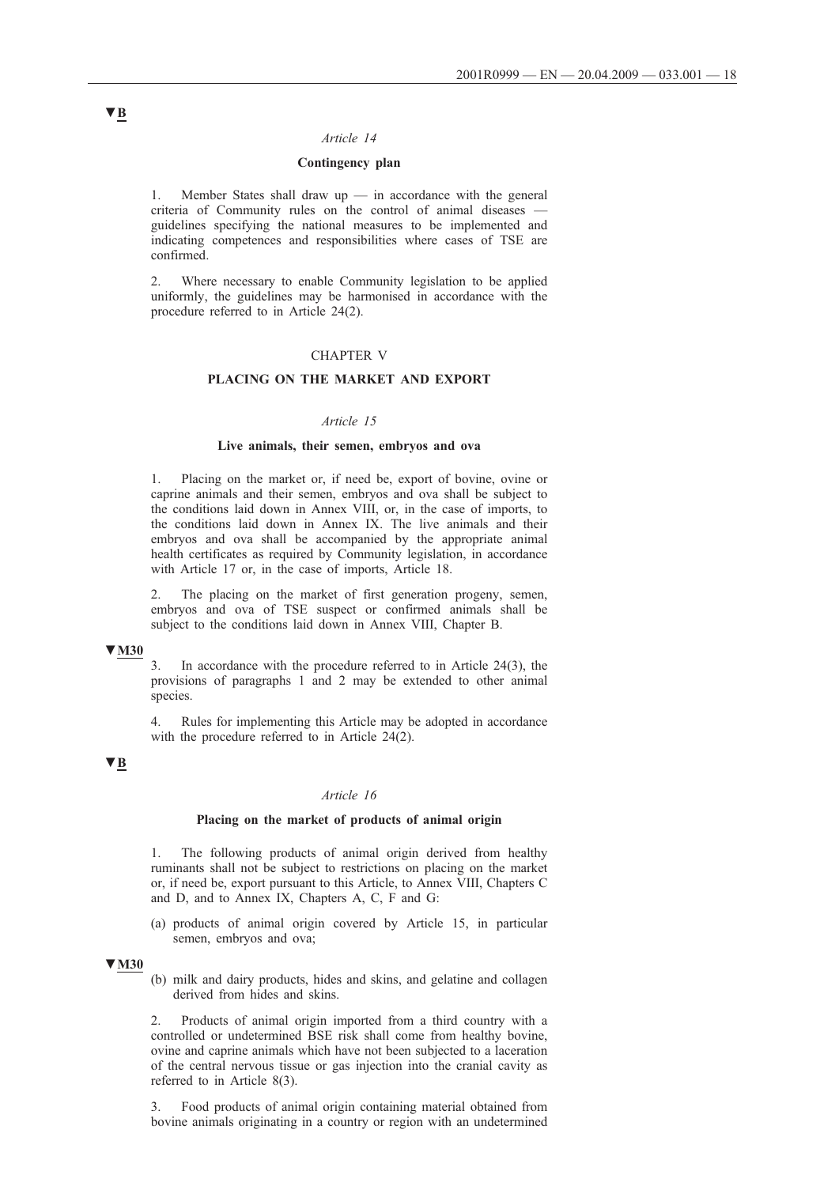▼B

*Article 14*

**Contingency plan**

1. Member States shall draw up — in accordance with the general criteria of Community rules on the control of animal diseases — guidelines specifying the national measures to be implemented and indicating competences and responsibilities where cases of TSE are confirmed.

2. Where necessary to enable Community legislation to be applied uniformly, the guidelines may be harmonised in accordance with the procedure referred to in Article 24(2).

CHAPTER V

**PLACING ON THE MARKET AND EXPORT**

*Article 15*

**Live animals, their semen, embryos and ova**

1. Placing on the market or, if need be, export of bovine, ovine or caprine animals and their semen, embryos and ova shall be subject to the conditions laid down in Annex VIII, or, in the case of imports, to the conditions laid down in Annex IX. The live animals and their embryos and ova shall be accompanied by the appropriate animal health certificates as required by Community legislation, in accordance with Article 17 or, in the case of imports, Article 18.

2. The placing on the market of first generation progeny, semen, embryos and ova of TSE suspect or confirmed animals shall be subject to the conditions laid down in Annex VIII, Chapter B.

▼M30

3. In accordance with the procedure referred to in Article 24(3), the provisions of paragraphs 1 and 2 may be extended to other animal species.

4. Rules for implementing this Article may be adopted in accordance with the procedure referred to in Article 24(2).

▼B

*Article 16*

**Placing on the market of products of animal origin**

1. The following products of animal origin derived from healthy ruminants shall not be subject to restrictions on placing on the market or, if need be, export pursuant to this Article, to Annex VIII, Chapters C and D, and to Annex IX, Chapters A, C, F and G:

(a) products of animal origin covered by Article 15, in particular semen, embryos and ova;

▼M30

(b) milk and dairy products, hides and skins, and gelatine and collagen derived from hides and skins.

2. Products of animal origin imported from a third country with a controlled or undetermined BSE risk shall come from healthy bovine, ovine and caprine animals which have not been subjected to a laceration of the central nervous tissue or gas injection into the cranial cavity as referred to in Article 8(3).

3. Food products of animal origin containing material obtained from bovine animals originating in a country or region with an undetermined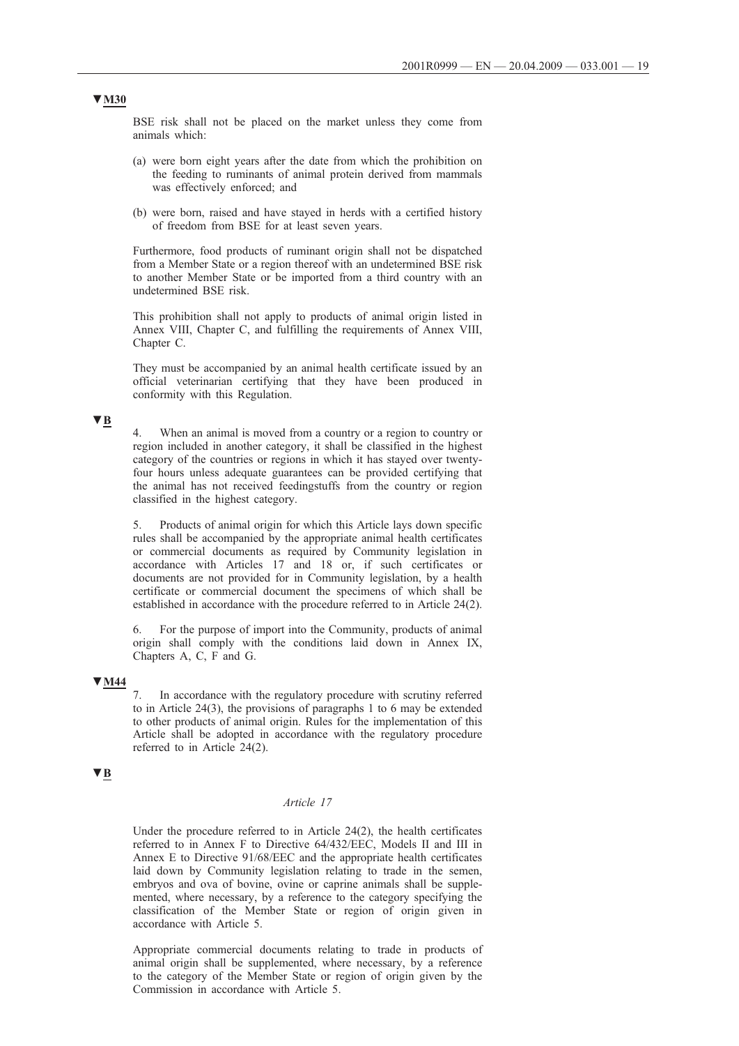▼M30

BSE risk shall not be placed on the market unless they come from animals which:

(a) were born eight years after the date from which the prohibition on the feeding to ruminants of animal protein derived from mammals was effectively enforced; and

(b) were born, raised and have stayed in herds with a certified history of freedom from BSE for at least seven years.

Furthermore, food products of ruminant origin shall not be dispatched from a Member State or a region thereof with an undetermined BSE risk to another Member State or be imported from a third country with an undetermined BSE risk.

This prohibition shall not apply to products of animal origin listed in Annex VIII, Chapter C, and fulfilling the requirements of Annex VIII, Chapter C.

They must be accompanied by an animal health certificate issued by an official veterinarian certifying that they have been produced in conformity with this Regulation.

▼B

4. When an animal is moved from a country or a region to country or region included in another category, it shall be classified in the highest category of the countries or regions in which it has stayed over twenty-four hours unless adequate guarantees can be provided certifying that the animal has not received feedingstuffs from the country or region classified in the highest category.

5. Products of animal origin for which this Article lays down specific rules shall be accompanied by the appropriate animal health certificates or commercial documents as required by Community legislation in accordance with Articles 17 and 18 or, if such certificates or documents are not provided for in Community legislation, by a health certificate or commercial document the specimens of which shall be established in accordance with the procedure referred to in Article 24(2).

6. For the purpose of import into the Community, products of animal origin shall comply with the conditions laid down in Annex IX, Chapters A, C, F and G.

▼M44

7. In accordance with the regulatory procedure with scrutiny referred to in Article 24(3), the provisions of paragraphs 1 to 6 may be extended to other products of animal origin. Rules for the implementation of this Article shall be adopted in accordance with the regulatory procedure referred to in Article 24(2).

▼B

*Article 17*

Under the procedure referred to in Article 24(2), the health certificates referred to in Annex F to Directive 64/432/EEC, Models II and III in Annex E to Directive 91/68/EEC and the appropriate health certificates laid down by Community legislation relating to trade in the semen, embryos and ova of bovine, ovine or caprine animals shall be supplemented, where necessary, by a reference to the category specifying the classification of the Member State or region of origin given in accordance with Article 5.

Appropriate commercial documents relating to trade in products of animal origin shall be supplemented, where necessary, by a reference to the category of the Member State or region of origin given by the Commission in accordance with Article 5.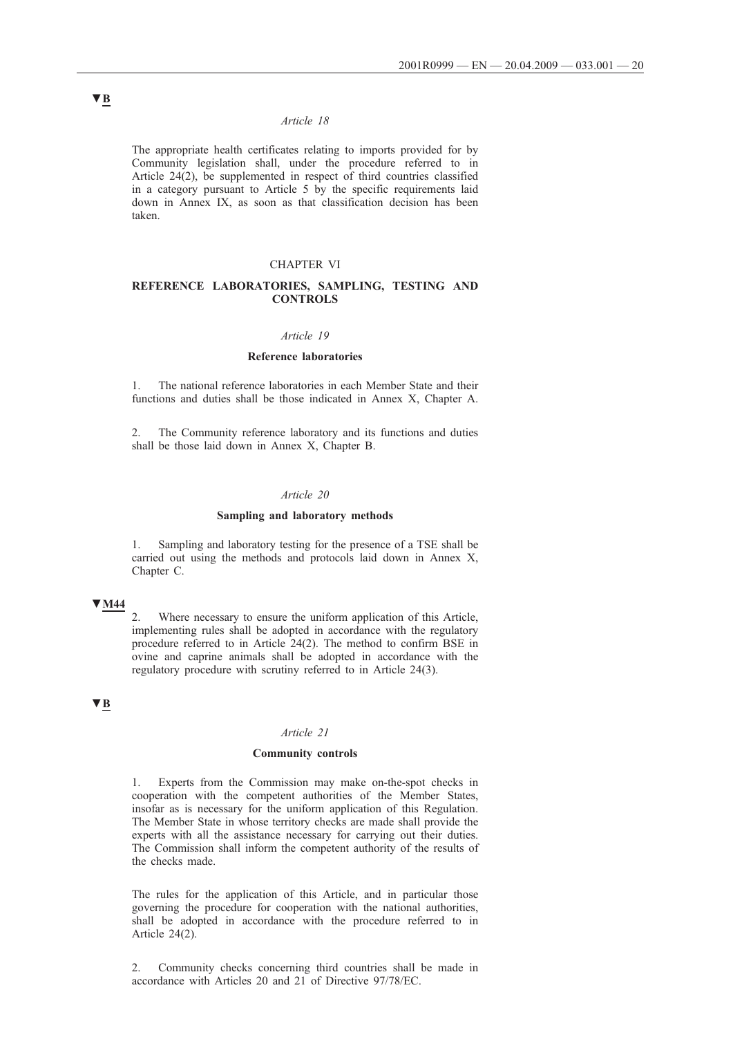▼B

*Article 18*

The appropriate health certificates relating to imports provided for by Community legislation shall, under the procedure referred to in Article 24(2), be supplemented in respect of third countries classified in a category pursuant to Article 5 by the specific requirements laid down in Annex IX, as soon as that classification decision has been taken.

## CHAPTER VI

## REFERENCE LABORATORIES, SAMPLING, TESTING AND CONTROLS

*Article 19*

**Reference laboratories**

1. The national reference laboratories in each Member State and their functions and duties shall be those indicated in Annex X, Chapter A.

2. The Community reference laboratory and its functions and duties shall be those laid down in Annex X, Chapter B.

*Article 20*

**Sampling and laboratory methods**

1. Sampling and laboratory testing for the presence of a TSE shall be carried out using the methods and protocols laid down in Annex X, Chapter C.

▼M44

2. Where necessary to ensure the uniform application of this Article, implementing rules shall be adopted in accordance with the regulatory procedure referred to in Article 24(2). The method to confirm BSE in ovine and caprine animals shall be adopted in accordance with the regulatory procedure with scrutiny referred to in Article 24(3).

▼B

*Article 21*

**Community controls**

1. Experts from the Commission may make on-the-spot checks in cooperation with the competent authorities of the Member States, insofar as is necessary for the uniform application of this Regulation. The Member State in whose territory checks are made shall provide the experts with all the assistance necessary for carrying out their duties. The Commission shall inform the competent authority of the results of the checks made.

The rules for the application of this Article, and in particular those governing the procedure for cooperation with the national authorities, shall be adopted in accordance with the procedure referred to in Article 24(2).

2. Community checks concerning third countries shall be made in accordance with Articles 20 and 21 of Directive 97/78/EC.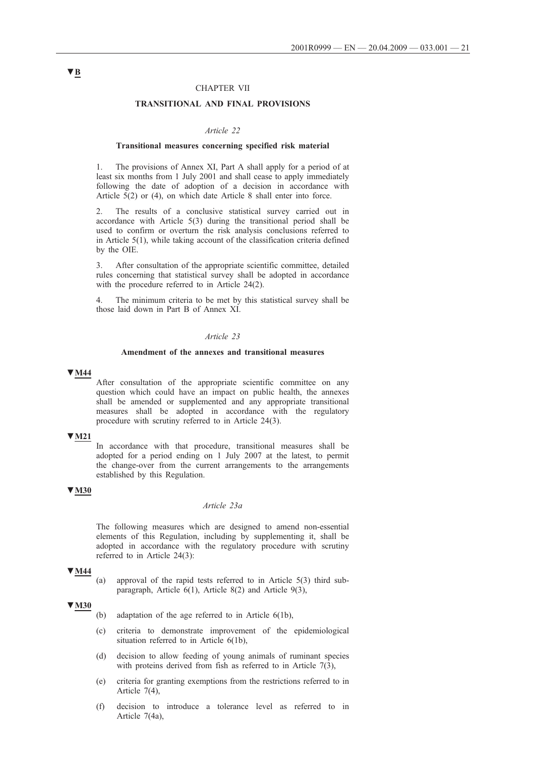▼B

CHAPTER VII

**TRANSITIONAL AND FINAL PROVISIONS**

*Article 22*

**Transitional measures concerning specified risk material**

1. The provisions of Annex XI, Part A shall apply for a period of at least six months from 1 July 2001 and shall cease to apply immediately following the date of adoption of a decision in accordance with Article 5(2) or (4), on which date Article 8 shall enter into force.

2. The results of a conclusive statistical survey carried out in accordance with Article 5(3) during the transitional period shall be used to confirm or overturn the risk analysis conclusions referred to in Article 5(1), while taking account of the classification criteria defined by the OIE.

3. After consultation of the appropriate scientific committee, detailed rules concerning that statistical survey shall be adopted in accordance with the procedure referred to in Article 24(2).

4. The minimum criteria to be met by this statistical survey shall be those laid down in Part B of Annex XI.

*Article 23*

**Amendment of the annexes and transitional measures**

▼M44

After consultation of the appropriate scientific committee on any question which could have an impact on public health, the annexes shall be amended or supplemented and any appropriate transitional measures shall be adopted in accordance with the regulatory procedure with scrutiny referred to in Article 24(3).

▼M21

In accordance with that procedure, transitional measures shall be adopted for a period ending on 1 July 2007 at the latest, to permit the change-over from the current arrangements to the arrangements established by this Regulation.

▼M30

*Article 23a*

The following measures which are designed to amend non-essential elements of this Regulation, including by supplementing it, shall be adopted in accordance with the regulatory procedure with scrutiny referred to in Article 24(3):

▼M44

(a) approval of the rapid tests referred to in Article 5(3) third sub-paragraph, Article 6(1), Article 8(2) and Article 9(3),

▼M30

(b) adaptation of the age referred to in Article 6(1b),

(c) criteria to demonstrate improvement of the epidemiological situation referred to in Article 6(1b),

(d) decision to allow feeding of young animals of ruminant species with proteins derived from fish as referred to in Article 7(3),

(e) criteria for granting exemptions from the restrictions referred to in Article 7(4),

(f) decision to introduce a tolerance level as referred to in Article 7(4a),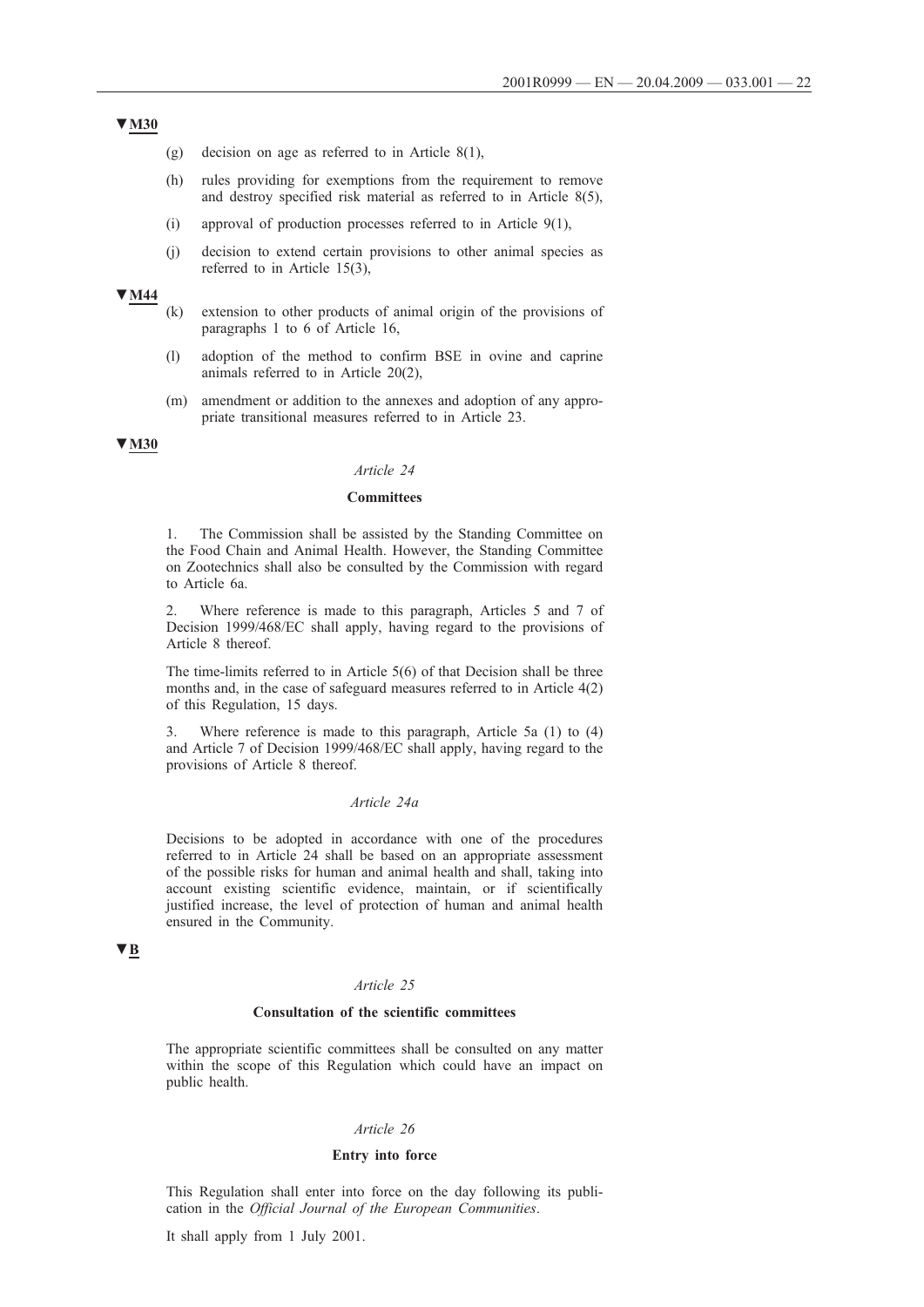▼M30

(g) decision on age as referred to in Article 8(1),

(h) rules providing for exemptions from the requirement to remove and destroy specified risk material as referred to in Article 8(5),

(i) approval of production processes referred to in Article 9(1),

(j) decision to extend certain provisions to other animal species as referred to in Article 15(3),

▼M44

(k) extension to other products of animal origin of the provisions of paragraphs 1 to 6 of Article 16,

(l) adoption of the method to confirm BSE in ovine and caprine animals referred to in Article 20(2),

(m) amendment or addition to the annexes and adoption of any appropriate transitional measures referred to in Article 23.

▼M30

*Article 24*

**Committees**

1. The Commission shall be assisted by the Standing Committee on the Food Chain and Animal Health. However, the Standing Committee on Zootechnics shall also be consulted by the Commission with regard to Article 6a.

2. Where reference is made to this paragraph, Articles 5 and 7 of Decision 1999/468/EC shall apply, having regard to the provisions of Article 8 thereof.

The time-limits referred to in Article 5(6) of that Decision shall be three months and, in the case of safeguard measures referred to in Article 4(2) of this Regulation, 15 days.

3. Where reference is made to this paragraph, Article 5a (1) to (4) and Article 7 of Decision 1999/468/EC shall apply, having regard to the provisions of Article 8 thereof.

*Article 24a*

Decisions to be adopted in accordance with one of the procedures referred to in Article 24 shall be based on an appropriate assessment of the possible risks for human and animal health and shall, taking into account existing scientific evidence, maintain, or if scientifically justified increase, the level of protection of human and animal health ensured in the Community.

▼B

*Article 25*

**Consultation of the scientific committees**

The appropriate scientific committees shall be consulted on any matter within the scope of this Regulation which could have an impact on public health.

*Article 26*

**Entry into force**

This Regulation shall enter into force on the day following its publication in the *Official Journal of the European Communities*.

It shall apply from 1 July 2001.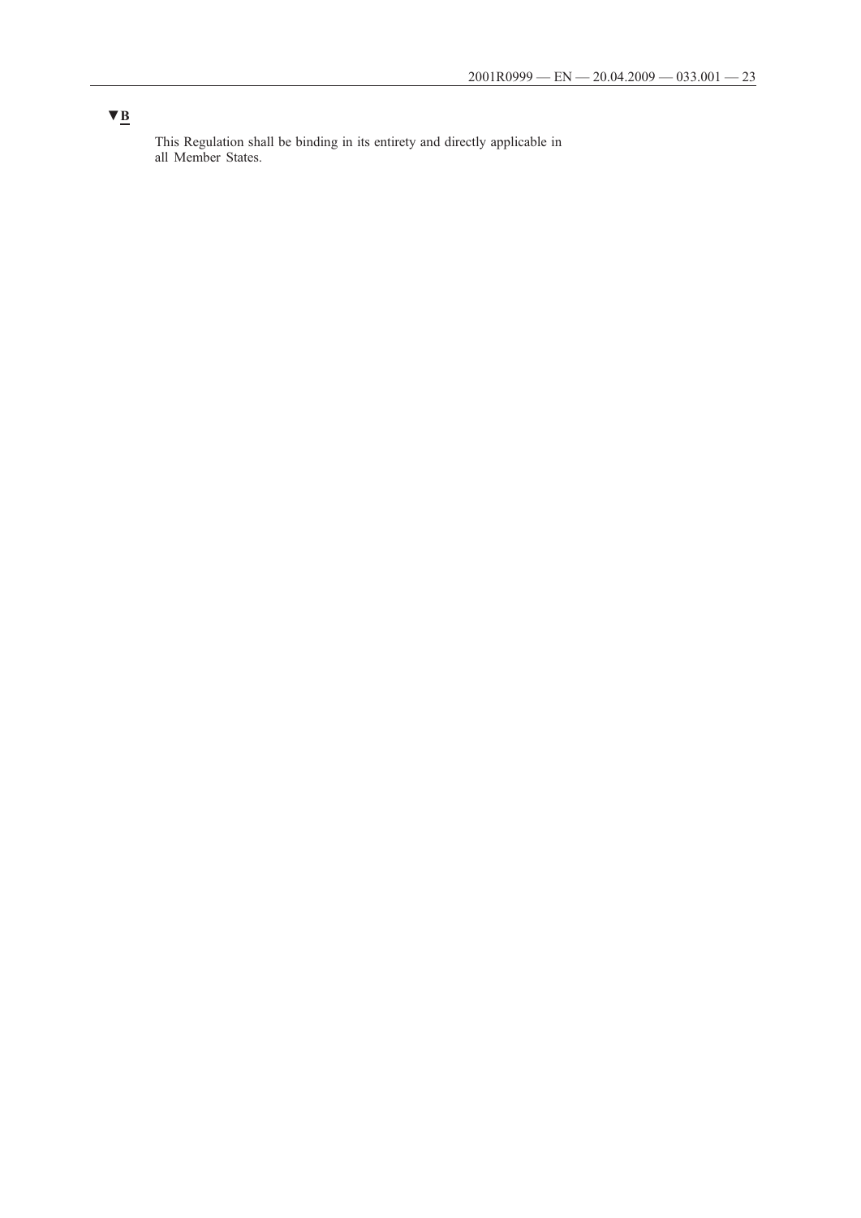▼B

This Regulation shall be binding in its entirety and directly applicable in all Member States.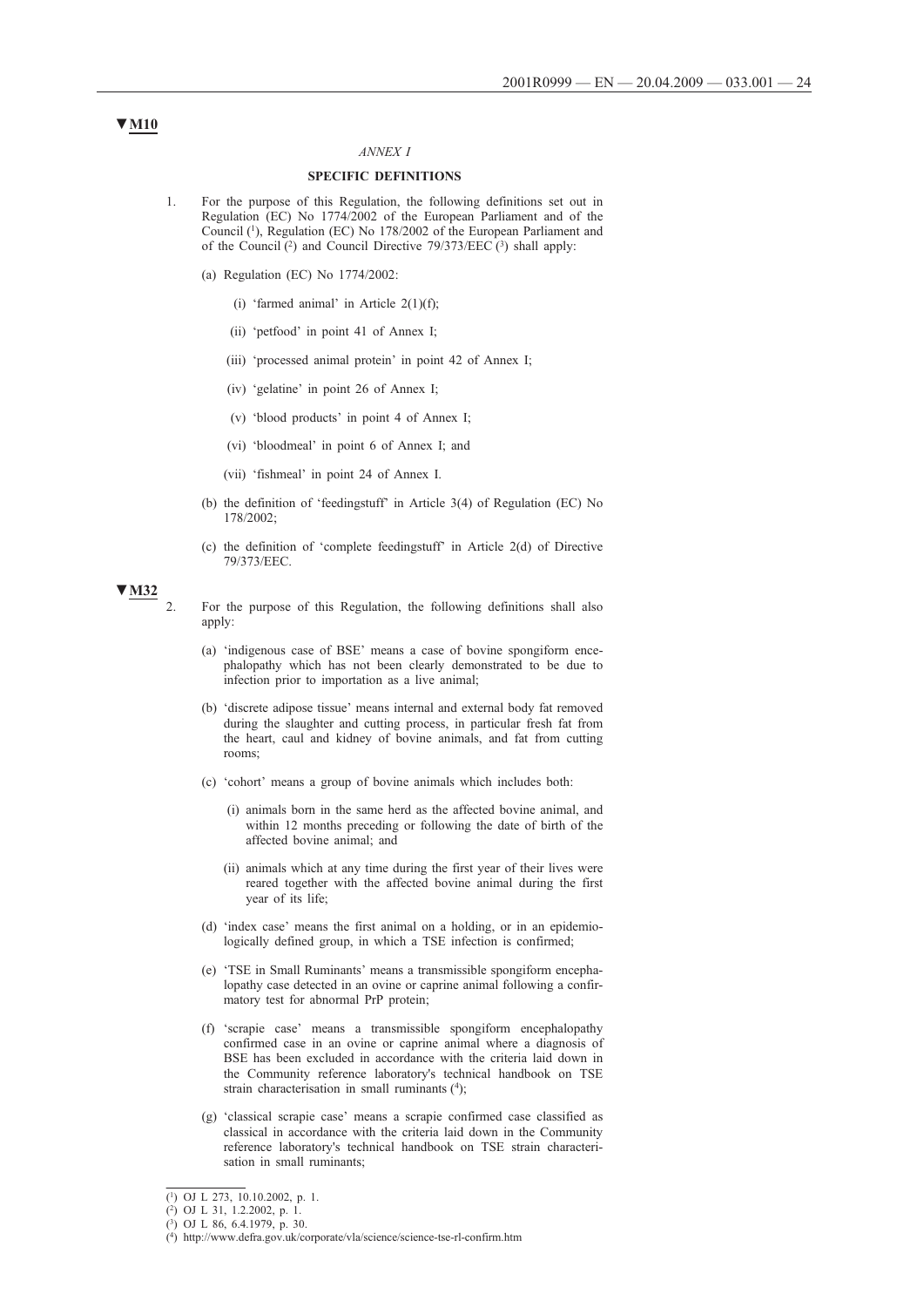▼M10

*ANNEX I*

**SPECIFIC DEFINITIONS**

1. For the purpose of this Regulation, the following definitions set out in Regulation (EC) No 1774/2002 of the European Parliament and of the Council [1], Regulation (EC) No 178/2002 of the European Parliament and of the Council [2] and Council Directive 79/373/EEC [3] shall apply:

   (a) Regulation (EC) No 1774/2002:

      (i) 'farmed animal' in Article 2(1)(f);

      (ii) 'petfood' in point 41 of Annex I;

      (iii) 'processed animal protein' in point 42 of Annex I;

      (iv) 'gelatine' in point 26 of Annex I;

      (v) 'blood products' in point 4 of Annex I;

      (vi) 'bloodmeal' in point 6 of Annex I; and

      (vii) 'fishmeal' in point 24 of Annex I.

   (b) the definition of 'feedingstuff' in Article 3(4) of Regulation (EC) No 178/2002;

   (c) the definition of 'complete feedingstuff' in Article 2(d) of Directive 79/373/EEC.

▼M32

2. For the purpose of this Regulation, the following definitions shall also apply:

   (a) 'indigenous case of BSE' means a case of bovine spongiform encephalopathy which has not been clearly demonstrated to be due to infection prior to importation as a live animal;

   (b) 'discrete adipose tissue' means internal and external body fat removed during the slaughter and cutting process, in particular fresh fat from the heart, caul and kidney of bovine animals, and fat from cutting rooms;

   (c) 'cohort' means a group of bovine animals which includes both:

      (i) animals born in the same herd as the affected bovine animal, and within 12 months preceding or following the date of birth of the affected bovine animal; and

      (ii) animals which at any time during the first year of their lives were reared together with the affected bovine animal during the first year of its life;

   (d) 'index case' means the first animal on a holding, or in an epidemiologically defined group, in which a TSE infection is confirmed;

   (e) 'TSE in Small Ruminants' means a transmissible spongiform encephalopathy case detected in an ovine or caprine animal following a confirmatory test for abnormal PrP protein;

   (f) 'scrapie case' means a transmissible spongiform encephalopathy confirmed case in an ovine or caprine animal where a diagnosis of BSE has been excluded in accordance with the criteria laid down in the Community reference laboratory's technical handbook on TSE strain characterisation in small ruminants [4];

   (g) 'classical scrapie case' means a scrapie confirmed case classified as classical in accordance with the criteria laid down in the Community reference laboratory's technical handbook on TSE strain characterisation in small ruminants;

---

[1] OJ L 273, 10.10.2002, p. 1.

[2] OJ L 31, 1.2.2002, p. 1.

[3] OJ L 86, 6.4.1979, p. 30.

[4] http://www.defra.gov.uk/corporate/vla/science/science-tse-rl-confirm.htm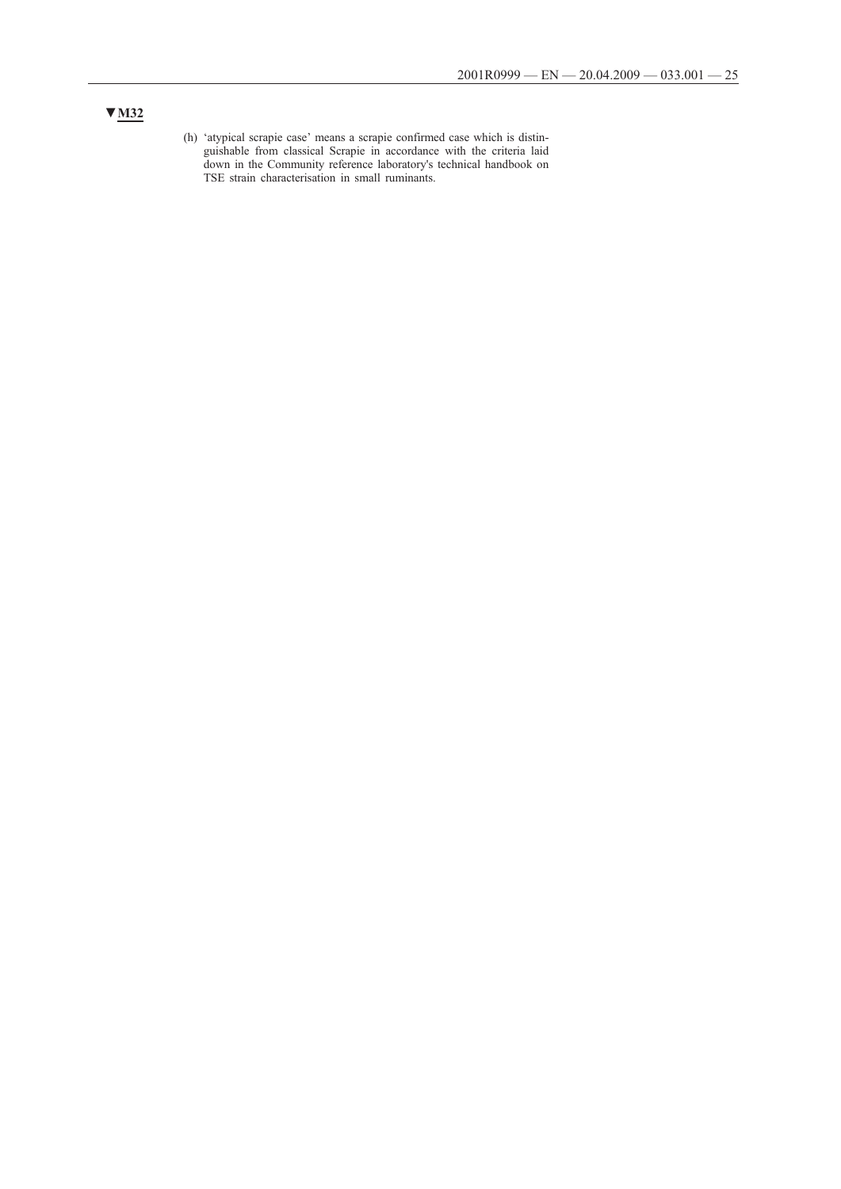▼**M32**

(h) 'atypical scrapie case' means a scrapie confirmed case which is distinguishable from classical Scrapie in accordance with the criteria laid down in the Community reference laboratory's technical handbook on TSE strain characterisation in small ruminants.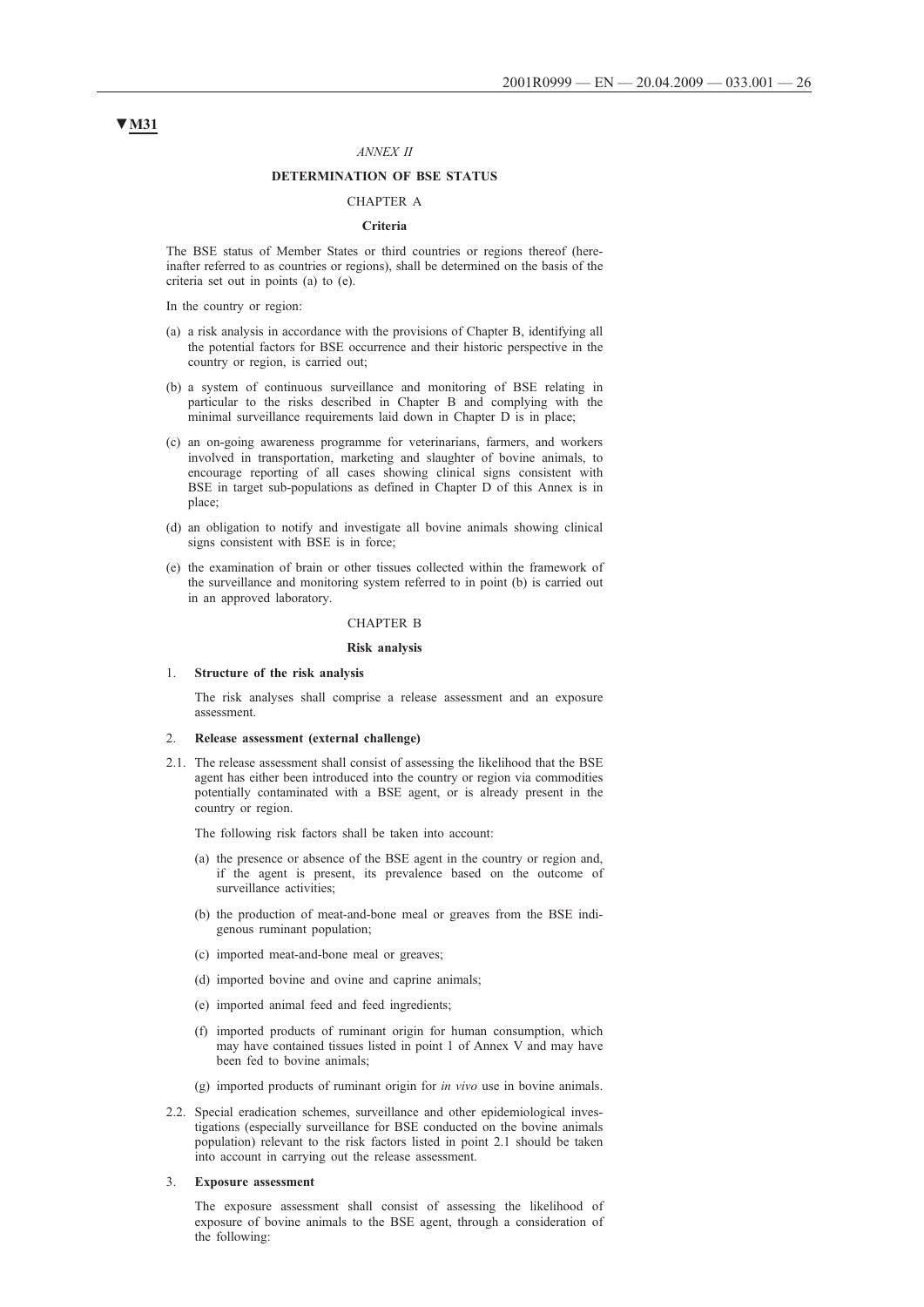**▼M31**

*ANNEX II*

**DETERMINATION OF BSE STATUS**

CHAPTER A

**Criteria**

The BSE status of Member States or third countries or regions thereof (hereinafter referred to as countries or regions), shall be determined on the basis of the criteria set out in points (a) to (e).

In the country or region:

(a) a risk analysis in accordance with the provisions of Chapter B, identifying all the potential factors for BSE occurrence and their historic perspective in the country or region, is carried out;

(b) a system of continuous surveillance and monitoring of BSE relating in particular to the risks described in Chapter B and complying with the minimal surveillance requirements laid down in Chapter D is in place;

(c) an on-going awareness programme for veterinarians, farmers, and workers involved in transportation, marketing and slaughter of bovine animals, to encourage reporting of all cases showing clinical signs consistent with BSE in target sub-populations as defined in Chapter D of this Annex is in place;

(d) an obligation to notify and investigate all bovine animals showing clinical signs consistent with BSE is in force;

(e) the examination of brain or other tissues collected within the framework of the surveillance and monitoring system referred to in point (b) is carried out in an approved laboratory.

CHAPTER B

**Risk analysis**

1. **Structure of the risk analysis**

   The risk analyses shall comprise a release assessment and an exposure assessment.

2. **Release assessment (external challenge)**

2.1. The release assessment shall consist of assessing the likelihood that the BSE agent has either been introduced into the country or region via commodities potentially contaminated with a BSE agent, or is already present in the country or region.

   The following risk factors shall be taken into account:

   (a) the presence or absence of the BSE agent in the country or region and, if the agent is present, its prevalence based on the outcome of surveillance activities;

   (b) the production of meat-and-bone meal or greaves from the BSE indigenous ruminant population;

   (c) imported meat-and-bone meal or greaves;

   (d) imported bovine and ovine and caprine animals;

   (e) imported animal feed and feed ingredients;

   (f) imported products of ruminant origin for human consumption, which may have contained tissues listed in point 1 of Annex V and may have been fed to bovine animals;

   (g) imported products of ruminant origin for *in vivo* use in bovine animals.

2.2. Special eradication schemes, surveillance and other epidemiological investigations (especially surveillance for BSE conducted on the bovine animals population) relevant to the risk factors listed in point 2.1 should be taken into account in carrying out the release assessment.

3. **Exposure assessment**

   The exposure assessment shall consist of assessing the likelihood of exposure of bovine animals to the BSE agent, through a consideration of the following: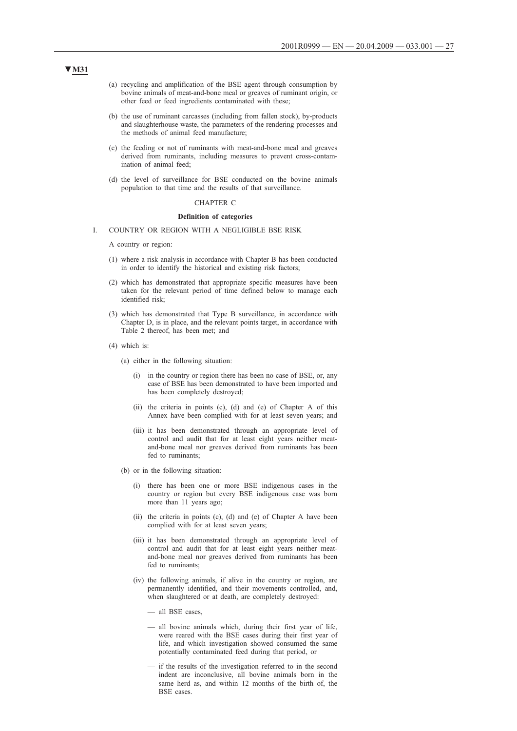▼M31

(a) recycling and amplification of the BSE agent through consumption by bovine animals of meat-and-bone meal or greaves of ruminant origin, or other feed or feed ingredients contaminated with these;

(b) the use of ruminant carcasses (including from fallen stock), by-products and slaughterhouse waste, the parameters of the rendering processes and the methods of animal feed manufacture;

(c) the feeding or not of ruminants with meat-and-bone meal and greaves derived from ruminants, including measures to prevent cross-contamination of animal feed;

(d) the level of surveillance for BSE conducted on the bovine animals population to that time and the results of that surveillance.

CHAPTER C

**Definition of categories**

I. COUNTRY OR REGION WITH A NEGLIGIBLE BSE RISK

A country or region:

(1) where a risk analysis in accordance with Chapter B has been conducted in order to identify the historical and existing risk factors;

(2) which has demonstrated that appropriate specific measures have been taken for the relevant period of time defined below to manage each identified risk;

(3) which has demonstrated that Type B surveillance, in accordance with Chapter D, is in place, and the relevant points target, in accordance with Table 2 thereof, has been met; and

(4) which is:

(a) either in the following situation:

(i) in the country or region there has been no case of BSE, or, any case of BSE has been demonstrated to have been imported and has been completely destroyed;

(ii) the criteria in points (c), (d) and (e) of Chapter A of this Annex have been complied with for at least seven years; and

(iii) it has been demonstrated through an appropriate level of control and audit that for at least eight years neither meat-and-bone meal nor greaves derived from ruminants has been fed to ruminants;

(b) or in the following situation:

(i) there has been one or more BSE indigenous cases in the country or region but every BSE indigenous case was born more than 11 years ago;

(ii) the criteria in points (c), (d) and (e) of Chapter A have been complied with for at least seven years;

(iii) it has been demonstrated through an appropriate level of control and audit that for at least eight years neither meat-and-bone meal nor greaves derived from ruminants has been fed to ruminants;

(iv) the following animals, if alive in the country or region, are permanently identified, and their movements controlled, and, when slaughtered or at death, are completely destroyed:

— all BSE cases,

— all bovine animals which, during their first year of life, were reared with the BSE cases during their first year of life, and which investigation showed consumed the same potentially contaminated feed during that period, or

— if the results of the investigation referred to in the second indent are inconclusive, all bovine animals born in the same herd as, and within 12 months of the birth of, the BSE cases.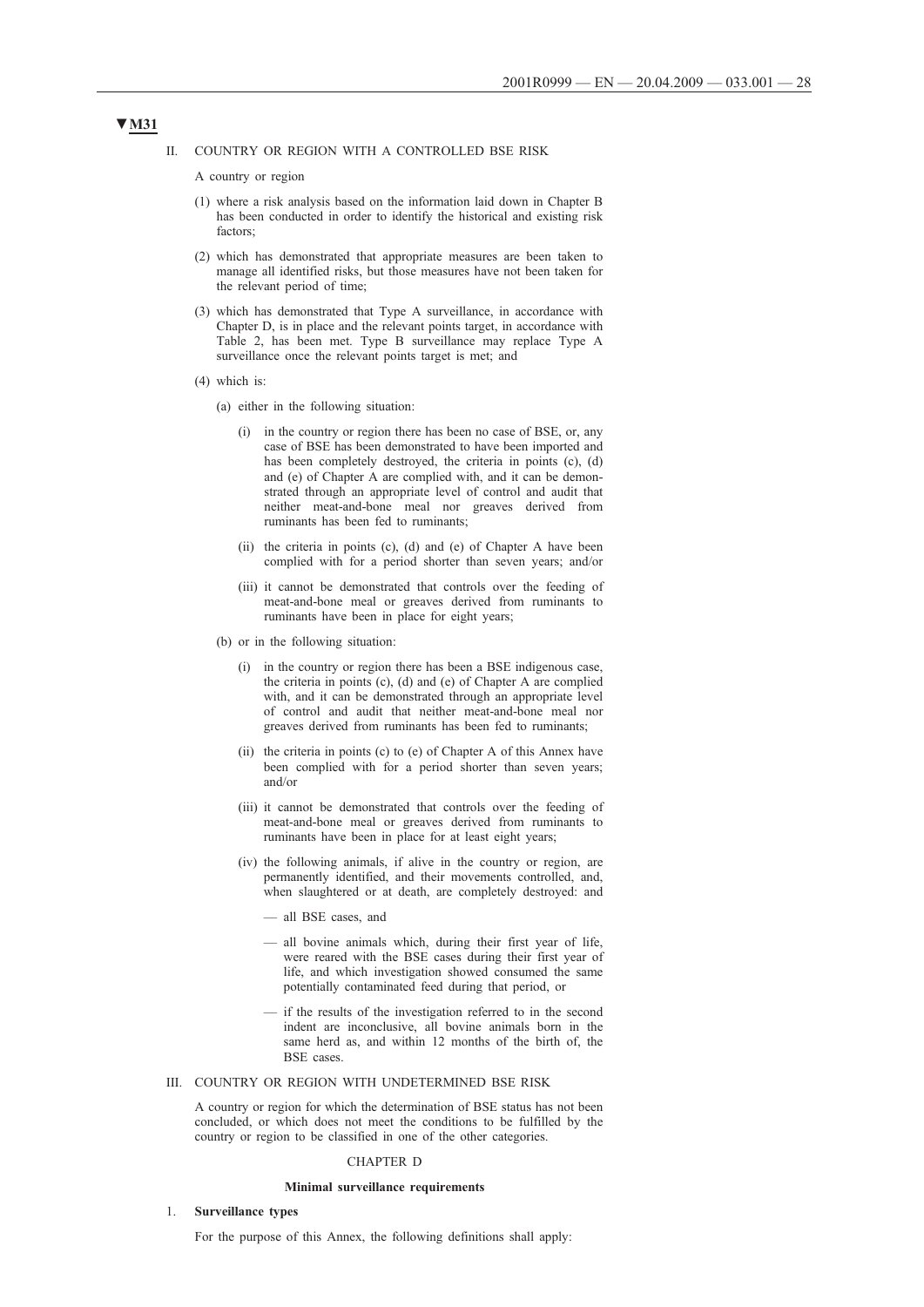▼M31

II. COUNTRY OR REGION WITH A CONTROLLED BSE RISK

A country or region

(1) where a risk analysis based on the information laid down in Chapter B has been conducted in order to identify the historical and existing risk factors;

(2) which has demonstrated that appropriate measures are been taken to manage all identified risks, but those measures have not been taken for the relevant period of time;

(3) which has demonstrated that Type A surveillance, in accordance with Chapter D, is in place and the relevant points target, in accordance with Table 2, has been met. Type B surveillance may replace Type A surveillance once the relevant points target is met; and

(4) which is:

(a) either in the following situation:

(i) in the country or region there has been no case of BSE, or, any case of BSE has been demonstrated to have been imported and has been completely destroyed, the criteria in points (c), (d) and (e) of Chapter A are complied with, and it can be demonstrated through an appropriate level of control and audit that neither meat-and-bone meal nor greaves derived from ruminants has been fed to ruminants;

(ii) the criteria in points (c), (d) and (e) of Chapter A have been complied with for a period shorter than seven years; and/or

(iii) it cannot be demonstrated that controls over the feeding of meat-and-bone meal or greaves derived from ruminants to ruminants have been in place for eight years;

(b) or in the following situation:

(i) in the country or region there has been a BSE indigenous case, the criteria in points (c), (d) and (e) of Chapter A are complied with, and it can be demonstrated through an appropriate level of control and audit that neither meat-and-bone meal nor greaves derived from ruminants has been fed to ruminants;

(ii) the criteria in points (c) to (e) of Chapter A of this Annex have been complied with for a period shorter than seven years; and/or

(iii) it cannot be demonstrated that controls over the feeding of meat-and-bone meal or greaves derived from ruminants to ruminants have been in place for at least eight years;

(iv) the following animals, if alive in the country or region, are permanently identified, and their movements controlled, and, when slaughtered or at death, are completely destroyed: and

— all BSE cases, and

— all bovine animals which, during their first year of life, were reared with the BSE cases during their first year of life, and which investigation showed consumed the same potentially contaminated feed during that period, or

— if the results of the investigation referred to in the second indent are inconclusive, all bovine animals born in the same herd as, and within 12 months of the birth of, the BSE cases.

III. COUNTRY OR REGION WITH UNDETERMINED BSE RISK

A country or region for which the determination of BSE status has not been concluded, or which does not meet the conditions to be fulfilled by the country or region to be classified in one of the other categories.

## CHAPTER D

### Minimal surveillance requirements

1. **Surveillance types**

For the purpose of this Annex, the following definitions shall apply: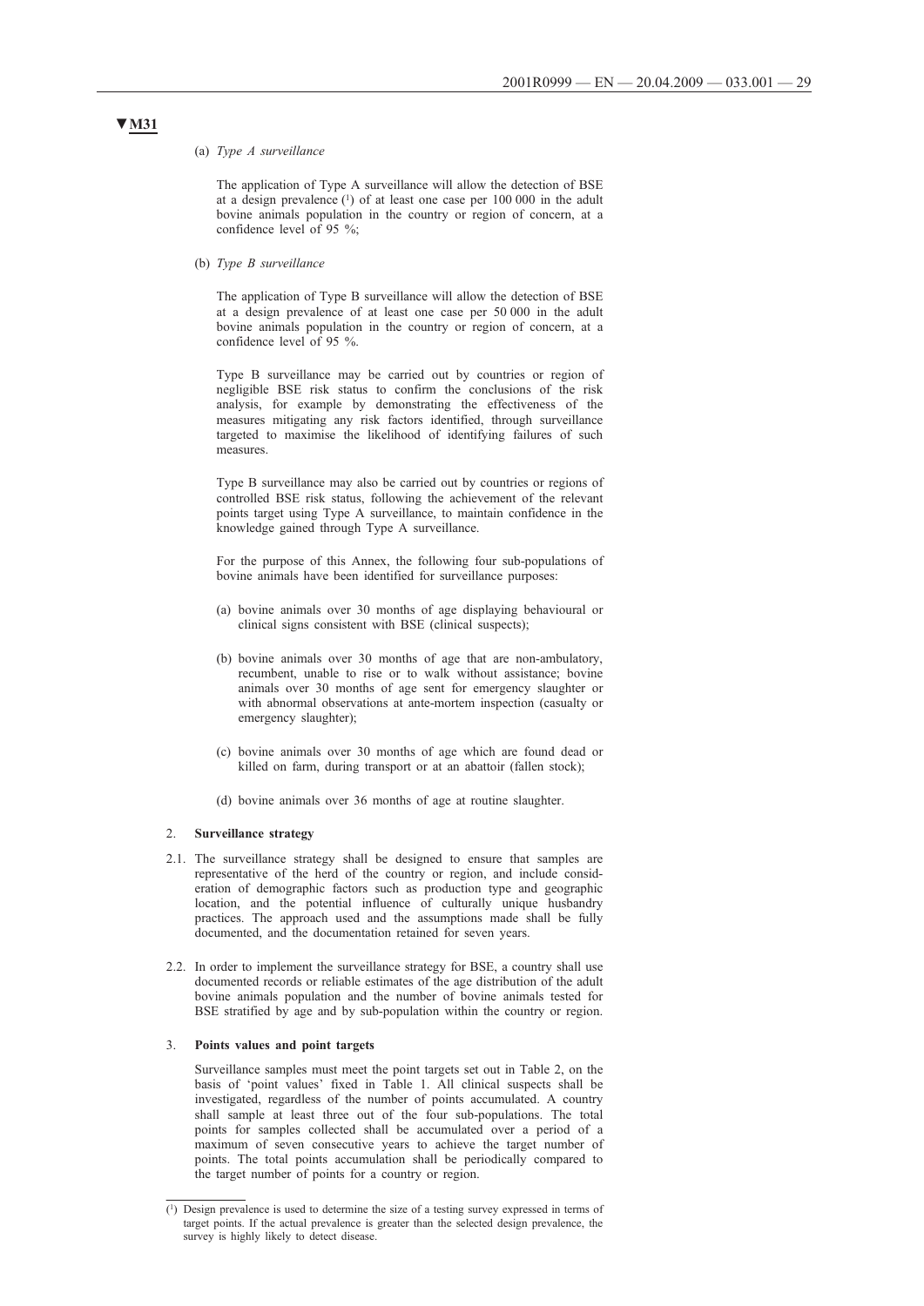▼M31

(a) *Type A surveillance*

The application of Type A surveillance will allow the detection of BSE at a design prevalence [1] of at least one case per 100 000 in the adult bovine animals population in the country or region of concern, at a confidence level of 95 %;

(b) *Type B surveillance*

The application of Type B surveillance will allow the detection of BSE at a design prevalence of at least one case per 50 000 in the adult bovine animals population in the country or region of concern, at a confidence level of 95 %.

Type B surveillance may be carried out by countries or region of negligible BSE risk status to confirm the conclusions of the risk analysis, for example by demonstrating the effectiveness of the measures mitigating any risk factors identified, through surveillance targeted to maximise the likelihood of identifying failures of such measures.

Type B surveillance may also be carried out by countries or regions of controlled BSE risk status, following the achievement of the relevant points target using Type A surveillance, to maintain confidence in the knowledge gained through Type A surveillance.

For the purpose of this Annex, the following four sub-populations of bovine animals have been identified for surveillance purposes:

(a) bovine animals over 30 months of age displaying behavioural or clinical signs consistent with BSE (clinical suspects);

(b) bovine animals over 30 months of age that are non-ambulatory, recumbent, unable to rise or to walk without assistance; bovine animals over 30 months of age sent for emergency slaughter or with abnormal observations at ante-mortem inspection (casualty or emergency slaughter);

(c) bovine animals over 30 months of age which are found dead or killed on farm, during transport or at an abattoir (fallen stock);

(d) bovine animals over 36 months of age at routine slaughter.

2. **Surveillance strategy**

2.1. The surveillance strategy shall be designed to ensure that samples are representative of the herd of the country or region, and include consideration of demographic factors such as production type and geographic location, and the potential influence of culturally unique husbandry practices. The approach used and the assumptions made shall be fully documented, and the documentation retained for seven years.

2.2. In order to implement the surveillance strategy for BSE, a country shall use documented records or reliable estimates of the age distribution of the adult bovine animals population and the number of bovine animals tested for BSE stratified by age and by sub-population within the country or region.

3. **Points values and point targets**

Surveillance samples must meet the point targets set out in Table 2, on the basis of 'point values' fixed in Table 1. All clinical suspects shall be investigated, regardless of the number of points accumulated. A country shall sample at least three out of the four sub-populations. The total points for samples collected shall be accumulated over a period of a maximum of seven consecutive years to achieve the target number of points. The total points accumulation shall be periodically compared to the target number of points for a country or region.

---

[1] Design prevalence is used to determine the size of a testing survey expressed in terms of target points. If the actual prevalence is greater than the selected design prevalence, the survey is highly likely to detect disease.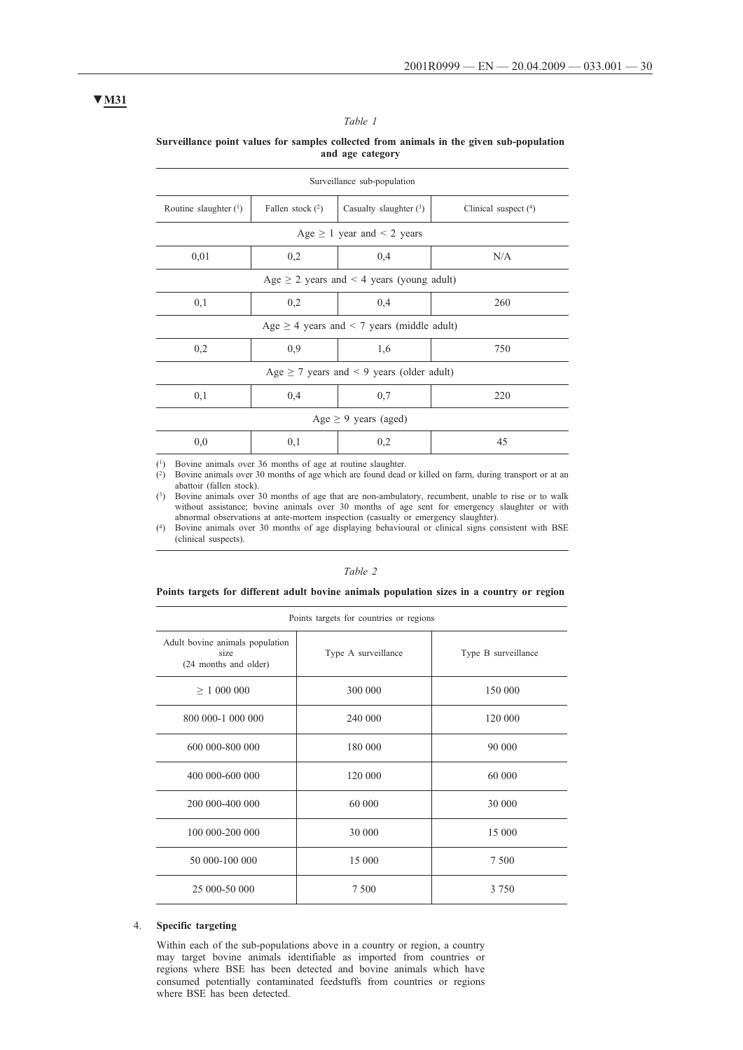▼**M31**

*Table 1*

**Surveillance point values for samples collected from animals in the given sub-population and age category**

| Surveillance sub-population | | | |
|---|---|---|---|
| Routine slaughter ([1]) | Fallen stock ([2]) | Casualty slaughter ([3]) | Clinical suspect ([4]) |
| Age ≥ 1 year and < 2 years | | | |
| 0,01 | 0,2 | 0,4 | N/A |
| Age ≥ 2 years and < 4 years (young adult) | | | |
| 0,1 | 0,2 | 0,4 | 260 |
| Age ≥ 4 years and < 7 years (middle adult) | | | |
| 0,2 | 0,9 | 1,6 | 750 |
| Age ≥ 7 years and < 9 years (older adult) | | | |
| 0,1 | 0,4 | 0,7 | 220 |
| Age ≥ 9 years (aged) | | | |
| 0,0 | 0,1 | 0,2 | 45 |

([1]) Bovine animals over 36 months of age at routine slaughter.

([2]) Bovine animals over 30 months of age which are found dead or killed on farm, during transport or at an abattoir (fallen stock).

([3]) Bovine animals over 30 months of age that are non-ambulatory, recumbent, unable to rise or to walk without assistance; bovine animals over 30 months of age sent for emergency slaughter or with abnormal observations at ante-mortem inspection (casualty or emergency slaughter).

([4]) Bovine animals over 30 months of age displaying behavioural or clinical signs consistent with BSE (clinical suspects).

*Table 2*

**Points targets for different adult bovine animals population sizes in a country or region**

| Points targets for countries or regions | | |
|---|---|---|
| Adult bovine animals population size (24 months and older) | Type A surveillance | Type B surveillance |
| ≥ 1 000 000 | 300 000 | 150 000 |
| 800 000-1 000 000 | 240 000 | 120 000 |
| 600 000-800 000 | 180 000 | 90 000 |
| 400 000-600 000 | 120 000 | 60 000 |
| 200 000-400 000 | 60 000 | 30 000 |
| 100 000-200 000 | 30 000 | 15 000 |
| 50 000-100 000 | 15 000 | 7 500 |
| 25 000-50 000 | 7 500 | 3 750 |

4. **Specific targeting**

Within each of the sub-populations above in a country or region, a country may target bovine animals identifiable as imported from countries or regions where BSE has been detected and bovine animals which have consumed potentially contaminated feedstuffs from countries or regions where BSE has been detected.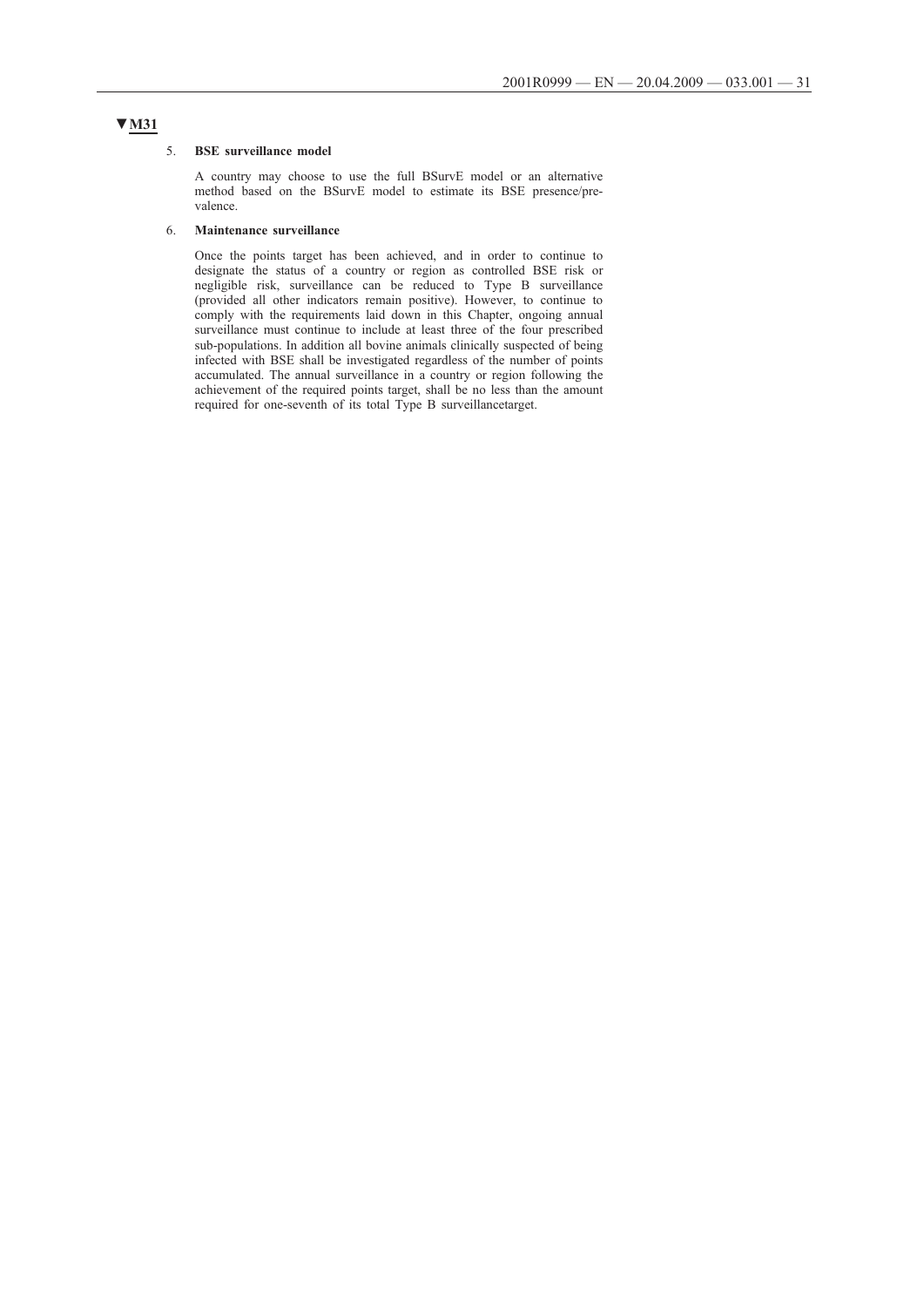▼**M31**

5. **BSE surveillance model**

A country may choose to use the full BSurvE model or an alternative method based on the BSurvE model to estimate its BSE presence/prevalence.

6. **Maintenance surveillance**

Once the points target has been achieved, and in order to continue to designate the status of a country or region as controlled BSE risk or negligible risk, surveillance can be reduced to Type B surveillance (provided all other indicators remain positive). However, to continue to comply with the requirements laid down in this Chapter, ongoing annual surveillance must continue to include at least three of the four prescribed sub-populations. In addition all bovine animals clinically suspected of being infected with BSE shall be investigated regardless of the number of points accumulated. The annual surveillance in a country or region following the achievement of the required points target, shall be no less than the amount required for one-seventh of its total Type B surveillancetarget.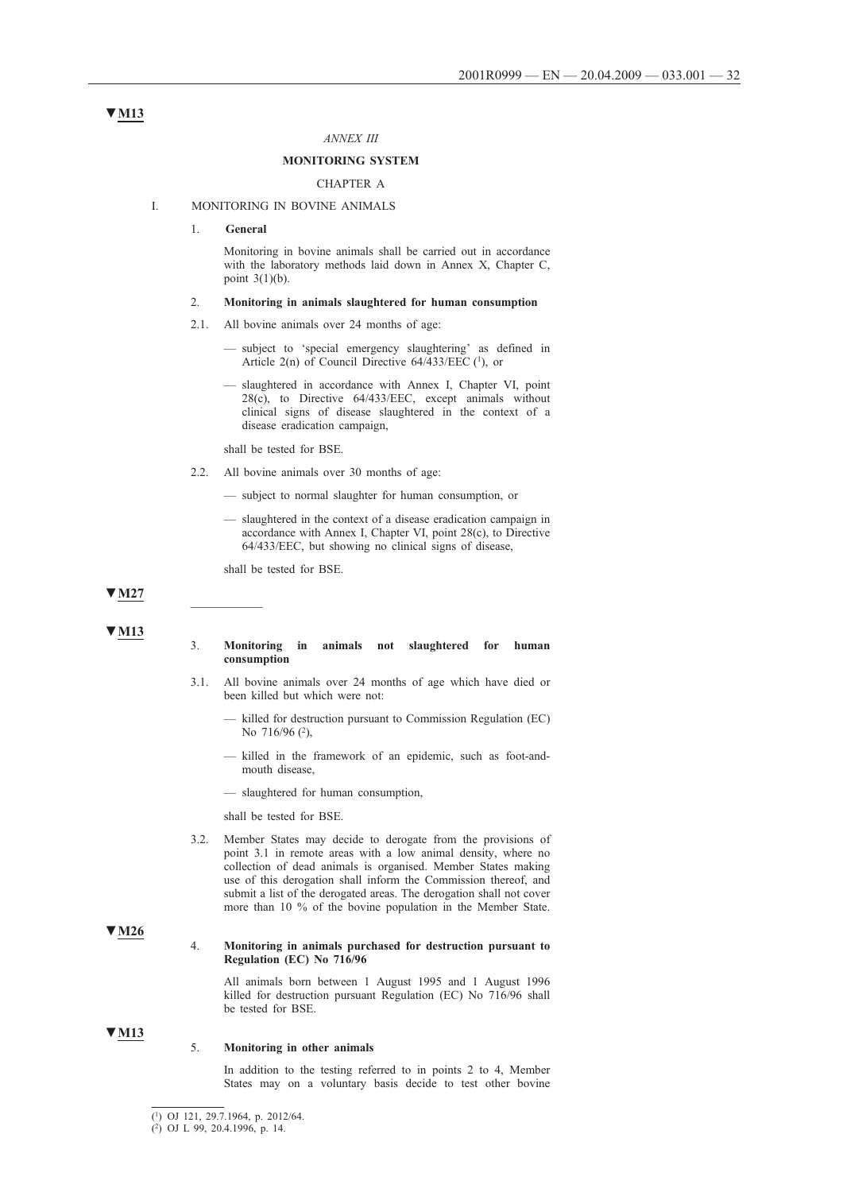▼M13

*ANNEX III*

**MONITORING SYSTEM**

CHAPTER A

I. MONITORING IN BOVINE ANIMALS

1. **General**

Monitoring in bovine animals shall be carried out in accordance with the laboratory methods laid down in Annex X, Chapter C, point 3(1)(b).

2. **Monitoring in animals slaughtered for human consumption**

2.1. All bovine animals over 24 months of age:

— subject to 'special emergency slaughtering' as defined in Article 2(n) of Council Directive 64/433/EEC [1], or

— slaughtered in accordance with Annex I, Chapter VI, point 28(c), to Directive 64/433/EEC, except animals without clinical signs of disease slaughtered in the context of a disease eradication campaign,

shall be tested for BSE.

2.2. All bovine animals over 30 months of age:

— subject to normal slaughter for human consumption, or

— slaughtered in the context of a disease eradication campaign in accordance with Annex I, Chapter VI, point 28(c), to Directive 64/433/EEC, but showing no clinical signs of disease,

shall be tested for BSE.

▼M27

___________

▼M13

3. **Monitoring in animals not slaughtered for human consumption**

3.1. All bovine animals over 24 months of age which have died or been killed but which were not:

— killed for destruction pursuant to Commission Regulation (EC) No 716/96 [2],

— killed in the framework of an epidemic, such as foot-and-mouth disease,

— slaughtered for human consumption,

shall be tested for BSE.

3.2. Member States may decide to derogate from the provisions of point 3.1 in remote areas with a low animal density, where no collection of dead animals is organised. Member States making use of this derogation shall inform the Commission thereof, and submit a list of the derogated areas. The derogation shall not cover more than 10 % of the bovine population in the Member State.

▼M26

4. **Monitoring in animals purchased for destruction pursuant to Regulation (EC) No 716/96**

All animals born between 1 August 1995 and 1 August 1996 killed for destruction pursuant Regulation (EC) No 716/96 shall be tested for BSE.

▼M13

5. **Monitoring in other animals**

In addition to the testing referred to in points 2 to 4, Member States may on a voluntary basis decide to test other bovine

---

[1] OJ 121, 29.7.1964, p. 2012/64.

[2] OJ L 99, 20.4.1996, p. 14.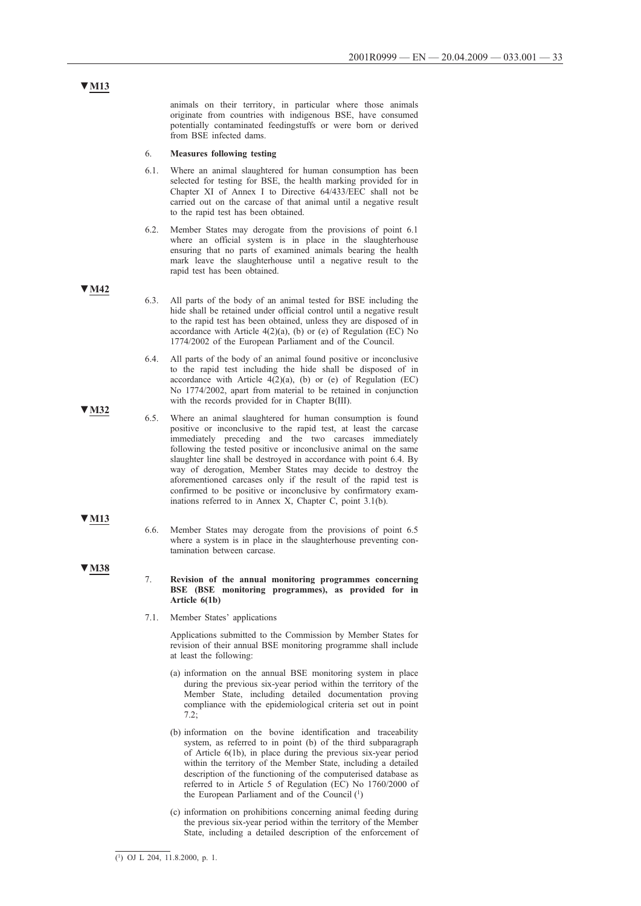▼M13

animals on their territory, in particular where those animals originate from countries with indigenous BSE, have consumed potentially contaminated feedingstuffs or were born or derived from BSE infected dams.

6. **Measures following testing**

6.1. Where an animal slaughtered for human consumption has been selected for testing for BSE, the health marking provided for in Chapter XI of Annex I to Directive 64/433/EEC shall not be carried out on the carcase of that animal until a negative result to the rapid test has been obtained.

6.2. Member States may derogate from the provisions of point 6.1 where an official system is in place in the slaughterhouse ensuring that no parts of examined animals bearing the health mark leave the slaughterhouse until a negative result to the rapid test has been obtained.

▼M42

6.3. All parts of the body of an animal tested for BSE including the hide shall be retained under official control until a negative result to the rapid test has been obtained, unless they are disposed of in accordance with Article 4(2)(a), (b) or (e) of Regulation (EC) No 1774/2002 of the European Parliament and of the Council.

6.4. All parts of the body of an animal found positive or inconclusive to the rapid test including the hide shall be disposed of in accordance with Article 4(2)(a), (b) or (e) of Regulation (EC) No 1774/2002, apart from material to be retained in conjunction with the records provided for in Chapter B(III).

▼M32

6.5. Where an animal slaughtered for human consumption is found positive or inconclusive to the rapid test, at least the carcase immediately preceding and the two carcases immediately following the tested positive or inconclusive animal on the same slaughter line shall be destroyed in accordance with point 6.4. By way of derogation, Member States may decide to destroy the aforementioned carcases only if the result of the rapid test is confirmed to be positive or inconclusive by confirmatory examinations referred to in Annex X, Chapter C, point 3.1(b).

▼M13

6.6. Member States may derogate from the provisions of point 6.5 where a system is in place in the slaughterhouse preventing contamination between carcase.

▼M38

7. **Revision of the annual monitoring programmes concerning BSE (BSE monitoring programmes), as provided for in Article 6(1b)**

7.1. Member States' applications

Applications submitted to the Commission by Member States for revision of their annual BSE monitoring programme shall include at least the following:

(a) information on the annual BSE monitoring system in place during the previous six-year period within the territory of the Member State, including detailed documentation proving compliance with the epidemiological criteria set out in point 7.2;

(b) information on the bovine identification and traceability system, as referred to in point (b) of the third subparagraph of Article 6(1b), in place during the previous six-year period within the territory of the Member State, including a detailed description of the functioning of the computerised database as referred to in Article 5 of Regulation (EC) No 1760/2000 of the European Parliament and of the Council [1]

(c) information on prohibitions concerning animal feeding during the previous six-year period within the territory of the Member State, including a detailed description of the enforcement of

[1] OJ L 204, 11.8.2000, p. 1.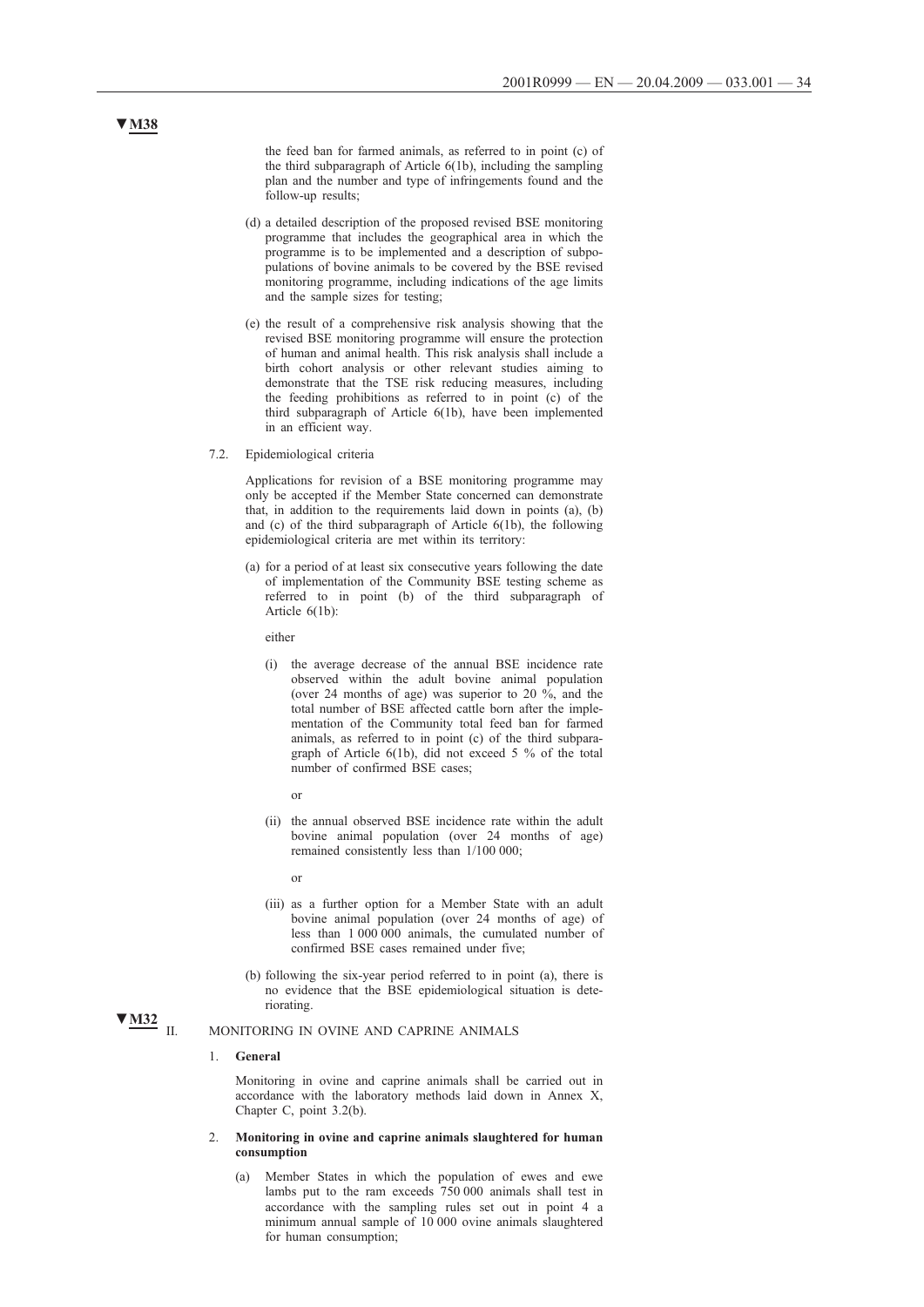▼M38

the feed ban for farmed animals, as referred to in point (c) of the third subparagraph of Article 6(1b), including the sampling plan and the number and type of infringements found and the follow-up results;

(d) a detailed description of the proposed revised BSE monitoring programme that includes the geographical area in which the programme is to be implemented and a description of subpopulations of bovine animals to be covered by the BSE revised monitoring programme, including indications of the age limits and the sample sizes for testing;

(e) the result of a comprehensive risk analysis showing that the revised BSE monitoring programme will ensure the protection of human and animal health. This risk analysis shall include a birth cohort analysis or other relevant studies aiming to demonstrate that the TSE risk reducing measures, including the feeding prohibitions as referred to in point (c) of the third subparagraph of Article 6(1b), have been implemented in an efficient way.

7.2. Epidemiological criteria

Applications for revision of a BSE monitoring programme may only be accepted if the Member State concerned can demonstrate that, in addition to the requirements laid down in points (a), (b) and (c) of the third subparagraph of Article 6(1b), the following epidemiological criteria are met within its territory:

(a) for a period of at least six consecutive years following the date of implementation of the Community BSE testing scheme as referred to in point (b) of the third subparagraph of Article 6(1b):

either

(i) the average decrease of the annual BSE incidence rate observed within the adult bovine animal population (over 24 months of age) was superior to 20 %, and the total number of BSE affected cattle born after the implementation of the Community total feed ban for farmed animals, as referred to in point (c) of the third subparagraph of Article 6(1b), did not exceed 5 % of the total number of confirmed BSE cases;

or

(ii) the annual observed BSE incidence rate within the adult bovine animal population (over 24 months of age) remained consistently less than 1/100 000;

or

(iii) as a further option for a Member State with an adult bovine animal population (over 24 months of age) of less than 1 000 000 animals, the cumulated number of confirmed BSE cases remained under five;

(b) following the six-year period referred to in point (a), there is no evidence that the BSE epidemiological situation is deteriorating.

▼M32

II. MONITORING IN OVINE AND CAPRINE ANIMALS

1. **General**

Monitoring in ovine and caprine animals shall be carried out in accordance with the laboratory methods laid down in Annex X, Chapter C, point 3.2(b).

2. **Monitoring in ovine and caprine animals slaughtered for human consumption**

(a) Member States in which the population of ewes and ewe lambs put to the ram exceeds 750 000 animals shall test in accordance with the sampling rules set out in point 4 a minimum annual sample of 10 000 ovine animals slaughtered for human consumption;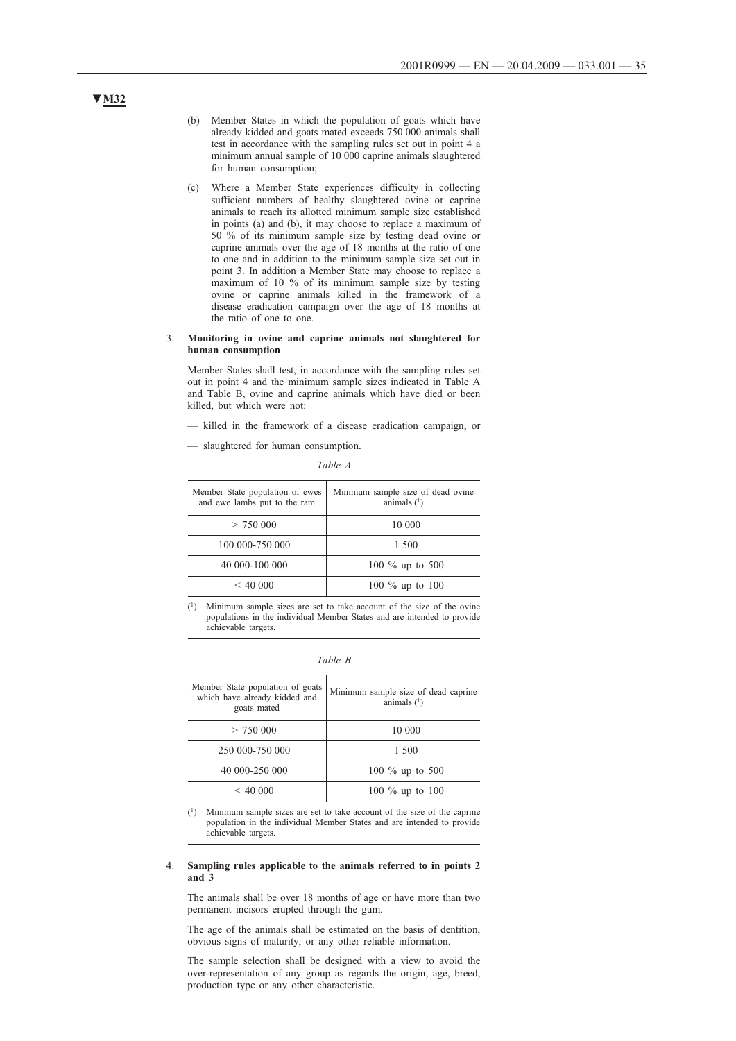▼**M32**

(b) Member States in which the population of goats which have already kidded and goats mated exceeds 750 000 animals shall test in accordance with the sampling rules set out in point 4 a minimum annual sample of 10 000 caprine animals slaughtered for human consumption;

(c) Where a Member State experiences difficulty in collecting sufficient numbers of healthy slaughtered ovine or caprine animals to reach its allotted minimum sample size established in points (a) and (b), it may choose to replace a maximum of 50 % of its minimum sample size by testing dead ovine or caprine animals over the age of 18 months at the ratio of one to one and in addition to the minimum sample size set out in point 3. In addition a Member State may choose to replace a maximum of 10 % of its minimum sample size by testing ovine or caprine animals killed in the framework of a disease eradication campaign over the age of 18 months at the ratio of one to one.

3. **Monitoring in ovine and caprine animals not slaughtered for human consumption**

Member States shall test, in accordance with the sampling rules set out in point 4 and the minimum sample sizes indicated in Table A and Table B, ovine and caprine animals which have died or been killed, but which were not:

— killed in the framework of a disease eradication campaign, or

— slaughtered for human consumption.

*Table A*

| Member State population of ewes and ewe lambs put to the ram | Minimum sample size of dead ovine animals [1] |
|---|---|
| > 750 000 | 10 000 |
| 100 000-750 000 | 1 500 |
| 40 000-100 000 | 100 % up to 500 |
| < 40 000 | 100 % up to 100 |

[1] Minimum sample sizes are set to take account of the size of the ovine populations in the individual Member States and are intended to provide achievable targets.

*Table B*

| Member State population of goats which have already kidded and goats mated | Minimum sample size of dead caprine animals [1] |
|---|---|
| > 750 000 | 10 000 |
| 250 000-750 000 | 1 500 |
| 40 000-250 000 | 100 % up to 500 |
| < 40 000 | 100 % up to 100 |

[1] Minimum sample sizes are set to take account of the size of the caprine population in the individual Member States and are intended to provide achievable targets.

4. **Sampling rules applicable to the animals referred to in points 2 and 3**

The animals shall be over 18 months of age or have more than two permanent incisors erupted through the gum.

The age of the animals shall be estimated on the basis of dentition, obvious signs of maturity, or any other reliable information.

The sample selection shall be designed with a view to avoid the over-representation of any group as regards the origin, age, breed, production type or any other characteristic.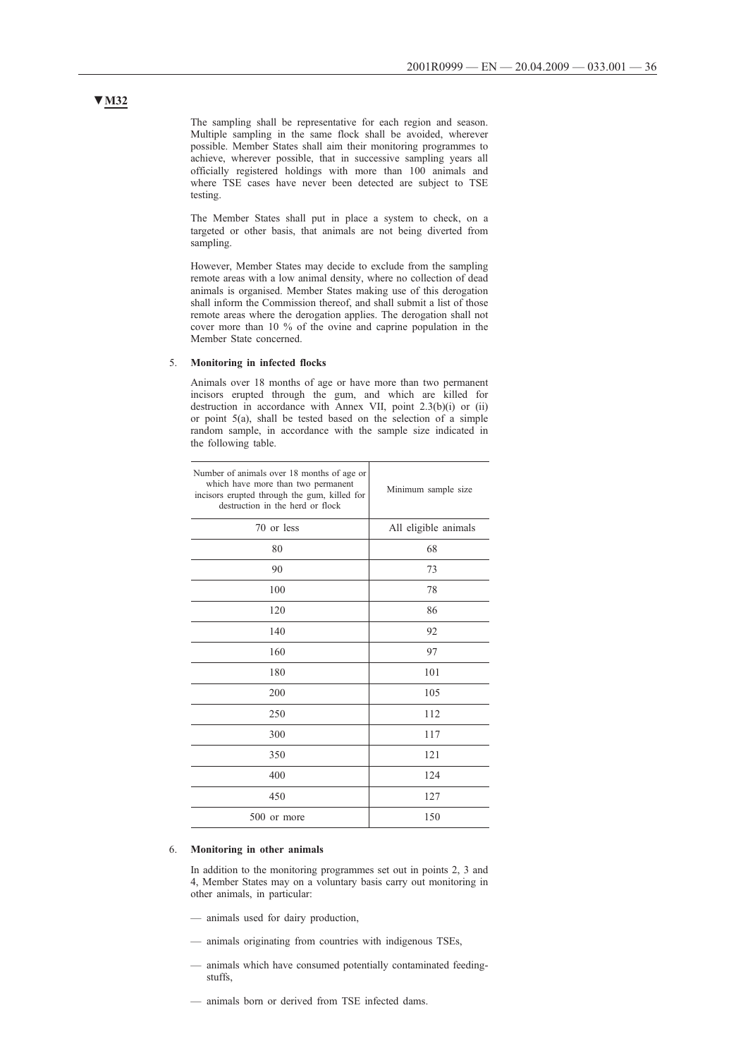▼M32

The sampling shall be representative for each region and season. Multiple sampling in the same flock shall be avoided, wherever possible. Member States shall aim their monitoring programmes to achieve, wherever possible, that in successive sampling years all officially registered holdings with more than 100 animals and where TSE cases have never been detected are subject to TSE testing.

The Member States shall put in place a system to check, on a targeted or other basis, that animals are not being diverted from sampling.

However, Member States may decide to exclude from the sampling remote areas with a low animal density, where no collection of dead animals is organised. Member States making use of this derogation shall inform the Commission thereof, and shall submit a list of those remote areas where the derogation applies. The derogation shall not cover more than 10 % of the ovine and caprine population in the Member State concerned.

5. **Monitoring in infected flocks**

Animals over 18 months of age or have more than two permanent incisors erupted through the gum, and which are killed for destruction in accordance with Annex VII, point 2.3(b)(i) or (ii) or point 5(a), shall be tested based on the selection of a simple random sample, in accordance with the sample size indicated in the following table.

| Number of animals over 18 months of age or which have more than two permanent incisors erupted through the gum, killed for destruction in the herd or flock | Minimum sample size |
|---|---|
| 70 or less | All eligible animals |
| 80 | 68 |
| 90 | 73 |
| 100 | 78 |
| 120 | 86 |
| 140 | 92 |
| 160 | 97 |
| 180 | 101 |
| 200 | 105 |
| 250 | 112 |
| 300 | 117 |
| 350 | 121 |
| 400 | 124 |
| 450 | 127 |
| 500 or more | 150 |

6. **Monitoring in other animals**

In addition to the monitoring programmes set out in points 2, 3 and 4, Member States may on a voluntary basis carry out monitoring in other animals, in particular:

— animals used for dairy production,

— animals originating from countries with indigenous TSEs,

— animals which have consumed potentially contaminated feeding-stuffs,

— animals born or derived from TSE infected dams.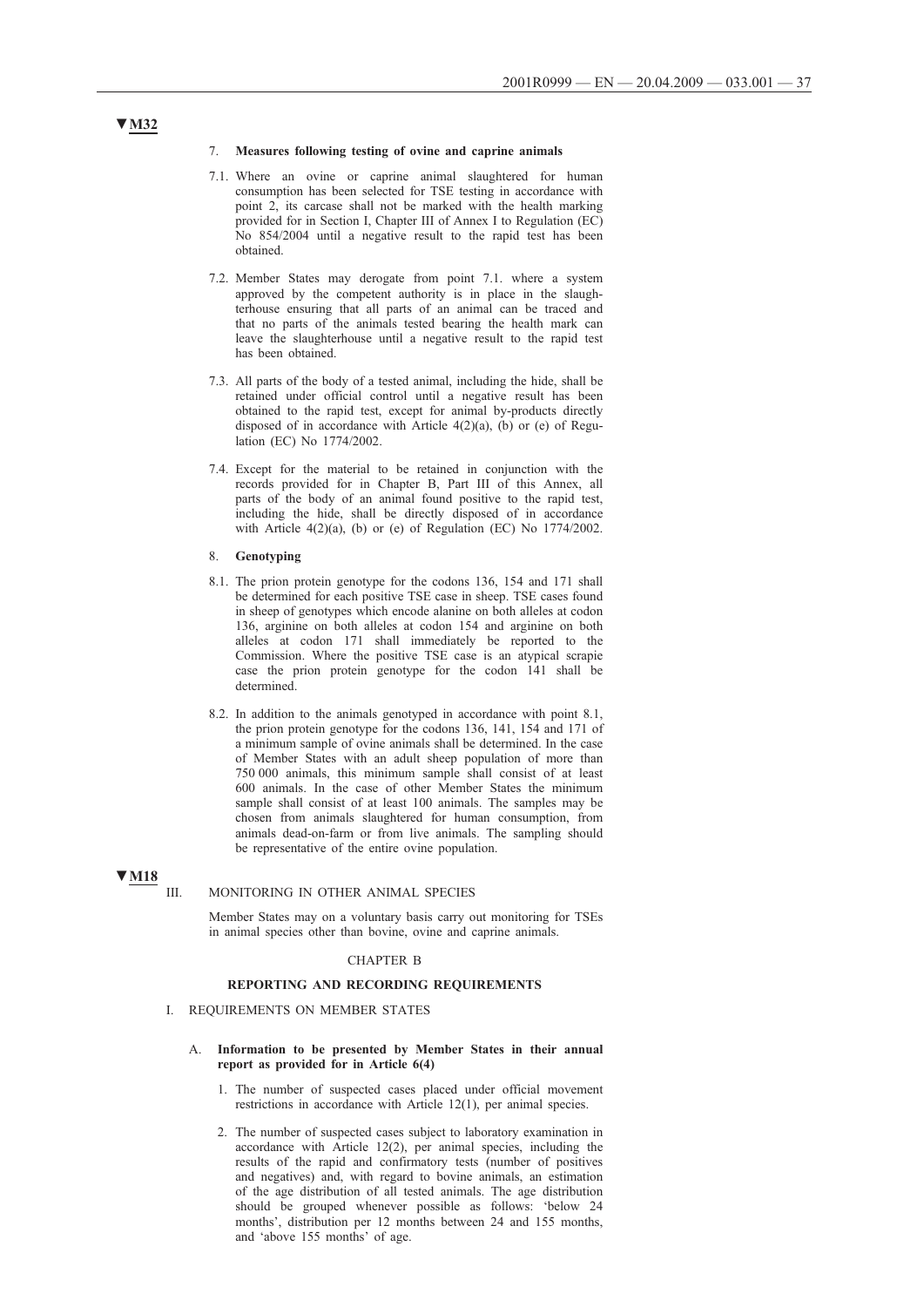▼M32

7. **Measures following testing of ovine and caprine animals**

7.1. Where an ovine or caprine animal slaughtered for human consumption has been selected for TSE testing in accordance with point 2, its carcase shall not be marked with the health marking provided for in Section I, Chapter III of Annex I to Regulation (EC) No 854/2004 until a negative result to the rapid test has been obtained.

7.2. Member States may derogate from point 7.1. where a system approved by the competent authority is in place in the slaughterhouse ensuring that all parts of an animal can be traced and that no parts of the animals tested bearing the health mark can leave the slaughterhouse until a negative result to the rapid test has been obtained.

7.3. All parts of the body of a tested animal, including the hide, shall be retained under official control until a negative result has been obtained to the rapid test, except for animal by-products directly disposed of in accordance with Article 4(2)(a), (b) or (e) of Regulation (EC) No 1774/2002.

7.4. Except for the material to be retained in conjunction with the records provided for in Chapter B, Part III of this Annex, all parts of the body of an animal found positive to the rapid test, including the hide, shall be directly disposed of in accordance with Article 4(2)(a), (b) or (e) of Regulation (EC) No 1774/2002.

8. **Genotyping**

8.1. The prion protein genotype for the codons 136, 154 and 171 shall be determined for each positive TSE case in sheep. TSE cases found in sheep of genotypes which encode alanine on both alleles at codon 136, arginine on both alleles at codon 154 and arginine on both alleles at codon 171 shall immediately be reported to the Commission. Where the positive TSE case is an atypical scrapie case the prion protein genotype for the codon 141 shall be determined.

8.2. In addition to the animals genotyped in accordance with point 8.1, the prion protein genotype for the codons 136, 141, 154 and 171 of a minimum sample of ovine animals shall be determined. In the case of Member States with an adult sheep population of more than 750 000 animals, this minimum sample shall consist of at least 600 animals. In the case of other Member States the minimum sample shall consist of at least 100 animals. The samples may be chosen from animals slaughtered for human consumption, from animals dead-on-farm or from live animals. The sampling should be representative of the entire ovine population.

▼M18

III. MONITORING IN OTHER ANIMAL SPECIES

Member States may on a voluntary basis carry out monitoring for TSEs in animal species other than bovine, ovine and caprine animals.

CHAPTER B

**REPORTING AND RECORDING REQUIREMENTS**

I. REQUIREMENTS ON MEMBER STATES

A. **Information to be presented by Member States in their annual report as provided for in Article 6(4)**

1. The number of suspected cases placed under official movement restrictions in accordance with Article 12(1), per animal species.

2. The number of suspected cases subject to laboratory examination in accordance with Article 12(2), per animal species, including the results of the rapid and confirmatory tests (number of positives and negatives) and, with regard to bovine animals, an estimation of the age distribution of all tested animals. The age distribution should be grouped whenever possible as follows: 'below 24 months', distribution per 12 months between 24 and 155 months, and 'above 155 months' of age.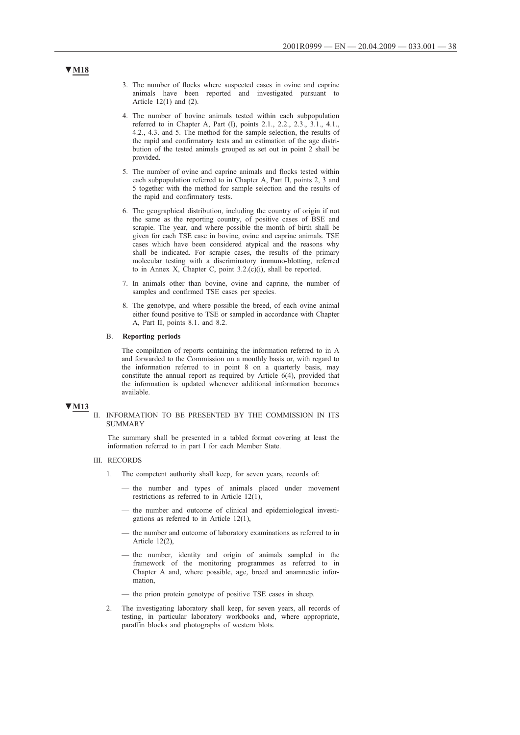▼M18

3. The number of flocks where suspected cases in ovine and caprine animals have been reported and investigated pursuant to Article 12(1) and (2).

4. The number of bovine animals tested within each subpopulation referred to in Chapter A, Part (I), points 2.1., 2.2., 2.3., 3.1., 4.1., 4.2., 4.3. and 5. The method for the sample selection, the results of the rapid and confirmatory tests and an estimation of the age distribution of the tested animals grouped as set out in point 2 shall be provided.

5. The number of ovine and caprine animals and flocks tested within each subpopulation referred to in Chapter A, Part II, points 2, 3 and 5 together with the method for sample selection and the results of the rapid and confirmatory tests.

6. The geographical distribution, including the country of origin if not the same as the reporting country, of positive cases of BSE and scrapie. The year, and where possible the month of birth shall be given for each TSE case in bovine, ovine and caprine animals. TSE cases which have been considered atypical and the reasons why shall be indicated. For scrapie cases, the results of the primary molecular testing with a discriminatory immuno-blotting, referred to in Annex X, Chapter C, point 3.2.(c)(i), shall be reported.

7. In animals other than bovine, ovine and caprine, the number of samples and confirmed TSE cases per species.

8. The genotype, and where possible the breed, of each ovine animal either found positive to TSE or sampled in accordance with Chapter A, Part II, points 8.1. and 8.2.

B. **Reporting periods**

The compilation of reports containing the information referred to in A and forwarded to the Commission on a monthly basis or, with regard to the information referred to in point 8 on a quarterly basis, may constitute the annual report as required by Article 6(4), provided that the information is updated whenever additional information becomes available.

▼M13

II. INFORMATION TO BE PRESENTED BY THE COMMISSION IN ITS SUMMARY

The summary shall be presented in a tabled format covering at least the information referred to in part I for each Member State.

III. RECORDS

1. The competent authority shall keep, for seven years, records of:

— the number and types of animals placed under movement restrictions as referred to in Article 12(1),

— the number and outcome of clinical and epidemiological investigations as referred to in Article 12(1),

— the number and outcome of laboratory examinations as referred to in Article 12(2),

— the number, identity and origin of animals sampled in the framework of the monitoring programmes as referred to in Chapter A and, where possible, age, breed and anamnestic information,

— the prion protein genotype of positive TSE cases in sheep.

2. The investigating laboratory shall keep, for seven years, all records of testing, in particular laboratory workbooks and, where appropriate, paraffin blocks and photographs of western blots.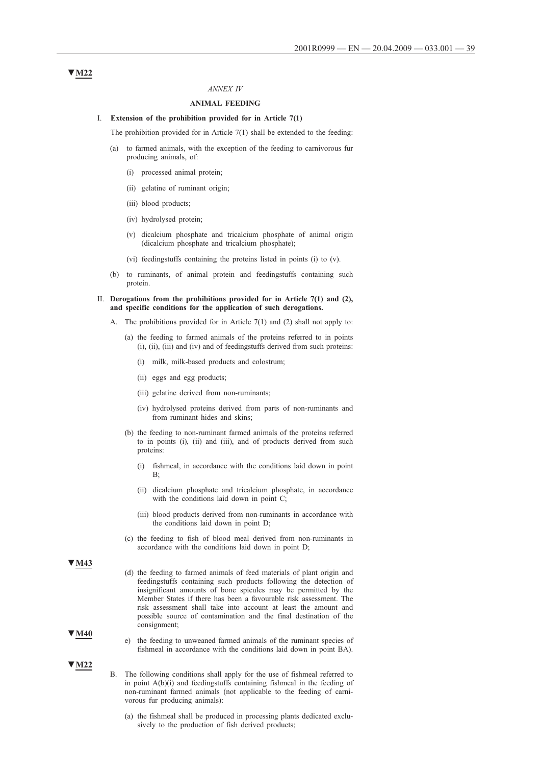▼M22

*ANNEX IV*

**ANIMAL FEEDING**

I. **Extension of the prohibition provided for in Article 7(1)**

The prohibition provided for in Article 7(1) shall be extended to the feeding:

(a) to farmed animals, with the exception of the feeding to carnivorous fur producing animals, of:

(i) processed animal protein;

(ii) gelatine of ruminant origin;

(iii) blood products;

(iv) hydrolysed protein;

(v) dicalcium phosphate and tricalcium phosphate of animal origin (dicalcium phosphate and tricalcium phosphate);

(vi) feedingstuffs containing the proteins listed in points (i) to (v).

(b) to ruminants, of animal protein and feedingstuffs containing such protein.

II. **Derogations from the prohibitions provided for in Article 7(1) and (2), and specific conditions for the application of such derogations.**

A. The prohibitions provided for in Article 7(1) and (2) shall not apply to:

(a) the feeding to farmed animals of the proteins referred to in points (i), (ii), (iii) and (iv) and of feedingstuffs derived from such proteins:

(i) milk, milk-based products and colostrum;

(ii) eggs and egg products;

(iii) gelatine derived from non-ruminants;

(iv) hydrolysed proteins derived from parts of non-ruminants and from ruminant hides and skins;

(b) the feeding to non-ruminant farmed animals of the proteins referred to in points (i), (ii) and (iii), and of products derived from such proteins:

(i) fishmeal, in accordance with the conditions laid down in point B;

(ii) dicalcium phosphate and tricalcium phosphate, in accordance with the conditions laid down in point C;

(iii) blood products derived from non-ruminants in accordance with the conditions laid down in point D;

(c) the feeding to fish of blood meal derived from non-ruminants in accordance with the conditions laid down in point D;

▼M43

(d) the feeding to farmed animals of feed materials of plant origin and feedingstuffs containing such products following the detection of insignificant amounts of bone spicules may be permitted by the Member States if there has been a favourable risk assessment. The risk assessment shall take into account at least the amount and possible source of contamination and the final destination of the consignment;

▼M40

e) the feeding to unweaned farmed animals of the ruminant species of fishmeal in accordance with the conditions laid down in point BA).

▼M22

B. The following conditions shall apply for the use of fishmeal referred to in point A(b)(i) and feedingstuffs containing fishmeal in the feeding of non-ruminant farmed animals (not applicable to the feeding of carnivorous fur producing animals):

(a) the fishmeal shall be produced in processing plants dedicated exclusively to the production of fish derived products;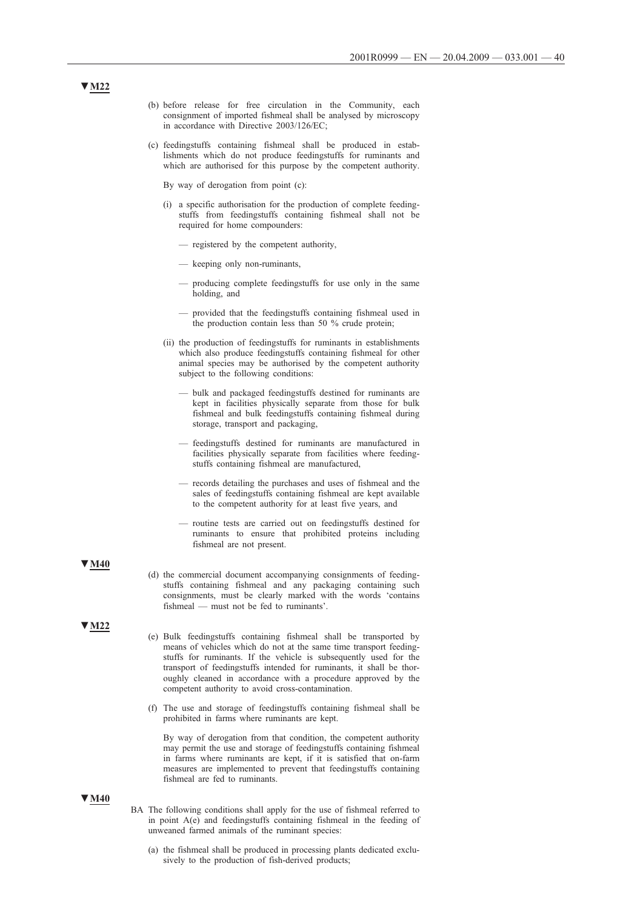▼M22

(b) before release for free circulation in the Community, each consignment of imported fishmeal shall be analysed by microscopy in accordance with Directive 2003/126/EC;

(c) feedingstuffs containing fishmeal shall be produced in establishments which do not produce feedingstuffs for ruminants and which are authorised for this purpose by the competent authority.

By way of derogation from point (c):

(i) a specific authorisation for the production of complete feedingstuffs from feedingstuffs containing fishmeal shall not be required for home compounders:

— registered by the competent authority,

— keeping only non-ruminants,

— producing complete feedingstuffs for use only in the same holding, and

— provided that the feedingstuffs containing fishmeal used in the production contain less than 50 % crude protein;

(ii) the production of feedingstuffs for ruminants in establishments which also produce feedingstuffs containing fishmeal for other animal species may be authorised by the competent authority subject to the following conditions:

— bulk and packaged feedingstuffs destined for ruminants are kept in facilities physically separate from those for bulk fishmeal and bulk feedingstuffs containing fishmeal during storage, transport and packaging,

— feedingstuffs destined for ruminants are manufactured in facilities physically separate from facilities where feedingstuffs containing fishmeal are manufactured,

— records detailing the purchases and uses of fishmeal and the sales of feedingstuffs containing fishmeal are kept available to the competent authority for at least five years, and

— routine tests are carried out on feedingstuffs destined for ruminants to ensure that prohibited proteins including fishmeal are not present.

▼M40

(d) the commercial document accompanying consignments of feedingstuffs containing fishmeal and any packaging containing such consignments, must be clearly marked with the words 'contains fishmeal — must not be fed to ruminants'.

▼M22

(e) Bulk feedingstuffs containing fishmeal shall be transported by means of vehicles which do not at the same time transport feedingstuffs for ruminants. If the vehicle is subsequently used for the transport of feedingstuffs intended for ruminants, it shall be thoroughly cleaned in accordance with a procedure approved by the competent authority to avoid cross-contamination.

(f) The use and storage of feedingstuffs containing fishmeal shall be prohibited in farms where ruminants are kept.

By way of derogation from that condition, the competent authority may permit the use and storage of feedingstuffs containing fishmeal in farms where ruminants are kept, if it is satisfied that on-farm measures are implemented to prevent that feedingstuffs containing fishmeal are fed to ruminants.

▼M40

BA The following conditions shall apply for the use of fishmeal referred to in point A(e) and feedingstuffs containing fishmeal in the feeding of unweaned farmed animals of the ruminant species:

(a) the fishmeal shall be produced in processing plants dedicated exclusively to the production of fish-derived products;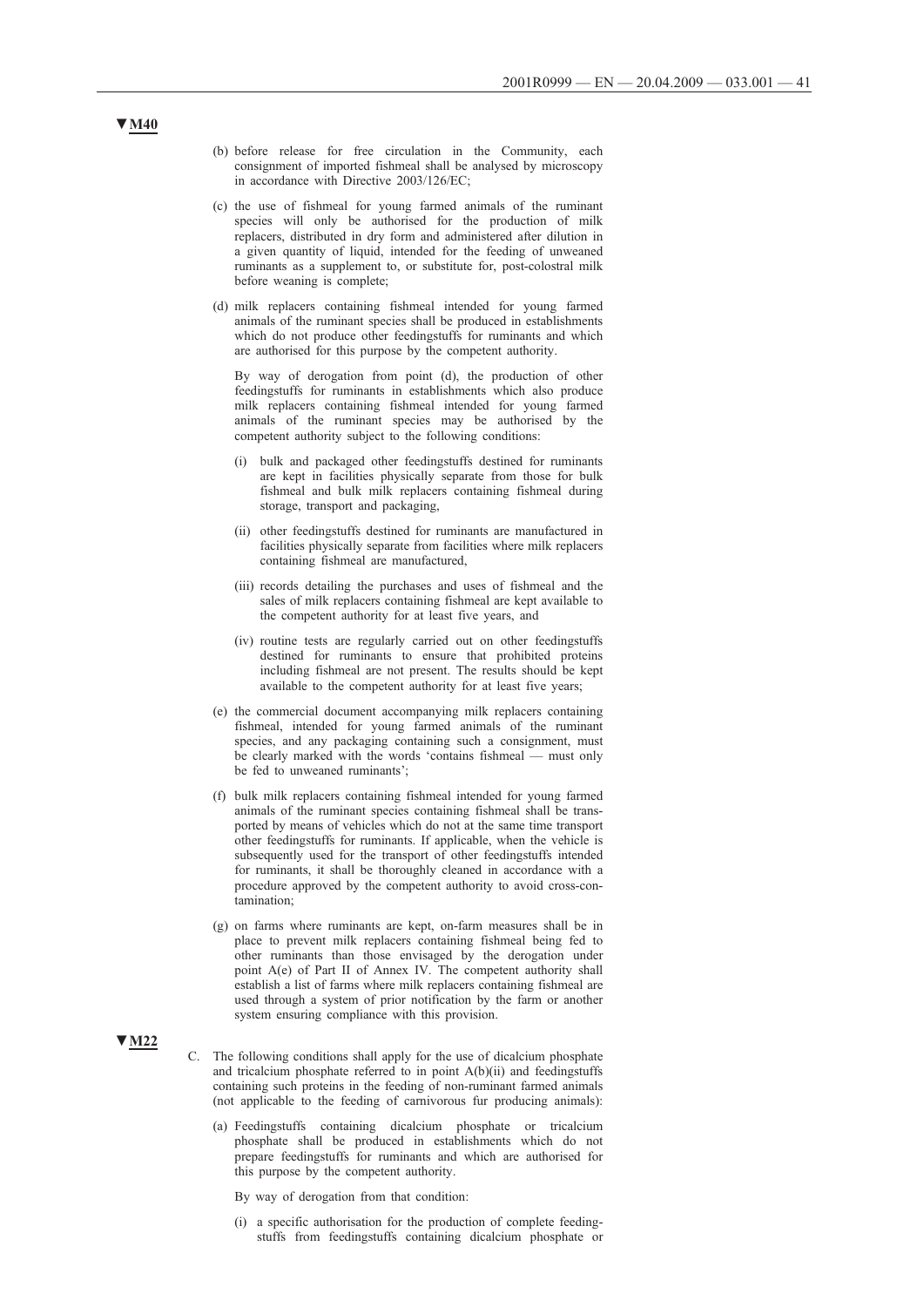▼M40

(b) before release for free circulation in the Community, each consignment of imported fishmeal shall be analysed by microscopy in accordance with Directive 2003/126/EC;

(c) the use of fishmeal for young farmed animals of the ruminant species will only be authorised for the production of milk replacers, distributed in dry form and administered after dilution in a given quantity of liquid, intended for the feeding of unweaned ruminants as a supplement to, or substitute for, post-colostral milk before weaning is complete;

(d) milk replacers containing fishmeal intended for young farmed animals of the ruminant species shall be produced in establishments which do not produce other feedingstuffs for ruminants and which are authorised for this purpose by the competent authority.

By way of derogation from point (d), the production of other feedingstuffs for ruminants in establishments which also produce milk replacers containing fishmeal intended for young farmed animals of the ruminant species may be authorised by the competent authority subject to the following conditions:

(i) bulk and packaged other feedingstuffs destined for ruminants are kept in facilities physically separate from those for bulk fishmeal and bulk milk replacers containing fishmeal during storage, transport and packaging,

(ii) other feedingstuffs destined for ruminants are manufactured in facilities physically separate from facilities where milk replacers containing fishmeal are manufactured,

(iii) records detailing the purchases and uses of fishmeal and the sales of milk replacers containing fishmeal are kept available to the competent authority for at least five years, and

(iv) routine tests are regularly carried out on other feedingstuffs destined for ruminants to ensure that prohibited proteins including fishmeal are not present. The results should be kept available to the competent authority for at least five years;

(e) the commercial document accompanying milk replacers containing fishmeal, intended for young farmed animals of the ruminant species, and any packaging containing such a consignment, must be clearly marked with the words 'contains fishmeal — must only be fed to unweaned ruminants';

(f) bulk milk replacers containing fishmeal intended for young farmed animals of the ruminant species containing fishmeal shall be transported by means of vehicles which do not at the same time transport other feedingstuffs for ruminants. If applicable, when the vehicle is subsequently used for the transport of other feedingstuffs intended for ruminants, it shall be thoroughly cleaned in accordance with a procedure approved by the competent authority to avoid cross-contamination;

(g) on farms where ruminants are kept, on-farm measures shall be in place to prevent milk replacers containing fishmeal being fed to other ruminants than those envisaged by the derogation under point A(e) of Part II of Annex IV. The competent authority shall establish a list of farms where milk replacers containing fishmeal are used through a system of prior notification by the farm or another system ensuring compliance with this provision.

▼M22

C. The following conditions shall apply for the use of dicalcium phosphate and tricalcium phosphate referred to in point A(b)(ii) and feedingstuffs containing such proteins in the feeding of non-ruminant farmed animals (not applicable to the feeding of carnivorous fur producing animals):

(a) Feedingstuffs containing dicalcium phosphate or tricalcium phosphate shall be produced in establishments which do not prepare feedingstuffs for ruminants and which are authorised for this purpose by the competent authority.

By way of derogation from that condition:

(i) a specific authorisation for the production of complete feedingstuffs from feedingstuffs containing dicalcium phosphate or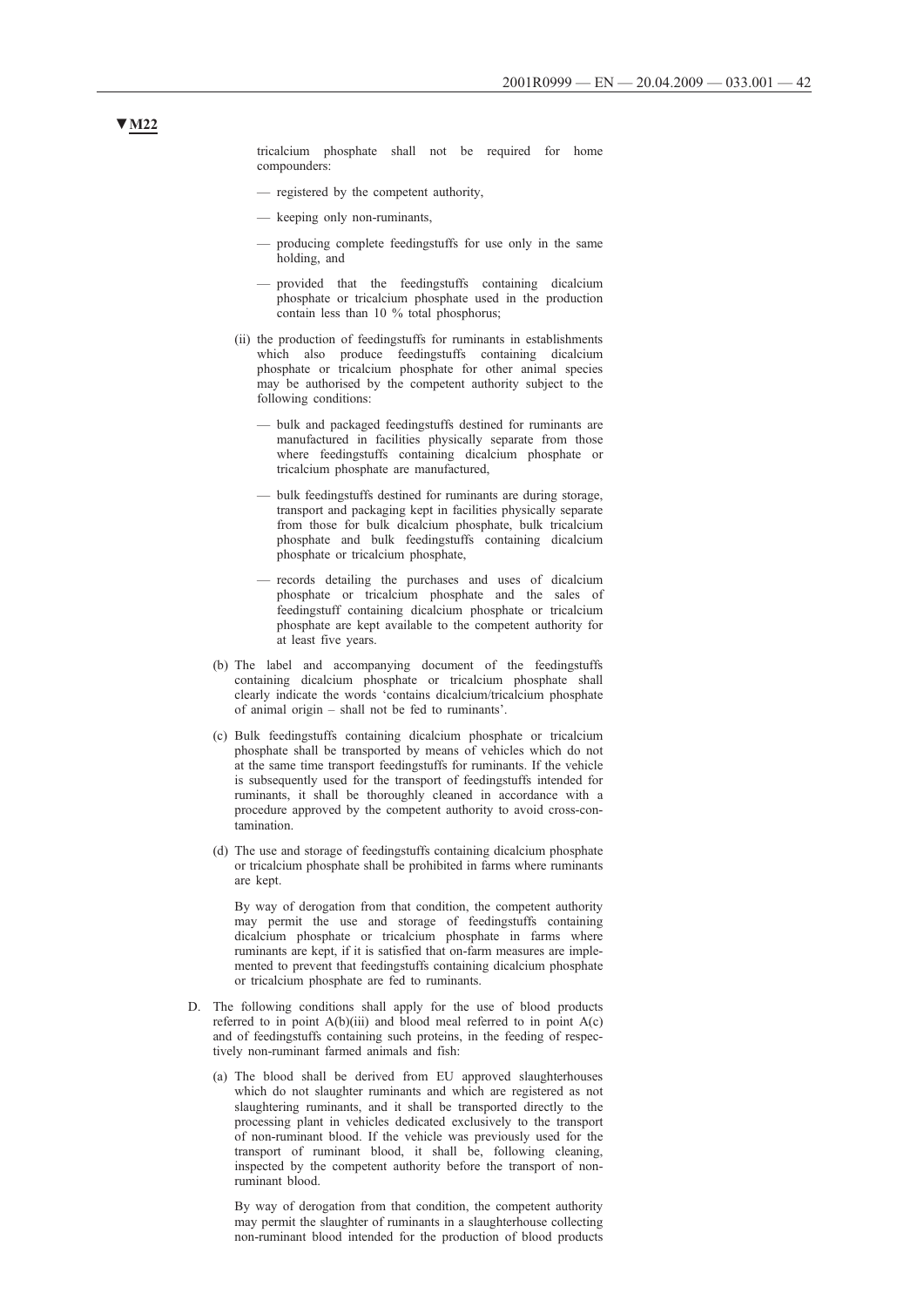▼M22

tricalcium phosphate shall not be required for home compounders:

- registered by the competent authority,
- keeping only non-ruminants,
- producing complete feedingstuffs for use only in the same holding, and
- provided that the feedingstuffs containing dicalcium phosphate or tricalcium phosphate used in the production contain less than 10 % total phosphorus;

(ii) the production of feedingstuffs for ruminants in establishments which also produce feedingstuffs containing dicalcium phosphate or tricalcium phosphate for other animal species may be authorised by the competent authority subject to the following conditions:

- bulk and packaged feedingstuffs destined for ruminants are manufactured in facilities physically separate from those where feedingstuffs containing dicalcium phosphate or tricalcium phosphate are manufactured,
- bulk feedingstuffs destined for ruminants are during storage, transport and packaging kept in facilities physically separate from those for bulk dicalcium phosphate, bulk tricalcium phosphate and bulk feedingstuffs containing dicalcium phosphate or tricalcium phosphate,
- records detailing the purchases and uses of dicalcium phosphate or tricalcium phosphate and the sales of feedingstuff containing dicalcium phosphate or tricalcium phosphate are kept available to the competent authority for at least five years.

(b) The label and accompanying document of the feedingstuffs containing dicalcium phosphate or tricalcium phosphate shall clearly indicate the words 'contains dicalcium/tricalcium phosphate of animal origin – shall not be fed to ruminants'.

(c) Bulk feedingstuffs containing dicalcium phosphate or tricalcium phosphate shall be transported by means of vehicles which do not at the same time transport feedingstuffs for ruminants. If the vehicle is subsequently used for the transport of feedingstuffs intended for ruminants, it shall be thoroughly cleaned in accordance with a procedure approved by the competent authority to avoid cross-contamination.

(d) The use and storage of feedingstuffs containing dicalcium phosphate or tricalcium phosphate shall be prohibited in farms where ruminants are kept.

By way of derogation from that condition, the competent authority may permit the use and storage of feedingstuffs containing dicalcium phosphate or tricalcium phosphate in farms where ruminants are kept, if it is satisfied that on-farm measures are implemented to prevent that feedingstuffs containing dicalcium phosphate or tricalcium phosphate are fed to ruminants.

D. The following conditions shall apply for the use of blood products referred to in point A(b)(iii) and blood meal referred to in point A(c) and of feedingstuffs containing such proteins, in the feeding of respectively non-ruminant farmed animals and fish:

(a) The blood shall be derived from EU approved slaughterhouses which do not slaughter ruminants and which are registered as not slaughtering ruminants, and it shall be transported directly to the processing plant in vehicles dedicated exclusively to the transport of non-ruminant blood. If the vehicle was previously used for the transport of ruminant blood, it shall be, following cleaning, inspected by the competent authority before the transport of non-ruminant blood.

By way of derogation from that condition, the competent authority may permit the slaughter of ruminants in a slaughterhouse collecting non-ruminant blood intended for the production of blood products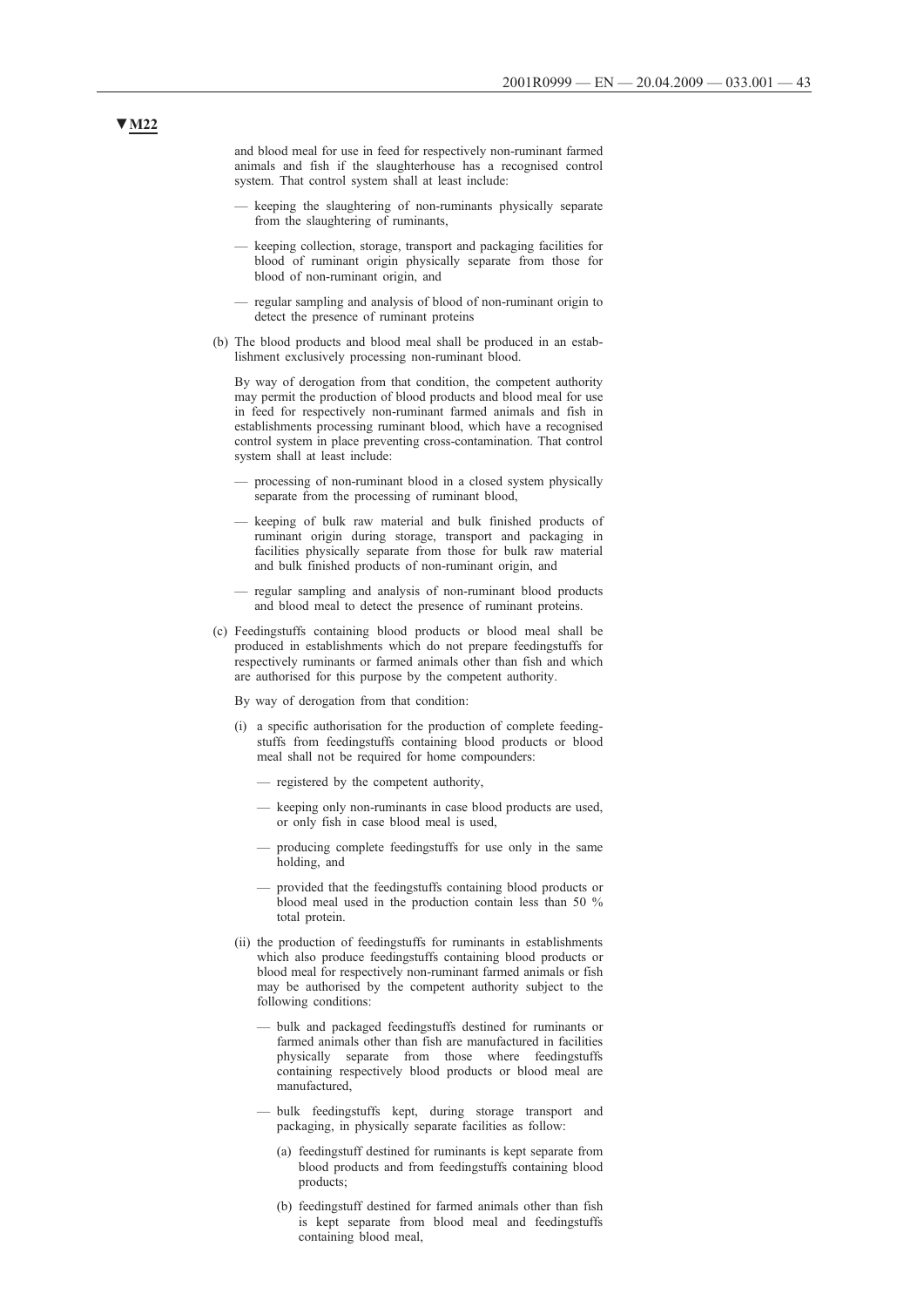**▼M22**

and blood meal for use in feed for respectively non-ruminant farmed animals and fish if the slaughterhouse has a recognised control system. That control system shall at least include:

- keeping the slaughtering of non-ruminants physically separate from the slaughtering of ruminants,
- keeping collection, storage, transport and packaging facilities for blood of ruminant origin physically separate from those for blood of non-ruminant origin, and
- regular sampling and analysis of blood of non-ruminant origin to detect the presence of ruminant proteins

(b) The blood products and blood meal shall be produced in an establishment exclusively processing non-ruminant blood.

By way of derogation from that condition, the competent authority may permit the production of blood products and blood meal for use in feed for respectively non-ruminant farmed animals and fish in establishments processing ruminant blood, which have a recognised control system in place preventing cross-contamination. That control system shall at least include:

- processing of non-ruminant blood in a closed system physically separate from the processing of ruminant blood,
- keeping of bulk raw material and bulk finished products of ruminant origin during storage, transport and packaging in facilities physically separate from those for bulk raw material and bulk finished products of non-ruminant origin, and
- regular sampling and analysis of non-ruminant blood products and blood meal to detect the presence of ruminant proteins.

(c) Feedingstuffs containing blood products or blood meal shall be produced in establishments which do not prepare feedingstuffs for respectively ruminants or farmed animals other than fish and which are authorised for this purpose by the competent authority.

By way of derogation from that condition:

(i) a specific authorisation for the production of complete feedingstuffs from feedingstuffs containing blood products or blood meal shall not be required for home compounders:

- registered by the competent authority,
- keeping only non-ruminants in case blood products are used, or only fish in case blood meal is used,
- producing complete feedingstuffs for use only in the same holding, and
- provided that the feedingstuffs containing blood products or blood meal used in the production contain less than 50 % total protein.

(ii) the production of feedingstuffs for ruminants in establishments which also produce feedingstuffs containing blood products or blood meal for respectively non-ruminant farmed animals or fish may be authorised by the competent authority subject to the following conditions:

- bulk and packaged feedingstuffs destined for ruminants or farmed animals other than fish are manufactured in facilities physically separate from those where feedingstuffs containing respectively blood products or blood meal are manufactured,
- bulk feedingstuffs kept, during storage transport and packaging, in physically separate facilities as follow:

  (a) feedingstuff destined for ruminants is kept separate from blood products and from feedingstuffs containing blood products;

  (b) feedingstuff destined for farmed animals other than fish is kept separate from blood meal and feedingstuffs containing blood meal,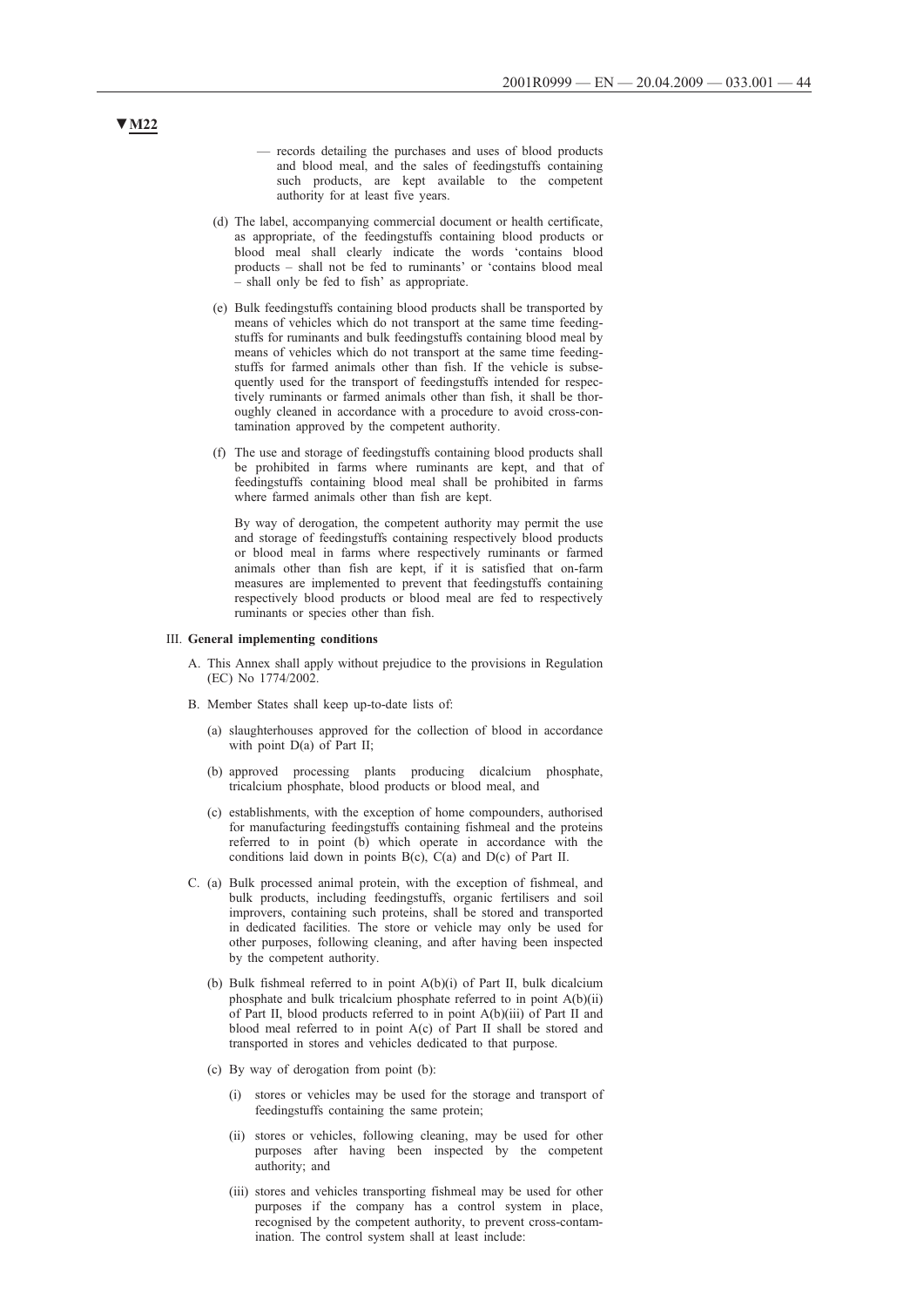▼M22

— records detailing the purchases and uses of blood products and blood meal, and the sales of feedingstuffs containing such products, are kept available to the competent authority for at least five years.

(d) The label, accompanying commercial document or health certificate, as appropriate, of the feedingstuffs containing blood products or blood meal shall clearly indicate the words 'contains blood products – shall not be fed to ruminants' or 'contains blood meal – shall only be fed to fish' as appropriate.

(e) Bulk feedingstuffs containing blood products shall be transported by means of vehicles which do not transport at the same time feedingstuffs for ruminants and bulk feedingstuffs containing blood meal by means of vehicles which do not transport at the same time feedingstuffs for farmed animals other than fish. If the vehicle is subsequently used for the transport of feedingstuffs intended for respectively ruminants or farmed animals other than fish, it shall be thoroughly cleaned in accordance with a procedure to avoid cross-contamination approved by the competent authority.

(f) The use and storage of feedingstuffs containing blood products shall be prohibited in farms where ruminants are kept, and that of feedingstuffs containing blood meal shall be prohibited in farms where farmed animals other than fish are kept.

By way of derogation, the competent authority may permit the use and storage of feedingstuffs containing respectively blood products or blood meal in farms where respectively ruminants or farmed animals other than fish are kept, if it is satisfied that on-farm measures are implemented to prevent that feedingstuffs containing respectively blood products or blood meal are fed to respectively ruminants or species other than fish.

III. **General implementing conditions**

A. This Annex shall apply without prejudice to the provisions in Regulation (EC) No 1774/2002.

B. Member States shall keep up-to-date lists of:

(a) slaughterhouses approved for the collection of blood in accordance with point D(a) of Part II;

(b) approved processing plants producing dicalcium phosphate, tricalcium phosphate, blood products or blood meal, and

(c) establishments, with the exception of home compounders, authorised for manufacturing feedingstuffs containing fishmeal and the proteins referred to in point (b) which operate in accordance with the conditions laid down in points B(c), C(a) and D(c) of Part II.

C. (a) Bulk processed animal protein, with the exception of fishmeal, and bulk products, including feedingstuffs, organic fertilisers and soil improvers, containing such proteins, shall be stored and transported in dedicated facilities. The store or vehicle may only be used for other purposes, following cleaning, and after having been inspected by the competent authority.

(b) Bulk fishmeal referred to in point A(b)(i) of Part II, bulk dicalcium phosphate and bulk tricalcium phosphate referred to in point A(b)(ii) of Part II, blood products referred to in point A(b)(iii) of Part II and blood meal referred to in point A(c) of Part II shall be stored and transported in stores and vehicles dedicated to that purpose.

(c) By way of derogation from point (b):

(i) stores or vehicles may be used for the storage and transport of feedingstuffs containing the same protein;

(ii) stores or vehicles, following cleaning, may be used for other purposes after having been inspected by the competent authority; and

(iii) stores and vehicles transporting fishmeal may be used for other purposes if the company has a control system in place, recognised by the competent authority, to prevent cross-contamination. The control system shall at least include: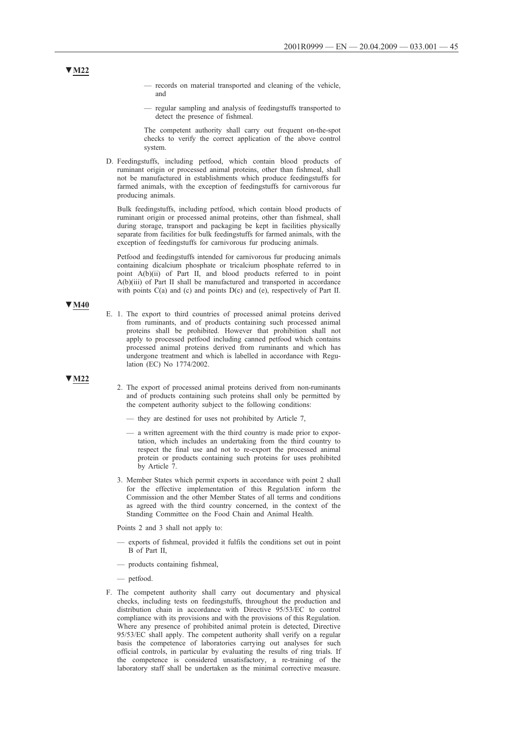▼M22

— records on material transported and cleaning of the vehicle, and

— regular sampling and analysis of feedingstuffs transported to detect the presence of fishmeal.

The competent authority shall carry out frequent on-the-spot checks to verify the correct application of the above control system.

D. Feedingstuffs, including petfood, which contain blood products of ruminant origin or processed animal proteins, other than fishmeal, shall not be manufactured in establishments which produce feedingstuffs for farmed animals, with the exception of feedingstuffs for carnivorous fur producing animals.

Bulk feedingstuffs, including petfood, which contain blood products of ruminant origin or processed animal proteins, other than fishmeal, shall during storage, transport and packaging be kept in facilities physically separate from facilities for bulk feedingstuffs for farmed animals, with the exception of feedingstuffs for carnivorous fur producing animals.

Petfood and feedingstuffs intended for carnivorous fur producing animals containing dicalcium phosphate or tricalcium phosphate referred to in point A(b)(ii) of Part II, and blood products referred to in point A(b)(iii) of Part II shall be manufactured and transported in accordance with points C(a) and (c) and points D(c) and (e), respectively of Part II.

▼M40

E. 1. The export to third countries of processed animal proteins derived from ruminants, and of products containing such processed animal proteins shall be prohibited. However that prohibition shall not apply to processed petfood including canned petfood which contains processed animal proteins derived from ruminants and which has undergone treatment and which is labelled in accordance with Regulation (EC) No 1774/2002.

▼M22

2. The export of processed animal proteins derived from non-ruminants and of products containing such proteins shall only be permitted by the competent authority subject to the following conditions:

— they are destined for uses not prohibited by Article 7,

— a written agreement with the third country is made prior to exportation, which includes an undertaking from the third country to respect the final use and not to re-export the processed animal protein or products containing such proteins for uses prohibited by Article 7.

3. Member States which permit exports in accordance with point 2 shall for the effective implementation of this Regulation inform the Commission and the other Member States of all terms and conditions as agreed with the third country concerned, in the context of the Standing Committee on the Food Chain and Animal Health.

Points 2 and 3 shall not apply to:

— exports of fishmeal, provided it fulfils the conditions set out in point B of Part II,

— products containing fishmeal,

— petfood.

F. The competent authority shall carry out documentary and physical checks, including tests on feedingstuffs, throughout the production and distribution chain in accordance with Directive 95/53/EC to control compliance with its provisions and with the provisions of this Regulation. Where any presence of prohibited animal protein is detected, Directive 95/53/EC shall apply. The competent authority shall verify on a regular basis the competence of laboratories carrying out analyses for such official controls, in particular by evaluating the results of ring trials. If the competence is considered unsatisfactory, a re-training of the laboratory staff shall be undertaken as the minimal corrective measure.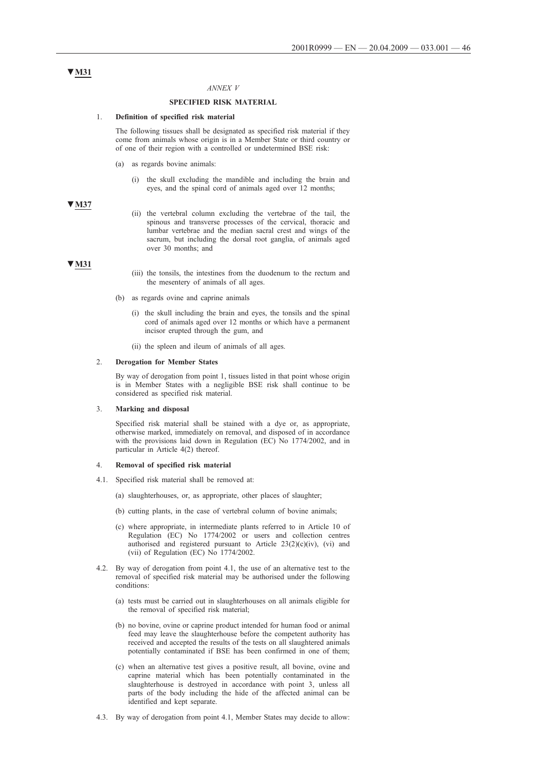▼M31

*ANNEX V*

**SPECIFIED RISK MATERIAL**

1. **Definition of specified risk material**

The following tissues shall be designated as specified risk material if they come from animals whose origin is in a Member State or third country or of one of their region with a controlled or undetermined BSE risk:

(a) as regards bovine animals:

(i) the skull excluding the mandible and including the brain and eyes, and the spinal cord of animals aged over 12 months;

▼M37

(ii) the vertebral column excluding the vertebrae of the tail, the spinous and transverse processes of the cervical, thoracic and lumbar vertebrae and the median sacral crest and wings of the sacrum, but including the dorsal root ganglia, of animals aged over 30 months; and

▼M31

(iii) the tonsils, the intestines from the duodenum to the rectum and the mesentery of animals of all ages.

(b) as regards ovine and caprine animals

(i) the skull including the brain and eyes, the tonsils and the spinal cord of animals aged over 12 months or which have a permanent incisor erupted through the gum, and

(ii) the spleen and ileum of animals of all ages.

2. **Derogation for Member States**

By way of derogation from point 1, tissues listed in that point whose origin is in Member States with a negligible BSE risk shall continue to be considered as specified risk material.

3. **Marking and disposal**

Specified risk material shall be stained with a dye or, as appropriate, otherwise marked, immediately on removal, and disposed of in accordance with the provisions laid down in Regulation (EC) No 1774/2002, and in particular in Article 4(2) thereof.

4. **Removal of specified risk material**

4.1. Specified risk material shall be removed at:

(a) slaughterhouses, or, as appropriate, other places of slaughter;

(b) cutting plants, in the case of vertebral column of bovine animals;

(c) where appropriate, in intermediate plants referred to in Article 10 of Regulation (EC) No 1774/2002 or users and collection centres authorised and registered pursuant to Article 23(2)(c)(iv), (vi) and (vii) of Regulation (EC) No 1774/2002.

4.2. By way of derogation from point 4.1, the use of an alternative test to the removal of specified risk material may be authorised under the following conditions:

(a) tests must be carried out in slaughterhouses on all animals eligible for the removal of specified risk material;

(b) no bovine, ovine or caprine product intended for human food or animal feed may leave the slaughterhouse before the competent authority has received and accepted the results of the tests on all slaughtered animals potentially contaminated if BSE has been confirmed in one of them;

(c) when an alternative test gives a positive result, all bovine, ovine and caprine material which has been potentially contaminated in the slaughterhouse is destroyed in accordance with point 3, unless all parts of the body including the hide of the affected animal can be identified and kept separate.

4.3. By way of derogation from point 4.1, Member States may decide to allow: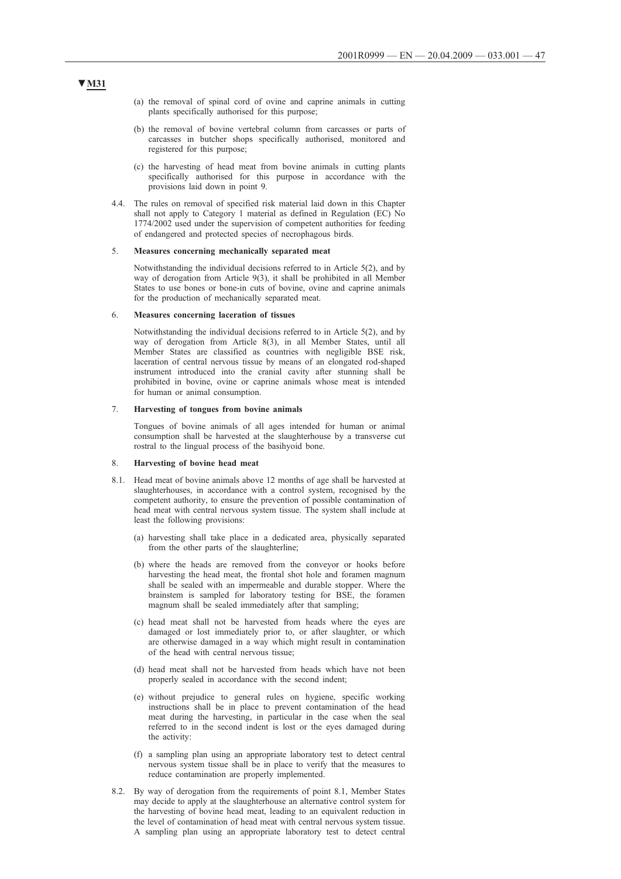▼M31

(a) the removal of spinal cord of ovine and caprine animals in cutting plants specifically authorised for this purpose;

(b) the removal of bovine vertebral column from carcasses or parts of carcasses in butcher shops specifically authorised, monitored and registered for this purpose;

(c) the harvesting of head meat from bovine animals in cutting plants specifically authorised for this purpose in accordance with the provisions laid down in point 9.

4.4. The rules on removal of specified risk material laid down in this Chapter shall not apply to Category 1 material as defined in Regulation (EC) No 1774/2002 used under the supervision of competent authorities for feeding of endangered and protected species of necrophagous birds.

5. **Measures concerning mechanically separated meat**

Notwithstanding the individual decisions referred to in Article 5(2), and by way of derogation from Article 9(3), it shall be prohibited in all Member States to use bones or bone-in cuts of bovine, ovine and caprine animals for the production of mechanically separated meat.

6. **Measures concerning laceration of tissues**

Notwithstanding the individual decisions referred to in Article 5(2), and by way of derogation from Article 8(3), in all Member States, until all Member States are classified as countries with negligible BSE risk, laceration of central nervous tissue by means of an elongated rod-shaped instrument introduced into the cranial cavity after stunning shall be prohibited in bovine, ovine or caprine animals whose meat is intended for human or animal consumption.

7. **Harvesting of tongues from bovine animals**

Tongues of bovine animals of all ages intended for human or animal consumption shall be harvested at the slaughterhouse by a transverse cut rostral to the lingual process of the basihyoid bone.

8. **Harvesting of bovine head meat**

8.1. Head meat of bovine animals above 12 months of age shall be harvested at slaughterhouses, in accordance with a control system, recognised by the competent authority, to ensure the prevention of possible contamination of head meat with central nervous system tissue. The system shall include at least the following provisions:

(a) harvesting shall take place in a dedicated area, physically separated from the other parts of the slaughterline;

(b) where the heads are removed from the conveyor or hooks before harvesting the head meat, the frontal shot hole and foramen magnum shall be sealed with an impermeable and durable stopper. Where the brainstem is sampled for laboratory testing for BSE, the foramen magnum shall be sealed immediately after that sampling;

(c) head meat shall not be harvested from heads where the eyes are damaged or lost immediately prior to, or after slaughter, or which are otherwise damaged in a way which might result in contamination of the head with central nervous tissue;

(d) head meat shall not be harvested from heads which have not been properly sealed in accordance with the second indent;

(e) without prejudice to general rules on hygiene, specific working instructions shall be in place to prevent contamination of the head meat during the harvesting, in particular in the case when the seal referred to in the second indent is lost or the eyes damaged during the activity:

(f) a sampling plan using an appropriate laboratory test to detect central nervous system tissue shall be in place to verify that the measures to reduce contamination are properly implemented.

8.2. By way of derogation from the requirements of point 8.1, Member States may decide to apply at the slaughterhouse an alternative control system for the harvesting of bovine head meat, leading to an equivalent reduction in the level of contamination of head meat with central nervous system tissue. A sampling plan using an appropriate laboratory test to detect central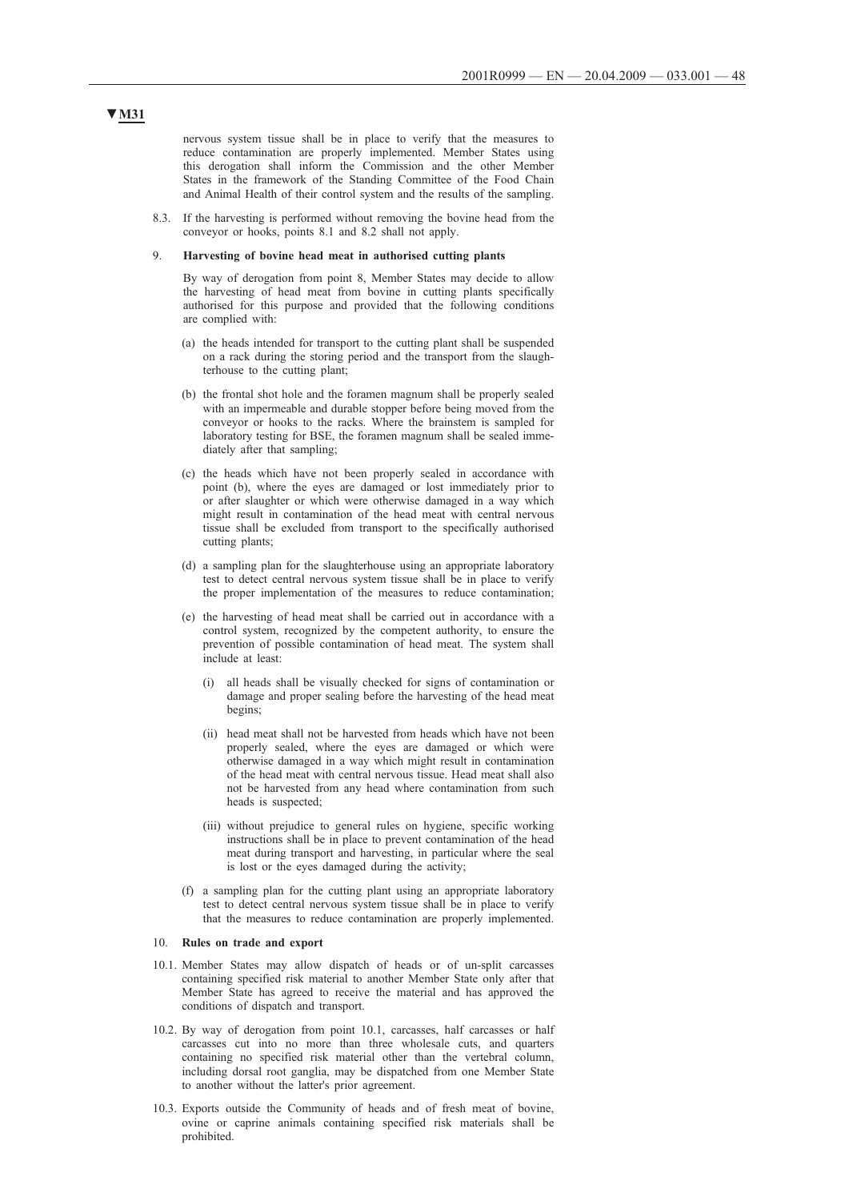▼M31

nervous system tissue shall be in place to verify that the measures to reduce contamination are properly implemented. Member States using this derogation shall inform the Commission and the other Member States in the framework of the Standing Committee of the Food Chain and Animal Health of their control system and the results of the sampling.

8.3. If the harvesting is performed without removing the bovine head from the conveyor or hooks, points 8.1 and 8.2 shall not apply.

9. **Harvesting of bovine head meat in authorised cutting plants**

By way of derogation from point 8, Member States may decide to allow the harvesting of head meat from bovine in cutting plants specifically authorised for this purpose and provided that the following conditions are complied with:

(a) the heads intended for transport to the cutting plant shall be suspended on a rack during the storing period and the transport from the slaughterhouse to the cutting plant;

(b) the frontal shot hole and the foramen magnum shall be properly sealed with an impermeable and durable stopper before being moved from the conveyor or hooks to the racks. Where the brainstem is sampled for laboratory testing for BSE, the foramen magnum shall be sealed immediately after that sampling;

(c) the heads which have not been properly sealed in accordance with point (b), where the eyes are damaged or lost immediately prior to or after slaughter or which were otherwise damaged in a way which might result in contamination of the head meat with central nervous tissue shall be excluded from transport to the specifically authorised cutting plants;

(d) a sampling plan for the slaughterhouse using an appropriate laboratory test to detect central nervous system tissue shall be in place to verify the proper implementation of the measures to reduce contamination;

(e) the harvesting of head meat shall be carried out in accordance with a control system, recognized by the competent authority, to ensure the prevention of possible contamination of head meat. The system shall include at least:

(i) all heads shall be visually checked for signs of contamination or damage and proper sealing before the harvesting of the head meat begins;

(ii) head meat shall not be harvested from heads which have not been properly sealed, where the eyes are damaged or which were otherwise damaged in a way which might result in contamination of the head meat with central nervous tissue. Head meat shall also not be harvested from any head where contamination from such heads is suspected;

(iii) without prejudice to general rules on hygiene, specific working instructions shall be in place to prevent contamination of the head meat during transport and harvesting, in particular where the seal is lost or the eyes damaged during the activity;

(f) a sampling plan for the cutting plant using an appropriate laboratory test to detect central nervous system tissue shall be in place to verify that the measures to reduce contamination are properly implemented.

10. **Rules on trade and export**

10.1. Member States may allow dispatch of heads or of un-split carcasses containing specified risk material to another Member State only after that Member State has agreed to receive the material and has approved the conditions of dispatch and transport.

10.2. By way of derogation from point 10.1, carcasses, half carcasses or half carcasses cut into no more than three wholesale cuts, and quarters containing no specified risk material other than the vertebral column, including dorsal root ganglia, may be dispatched from one Member State to another without the latter's prior agreement.

10.3. Exports outside the Community of heads and of fresh meat of bovine, ovine or caprine animals containing specified risk materials shall be prohibited.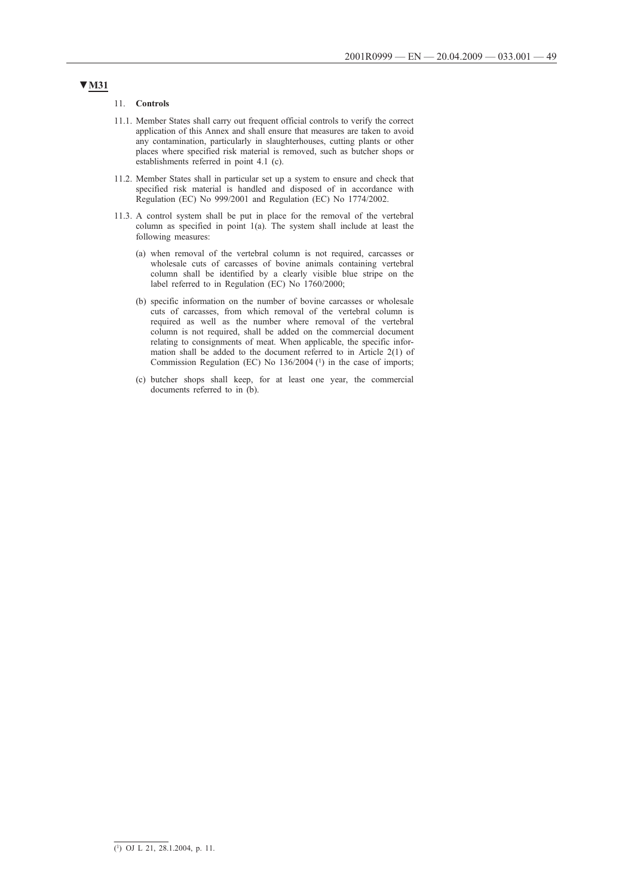▼M31

11. **Controls**

11.1. Member States shall carry out frequent official controls to verify the correct application of this Annex and shall ensure that measures are taken to avoid any contamination, particularly in slaughterhouses, cutting plants or other places where specified risk material is removed, such as butcher shops or establishments referred in point 4.1 (c).

11.2. Member States shall in particular set up a system to ensure and check that specified risk material is handled and disposed of in accordance with Regulation (EC) No 999/2001 and Regulation (EC) No 1774/2002.

11.3. A control system shall be put in place for the removal of the vertebral column as specified in point 1(a). The system shall include at least the following measures:

(a) when removal of the vertebral column is not required, carcasses or wholesale cuts of carcasses of bovine animals containing vertebral column shall be identified by a clearly visible blue stripe on the label referred to in Regulation (EC) No 1760/2000;

(b) specific information on the number of bovine carcasses or wholesale cuts of carcasses, from which removal of the vertebral column is required as well as the number where removal of the vertebral column is not required, shall be added on the commercial document relating to consignments of meat. When applicable, the specific information shall be added to the document referred to in Article 2(1) of Commission Regulation (EC) No 136/2004 [1] in the case of imports;

(c) butcher shops shall keep, for at least one year, the commercial documents referred to in (b).

---

[1] OJ L 21, 28.1.2004, p. 11.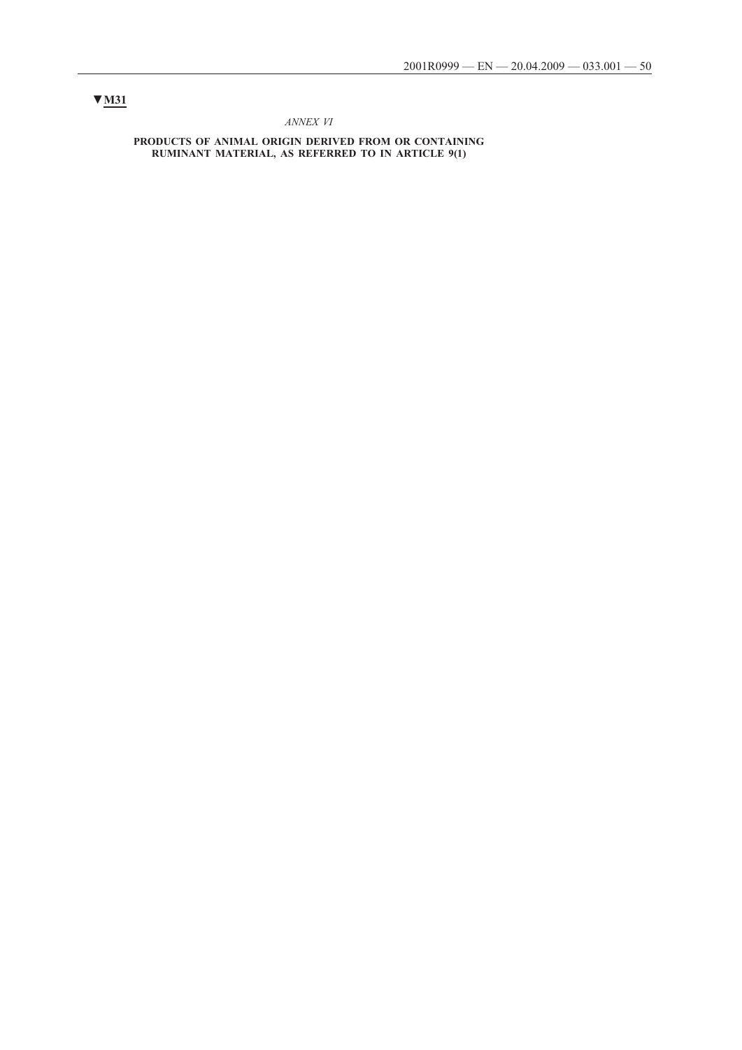▼M31

*ANNEX VI*

**PRODUCTS OF ANIMAL ORIGIN DERIVED FROM OR CONTAINING RUMINANT MATERIAL, AS REFERRED TO IN ARTICLE 9(1)**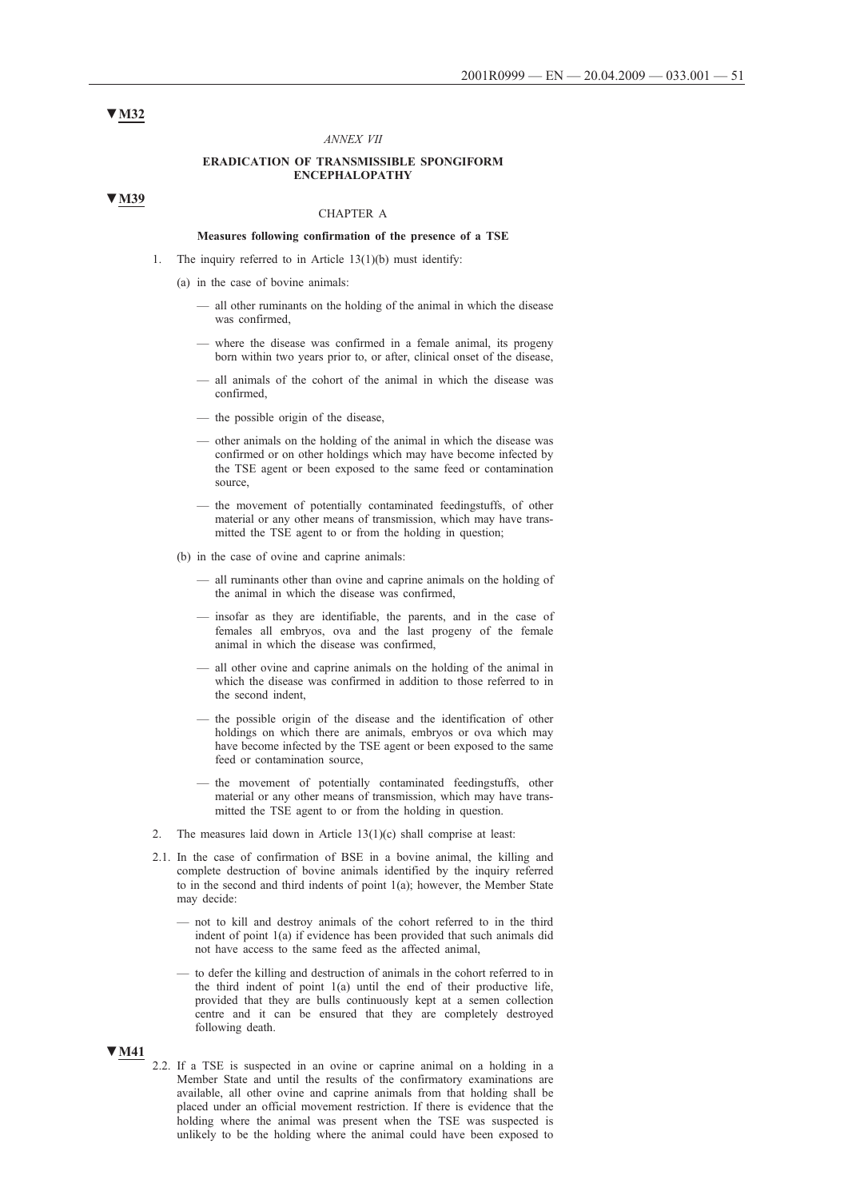▼M32

*ANNEX VII*

**ERADICATION OF TRANSMISSIBLE SPONGIFORM ENCEPHALOPATHY**

▼M39

CHAPTER A

**Measures following confirmation of the presence of a TSE**

1. The inquiry referred to in Article 13(1)(b) must identify:

   (a) in the case of bovine animals:

   — all other ruminants on the holding of the animal in which the disease was confirmed,

   — where the disease was confirmed in a female animal, its progeny born within two years prior to, or after, clinical onset of the disease,

   — all animals of the cohort of the animal in which the disease was confirmed,

   — the possible origin of the disease,

   — other animals on the holding of the animal in which the disease was confirmed or on other holdings which may have become infected by the TSE agent or been exposed to the same feed or contamination source,

   — the movement of potentially contaminated feedingstuffs, of other material or any other means of transmission, which may have transmitted the TSE agent to or from the holding in question;

   (b) in the case of ovine and caprine animals:

   — all ruminants other than ovine and caprine animals on the holding of the animal in which the disease was confirmed,

   — insofar as they are identifiable, the parents, and in the case of females all embryos, ova and the last progeny of the female animal in which the disease was confirmed,

   — all other ovine and caprine animals on the holding of the animal in which the disease was confirmed in addition to those referred to in the second indent,

   — the possible origin of the disease and the identification of other holdings on which there are animals, embryos or ova which may have become infected by the TSE agent or been exposed to the same feed or contamination source,

   — the movement of potentially contaminated feedingstuffs, other material or any other means of transmission, which may have transmitted the TSE agent to or from the holding in question.

2. The measures laid down in Article 13(1)(c) shall comprise at least:

2.1. In the case of confirmation of BSE in a bovine animal, the killing and complete destruction of bovine animals identified by the inquiry referred to in the second and third indents of point 1(a); however, the Member State may decide:

   — not to kill and destroy animals of the cohort referred to in the third indent of point 1(a) if evidence has been provided that such animals did not have access to the same feed as the affected animal,

   — to defer the killing and destruction of animals in the cohort referred to in the third indent of point 1(a) until the end of their productive life, provided that they are bulls continuously kept at a semen collection centre and it can be ensured that they are completely destroyed following death.

▼M41

2.2. If a TSE is suspected in an ovine or caprine animal on a holding in a Member State and until the results of the confirmatory examinations are available, all other ovine and caprine animals from that holding shall be placed under an official movement restriction. If there is evidence that the holding where the animal was present when the TSE was suspected is unlikely to be the holding where the animal could have been exposed to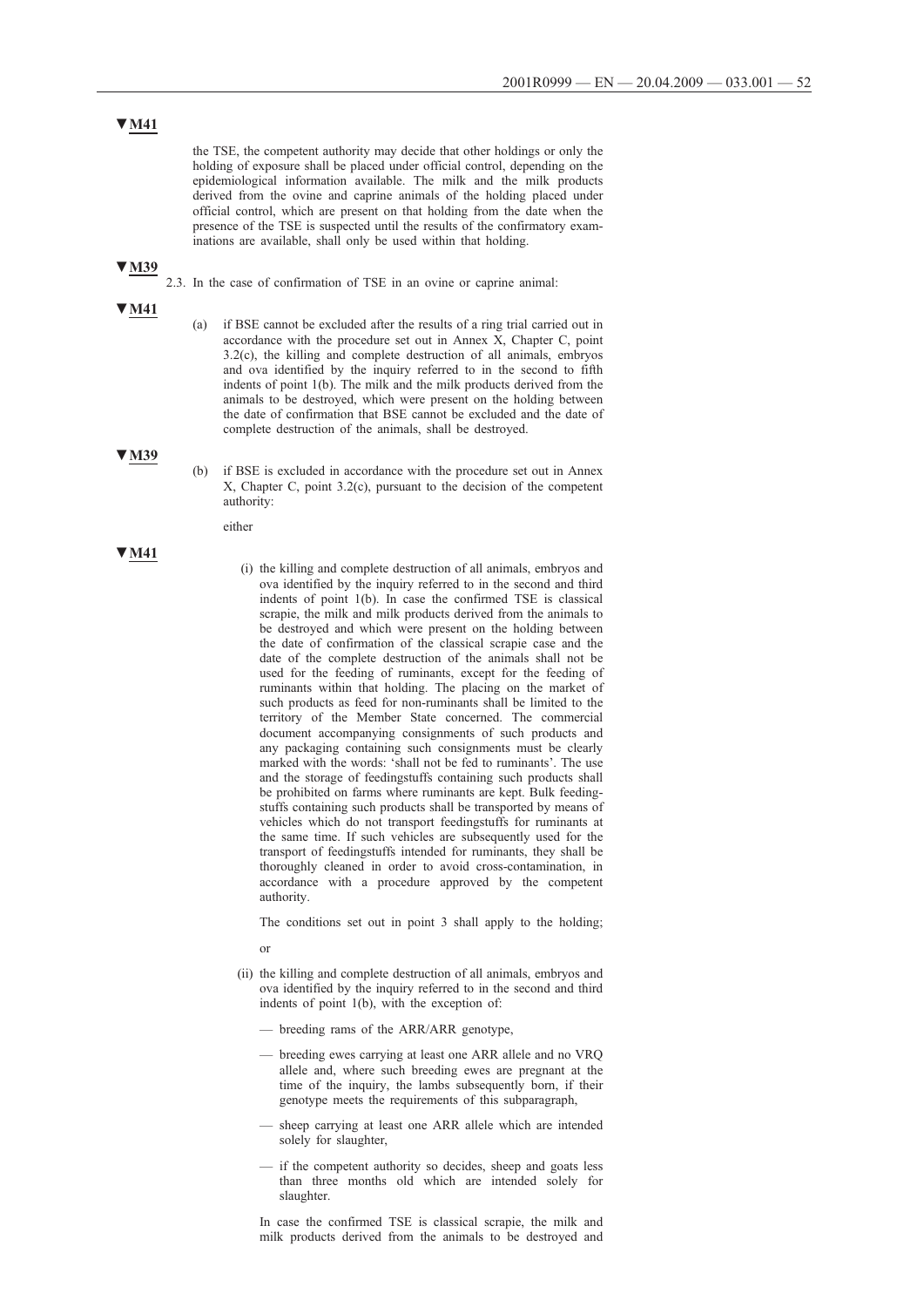▼**M41**

the TSE, the competent authority may decide that other holdings or only the holding of exposure shall be placed under official control, depending on the epidemiological information available. The milk and the milk products derived from the ovine and caprine animals of the holding placed under official control, which are present on that holding from the date when the presence of the TSE is suspected until the results of the confirmatory examinations are available, shall only be used within that holding.

▼**M39**

2.3. In the case of confirmation of TSE in an ovine or caprine animal:

▼**M41**

(a) if BSE cannot be excluded after the results of a ring trial carried out in accordance with the procedure set out in Annex X, Chapter C, point 3.2(c), the killing and complete destruction of all animals, embryos and ova identified by the inquiry referred to in the second to fifth indents of point 1(b). The milk and the milk products derived from the animals to be destroyed, which were present on the holding between the date of confirmation that BSE cannot be excluded and the date of complete destruction of the animals, shall be destroyed.

▼**M39**

(b) if BSE is excluded in accordance with the procedure set out in Annex X, Chapter C, point 3.2(c), pursuant to the decision of the competent authority:

either

▼**M41**

(i) the killing and complete destruction of all animals, embryos and ova identified by the inquiry referred to in the second and third indents of point 1(b). In case the confirmed TSE is classical scrapie, the milk and milk products derived from the animals to be destroyed and which were present on the holding between the date of confirmation of the classical scrapie case and the date of the complete destruction of the animals shall not be used for the feeding of ruminants, except for the feeding of ruminants within that holding. The placing on the market of such products as feed for non-ruminants shall be limited to the territory of the Member State concerned. The commercial document accompanying consignments of such products and any packaging containing such consignments must be clearly marked with the words: 'shall not be fed to ruminants'. The use and the storage of feedingstuffs containing such products shall be prohibited on farms where ruminants are kept. Bulk feedingstuffs containing such products shall be transported by means of vehicles which do not transport feedingstuffs for ruminants at the same time. If such vehicles are subsequently used for the transport of feedingstuffs intended for ruminants, they shall be thoroughly cleaned in order to avoid cross-contamination, in accordance with a procedure approved by the competent authority.

The conditions set out in point 3 shall apply to the holding;

or

(ii) the killing and complete destruction of all animals, embryos and ova identified by the inquiry referred to in the second and third indents of point 1(b), with the exception of:

— breeding rams of the ARR/ARR genotype,

— breeding ewes carrying at least one ARR allele and no VRQ allele and, where such breeding ewes are pregnant at the time of the inquiry, the lambs subsequently born, if their genotype meets the requirements of this subparagraph,

— sheep carrying at least one ARR allele which are intended solely for slaughter,

— if the competent authority so decides, sheep and goats less than three months old which are intended solely for slaughter.

In case the confirmed TSE is classical scrapie, the milk and milk products derived from the animals to be destroyed and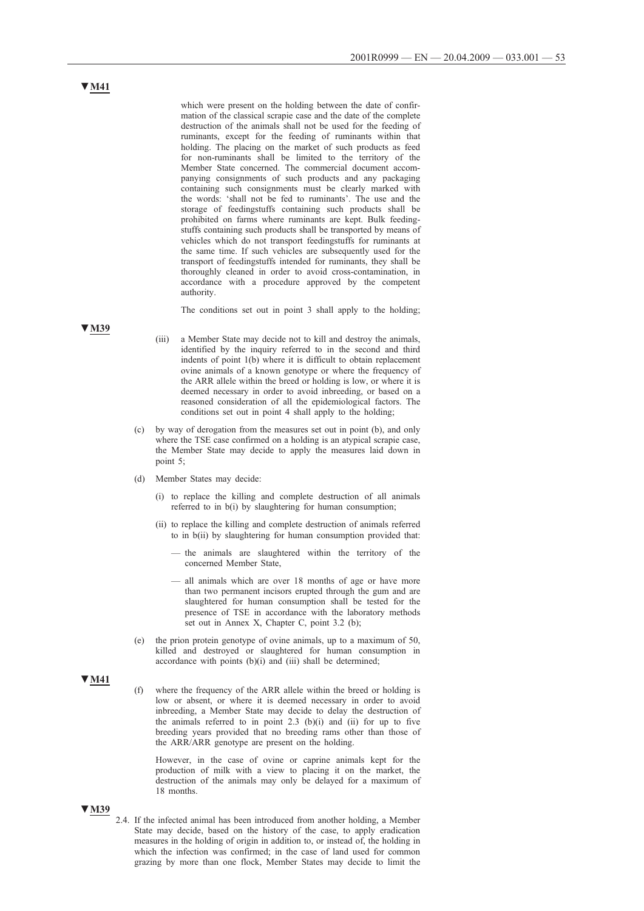▼M41

which were present on the holding between the date of confirmation of the classical scrapie case and the date of the complete destruction of the animals shall not be used for the feeding of ruminants, except for the feeding of ruminants within that holding. The placing on the market of such products as feed for non-ruminants shall be limited to the territory of the Member State concerned. The commercial document accompanying consignments of such products and any packaging containing such consignments must be clearly marked with the words: 'shall not be fed to ruminants'. The use and the storage of feedingstuffs containing such products shall be prohibited on farms where ruminants are kept. Bulk feedingstuffs containing such products shall be transported by means of vehicles which do not transport feedingstuffs for ruminants at the same time. If such vehicles are subsequently used for the transport of feedingstuffs intended for ruminants, they shall be thoroughly cleaned in order to avoid cross-contamination, in accordance with a procedure approved by the competent authority.

The conditions set out in point 3 shall apply to the holding;

▼M39

(iii) a Member State may decide not to kill and destroy the animals, identified by the inquiry referred to in the second and third indents of point 1(b) where it is difficult to obtain replacement ovine animals of a known genotype or where the frequency of the ARR allele within the breed or holding is low, or where it is deemed necessary in order to avoid inbreeding, or based on a reasoned consideration of all the epidemiological factors. The conditions set out in point 4 shall apply to the holding;

(c) by way of derogation from the measures set out in point (b), and only where the TSE case confirmed on a holding is an atypical scrapie case, the Member State may decide to apply the measures laid down in point 5;

(d) Member States may decide:

(i) to replace the killing and complete destruction of all animals referred to in b(i) by slaughtering for human consumption;

(ii) to replace the killing and complete destruction of animals referred to in b(ii) by slaughtering for human consumption provided that:

— the animals are slaughtered within the territory of the concerned Member State,

— all animals which are over 18 months of age or have more than two permanent incisors erupted through the gum and are slaughtered for human consumption shall be tested for the presence of TSE in accordance with the laboratory methods set out in Annex X, Chapter C, point 3.2 (b);

(e) the prion protein genotype of ovine animals, up to a maximum of 50, killed and destroyed or slaughtered for human consumption in accordance with points (b)(i) and (iii) shall be determined;

▼M41

(f) where the frequency of the ARR allele within the breed or holding is low or absent, or where it is deemed necessary in order to avoid inbreeding, a Member State may decide to delay the destruction of the animals referred to in point 2.3 (b)(i) and (ii) for up to five breeding years provided that no breeding rams other than those of the ARR/ARR genotype are present on the holding.

However, in the case of ovine or caprine animals kept for the production of milk with a view to placing it on the market, the destruction of the animals may only be delayed for a maximum of 18 months.

▼M39

2.4. If the infected animal has been introduced from another holding, a Member State may decide, based on the history of the case, to apply eradication measures in the holding of origin in addition to, or instead of, the holding in which the infection was confirmed; in the case of land used for common grazing by more than one flock, Member States may decide to limit the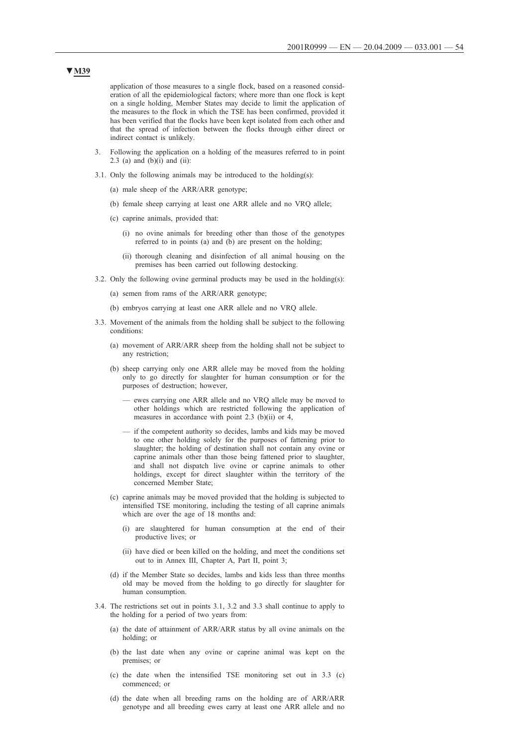▼**M39**

application of those measures to a single flock, based on a reasoned consideration of all the epidemiological factors; where more than one flock is kept on a single holding, Member States may decide to limit the application of the measures to the flock in which the TSE has been confirmed, provided it has been verified that the flocks have been kept isolated from each other and that the spread of infection between the flocks through either direct or indirect contact is unlikely.

3. Following the application on a holding of the measures referred to in point 2.3 (a) and (b)(i) and (ii):

3.1. Only the following animals may be introduced to the holding(s):

(a) male sheep of the ARR/ARR genotype;

(b) female sheep carrying at least one ARR allele and no VRQ allele;

(c) caprine animals, provided that:

(i) no ovine animals for breeding other than those of the genotypes referred to in points (a) and (b) are present on the holding;

(ii) thorough cleaning and disinfection of all animal housing on the premises has been carried out following destocking.

3.2. Only the following ovine germinal products may be used in the holding(s):

(a) semen from rams of the ARR/ARR genotype;

(b) embryos carrying at least one ARR allele and no VRQ allele.

3.3. Movement of the animals from the holding shall be subject to the following conditions:

(a) movement of ARR/ARR sheep from the holding shall not be subject to any restriction;

(b) sheep carrying only one ARR allele may be moved from the holding only to go directly for slaughter for human consumption or for the purposes of destruction; however,

— ewes carrying one ARR allele and no VRQ allele may be moved to other holdings which are restricted following the application of measures in accordance with point 2.3 (b)(ii) or 4,

— if the competent authority so decides, lambs and kids may be moved to one other holding solely for the purposes of fattening prior to slaughter; the holding of destination shall not contain any ovine or caprine animals other than those being fattened prior to slaughter, and shall not dispatch live ovine or caprine animals to other holdings, except for direct slaughter within the territory of the concerned Member State;

(c) caprine animals may be moved provided that the holding is subjected to intensified TSE monitoring, including the testing of all caprine animals which are over the age of 18 months and:

(i) are slaughtered for human consumption at the end of their productive lives; or

(ii) have died or been killed on the holding, and meet the conditions set out to in Annex III, Chapter A, Part II, point 3;

(d) if the Member State so decides, lambs and kids less than three months old may be moved from the holding to go directly for slaughter for human consumption.

3.4. The restrictions set out in points 3.1, 3.2 and 3.3 shall continue to apply to the holding for a period of two years from:

(a) the date of attainment of ARR/ARR status by all ovine animals on the holding; or

(b) the last date when any ovine or caprine animal was kept on the premises; or

(c) the date when the intensified TSE monitoring set out in 3.3 (c) commenced; or

(d) the date when all breeding rams on the holding are of ARR/ARR genotype and all breeding ewes carry at least one ARR allele and no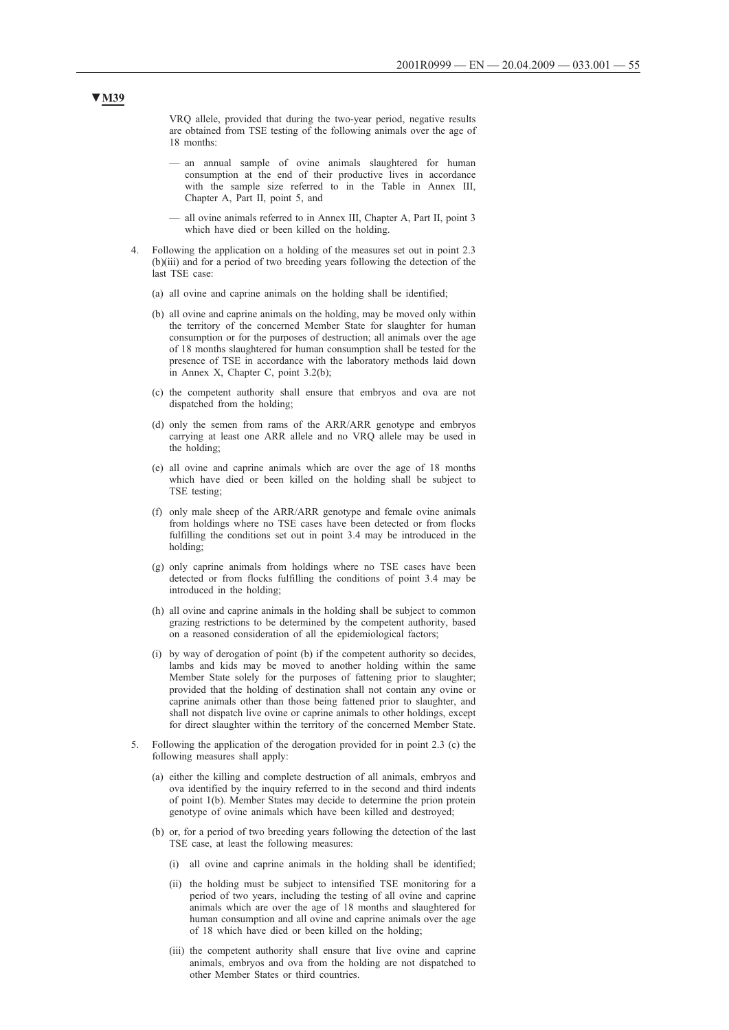▼M39

VRQ allele, provided that during the two-year period, negative results are obtained from TSE testing of the following animals over the age of 18 months:

— an annual sample of ovine animals slaughtered for human consumption at the end of their productive lives in accordance with the sample size referred to in the Table in Annex III, Chapter A, Part II, point 5, and

— all ovine animals referred to in Annex III, Chapter A, Part II, point 3 which have died or been killed on the holding.

4. Following the application on a holding of the measures set out in point 2.3 (b)(iii) and for a period of two breeding years following the detection of the last TSE case:

(a) all ovine and caprine animals on the holding shall be identified;

(b) all ovine and caprine animals on the holding, may be moved only within the territory of the concerned Member State for slaughter for human consumption or for the purposes of destruction; all animals over the age of 18 months slaughtered for human consumption shall be tested for the presence of TSE in accordance with the laboratory methods laid down in Annex X, Chapter C, point 3.2(b);

(c) the competent authority shall ensure that embryos and ova are not dispatched from the holding;

(d) only the semen from rams of the ARR/ARR genotype and embryos carrying at least one ARR allele and no VRQ allele may be used in the holding;

(e) all ovine and caprine animals which are over the age of 18 months which have died or been killed on the holding shall be subject to TSE testing;

(f) only male sheep of the ARR/ARR genotype and female ovine animals from holdings where no TSE cases have been detected or from flocks fulfilling the conditions set out in point 3.4 may be introduced in the holding;

(g) only caprine animals from holdings where no TSE cases have been detected or from flocks fulfilling the conditions of point 3.4 may be introduced in the holding;

(h) all ovine and caprine animals in the holding shall be subject to common grazing restrictions to be determined by the competent authority, based on a reasoned consideration of all the epidemiological factors;

(i) by way of derogation of point (b) if the competent authority so decides, lambs and kids may be moved to another holding within the same Member State solely for the purposes of fattening prior to slaughter; provided that the holding of destination shall not contain any ovine or caprine animals other than those being fattened prior to slaughter, and shall not dispatch live ovine or caprine animals to other holdings, except for direct slaughter within the territory of the concerned Member State.

5. Following the application of the derogation provided for in point 2.3 (c) the following measures shall apply:

(a) either the killing and complete destruction of all animals, embryos and ova identified by the inquiry referred to in the second and third indents of point 1(b). Member States may decide to determine the prion protein genotype of ovine animals which have been killed and destroyed;

(b) or, for a period of two breeding years following the detection of the last TSE case, at least the following measures:

(i) all ovine and caprine animals in the holding shall be identified;

(ii) the holding must be subject to intensified TSE monitoring for a period of two years, including the testing of all ovine and caprine animals which are over the age of 18 months and slaughtered for human consumption and all ovine and caprine animals over the age of 18 which have died or been killed on the holding;

(iii) the competent authority shall ensure that live ovine and caprine animals, embryos and ova from the holding are not dispatched to other Member States or third countries.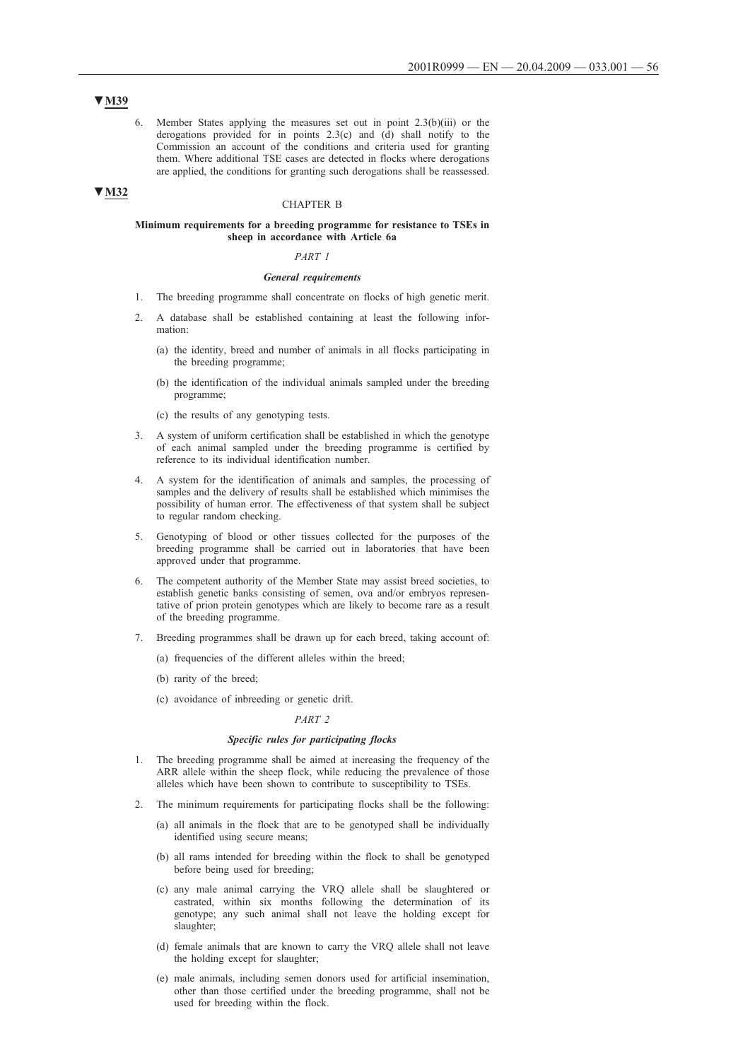▼**M39**

6. Member States applying the measures set out in point 2.3(b)(iii) or the derogations provided for in points 2.3(c) and (d) shall notify to the Commission an account of the conditions and criteria used for granting them. Where additional TSE cases are detected in flocks where derogations are applied, the conditions for granting such derogations shall be reassessed.

▼**M32**

CHAPTER B

**Minimum requirements for a breeding programme for resistance to TSEs in sheep in accordance with Article 6a**

*PART 1*

***General requirements***

1. The breeding programme shall concentrate on flocks of high genetic merit.

2. A database shall be established containing at least the following information:

   (a) the identity, breed and number of animals in all flocks participating in the breeding programme;

   (b) the identification of the individual animals sampled under the breeding programme;

   (c) the results of any genotyping tests.

3. A system of uniform certification shall be established in which the genotype of each animal sampled under the breeding programme is certified by reference to its individual identification number.

4. A system for the identification of animals and samples, the processing of samples and the delivery of results shall be established which minimises the possibility of human error. The effectiveness of that system shall be subject to regular random checking.

5. Genotyping of blood or other tissues collected for the purposes of the breeding programme shall be carried out in laboratories that have been approved under that programme.

6. The competent authority of the Member State may assist breed societies, to establish genetic banks consisting of semen, ova and/or embryos representative of prion protein genotypes which are likely to become rare as a result of the breeding programme.

7. Breeding programmes shall be drawn up for each breed, taking account of:

   (a) frequencies of the different alleles within the breed;

   (b) rarity of the breed;

   (c) avoidance of inbreeding or genetic drift.

*PART 2*

***Specific rules for participating flocks***

1. The breeding programme shall be aimed at increasing the frequency of the ARR allele within the sheep flock, while reducing the prevalence of those alleles which have been shown to contribute to susceptibility to TSEs.

2. The minimum requirements for participating flocks shall be the following:

   (a) all animals in the flock that are to be genotyped shall be individually identified using secure means;

   (b) all rams intended for breeding within the flock to shall be genotyped before being used for breeding;

   (c) any male animal carrying the VRQ allele shall be slaughtered or castrated, within six months following the determination of its genotype; any such animal shall not leave the holding except for slaughter;

   (d) female animals that are known to carry the VRQ allele shall not leave the holding except for slaughter;

   (e) male animals, including semen donors used for artificial insemination, other than those certified under the breeding programme, shall not be used for breeding within the flock.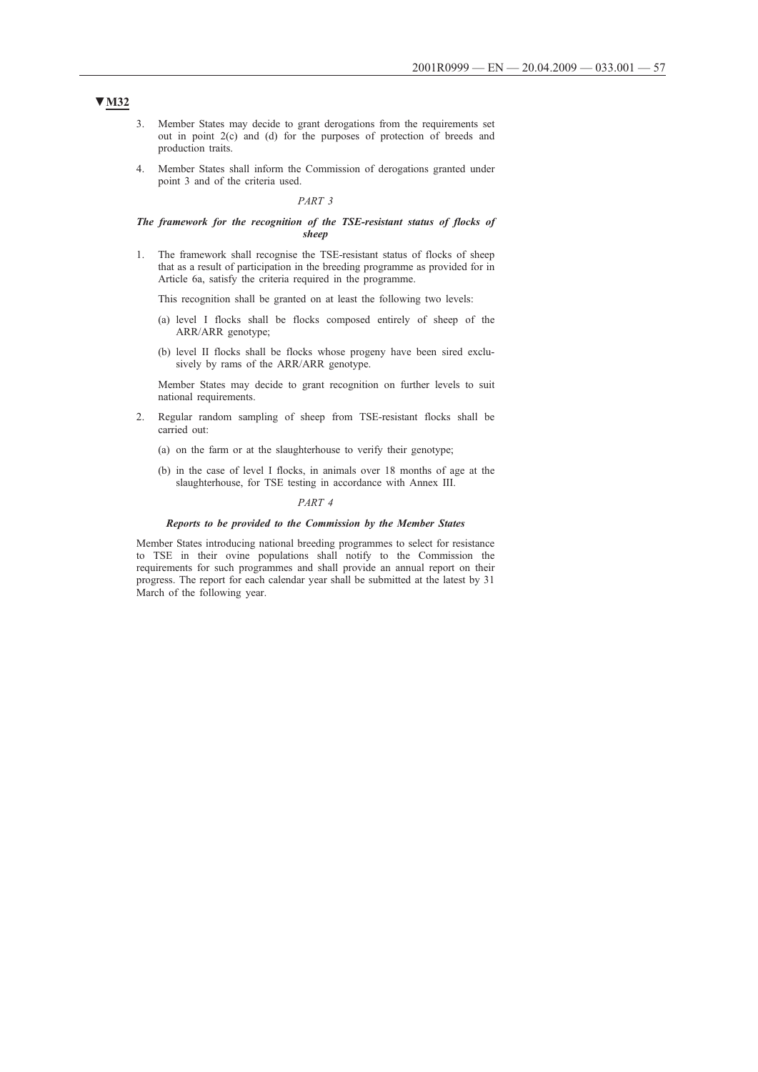▼M32

3. Member States may decide to grant derogations from the requirements set out in point 2(c) and (d) for the purposes of protection of breeds and production traits.

4. Member States shall inform the Commission of derogations granted under point 3 and of the criteria used.

*PART 3*

***The framework for the recognition of the TSE-resistant status of flocks of sheep***

1. The framework shall recognise the TSE-resistant status of flocks of sheep that as a result of participation in the breeding programme as provided for in Article 6a, satisfy the criteria required in the programme.

   This recognition shall be granted on at least the following two levels:

   (a) level I flocks shall be flocks composed entirely of sheep of the ARR/ARR genotype;

   (b) level II flocks shall be flocks whose progeny have been sired exclusively by rams of the ARR/ARR genotype.

   Member States may decide to grant recognition on further levels to suit national requirements.

2. Regular random sampling of sheep from TSE-resistant flocks shall be carried out:

   (a) on the farm or at the slaughterhouse to verify their genotype;

   (b) in the case of level I flocks, in animals over 18 months of age at the slaughterhouse, for TSE testing in accordance with Annex III.

*PART 4*

***Reports to be provided to the Commission by the Member States***

Member States introducing national breeding programmes to select for resistance to TSE in their ovine populations shall notify to the Commission the requirements for such programmes and shall provide an annual report on their progress. The report for each calendar year shall be submitted at the latest by 31 March of the following year.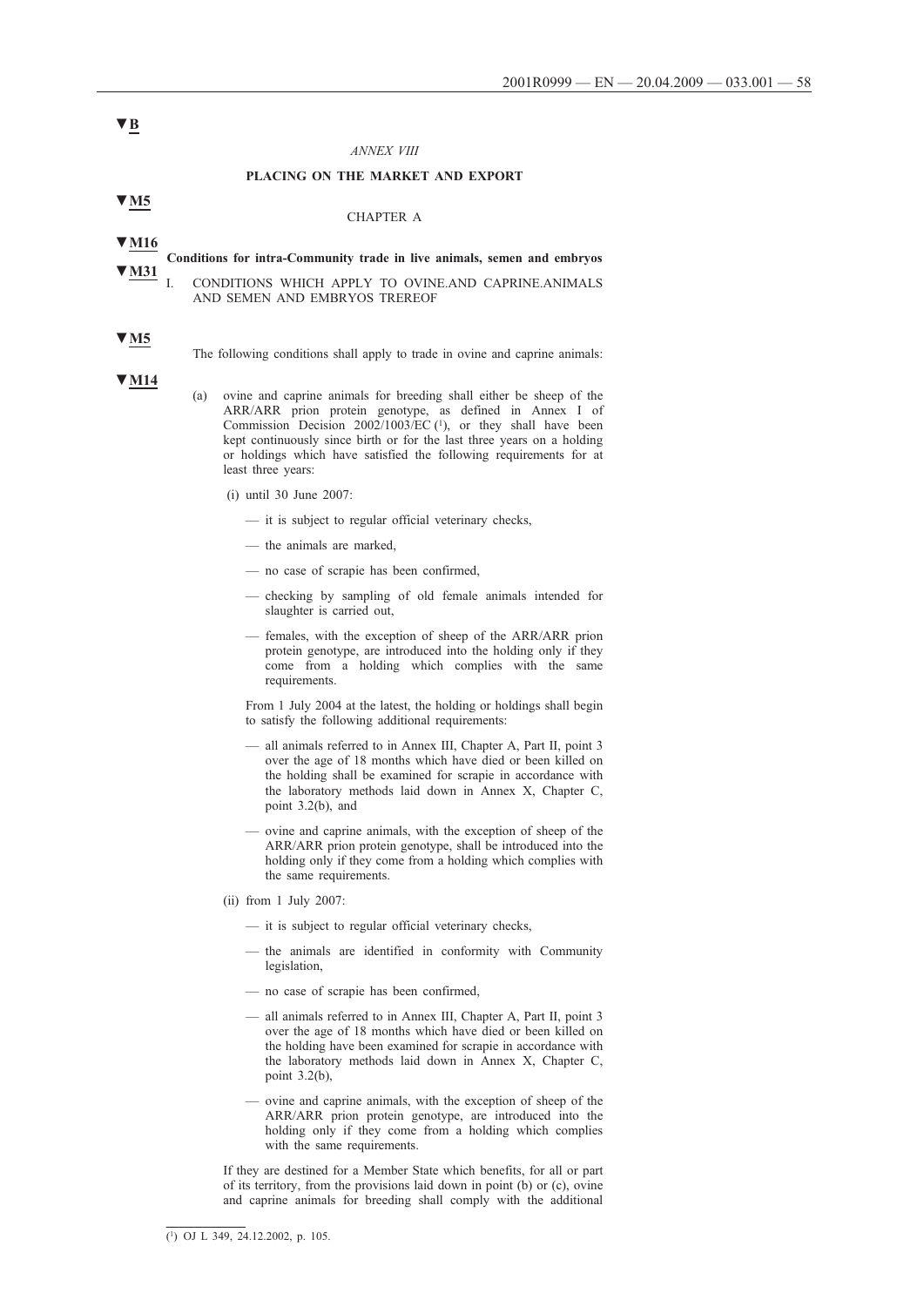▼B

*ANNEX VIII*

**PLACING ON THE MARKET AND EXPORT**

▼M5

CHAPTER A

▼M16

**Conditions for intra-Community trade in live animals, semen and embryos**

▼M31

I. CONDITIONS WHICH APPLY TO OVINE.AND CAPRINE.ANIMALS AND SEMEN AND EMBRYOS TREREOF

▼M5

The following conditions shall apply to trade in ovine and caprine animals:

▼M14

(a) ovine and caprine animals for breeding shall either be sheep of the ARR/ARR prion protein genotype, as defined in Annex I of Commission Decision 2002/1003/EC [1], or they shall have been kept continuously since birth or for the last three years on a holding or holdings which have satisfied the following requirements for at least three years:

(i) until 30 June 2007:

— it is subject to regular official veterinary checks,

— the animals are marked,

— no case of scrapie has been confirmed,

— checking by sampling of old female animals intended for slaughter is carried out,

— females, with the exception of sheep of the ARR/ARR prion protein genotype, are introduced into the holding only if they come from a holding which complies with the same requirements.

From 1 July 2004 at the latest, the holding or holdings shall begin to satisfy the following additional requirements:

— all animals referred to in Annex III, Chapter A, Part II, point 3 over the age of 18 months which have died or been killed on the holding shall be examined for scrapie in accordance with the laboratory methods laid down in Annex X, Chapter C, point 3.2(b), and

— ovine and caprine animals, with the exception of sheep of the ARR/ARR prion protein genotype, shall be introduced into the holding only if they come from a holding which complies with the same requirements.

(ii) from 1 July 2007:

— it is subject to regular official veterinary checks,

— the animals are identified in conformity with Community legislation,

— no case of scrapie has been confirmed,

— all animals referred to in Annex III, Chapter A, Part II, point 3 over the age of 18 months which have died or been killed on the holding have been examined for scrapie in accordance with the laboratory methods laid down in Annex X, Chapter C, point 3.2(b),

— ovine and caprine animals, with the exception of sheep of the ARR/ARR prion protein genotype, are introduced into the holding only if they come from a holding which complies with the same requirements.

If they are destined for a Member State which benefits, for all or part of its territory, from the provisions laid down in point (b) or (c), ovine and caprine animals for breeding shall comply with the additional

---

[1] OJ L 349, 24.12.2002, p. 105.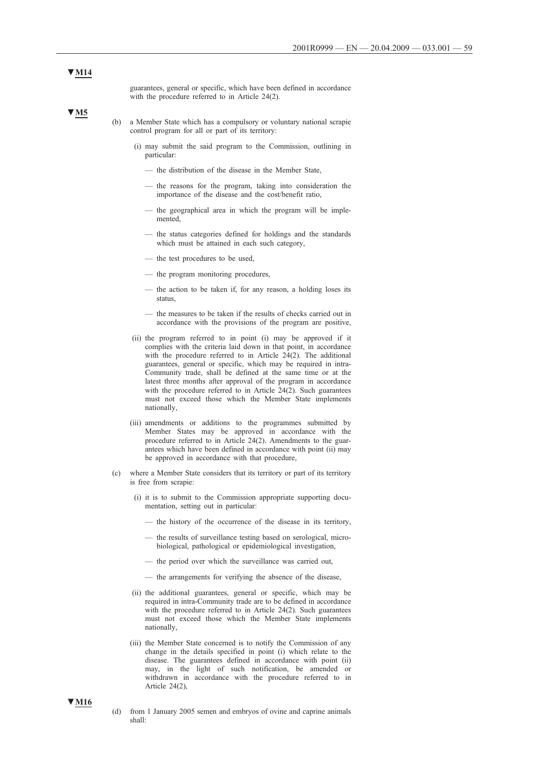▼M14

guarantees, general or specific, which have been defined in accordance with the procedure referred to in Article 24(2).

▼M5

(b) a Member State which has a compulsory or voluntary national scrapie control program for all or part of its territory:

(i) may submit the said program to the Commission, outlining in particular:

— the distribution of the disease in the Member State,

— the reasons for the program, taking into consideration the importance of the disease and the cost/benefit ratio,

— the geographical area in which the program will be implemented,

— the status categories defined for holdings and the standards which must be attained in each such category,

— the test procedures to be used,

— the program monitoring procedures,

— the action to be taken if, for any reason, a holding loses its status,

— the measures to be taken if the results of checks carried out in accordance with the provisions of the program are positive,

(ii) the program referred to in point (i) may be approved if it complies with the criteria laid down in that point, in accordance with the procedure referred to in Article 24(2). The additional guarantees, general or specific, which may be required in intra-Community trade, shall be defined at the same time or at the latest three months after approval of the program in accordance with the procedure referred to in Article 24(2). Such guarantees must not exceed those which the Member State implements nationally,

(iii) amendments or additions to the programmes submitted by Member States may be approved in accordance with the procedure referred to in Article 24(2). Amendments to the guarantees which have been defined in accordance with point (ii) may be approved in accordance with that procedure,

(c) where a Member State considers that its territory or part of its territory is free from scrapie:

(i) it is to submit to the Commission appropriate supporting documentation, setting out in particular:

— the history of the occurrence of the disease in its territory,

— the results of surveillance testing based on serological, microbiological, pathological or epidemiological investigation,

— the period over which the surveillance was carried out,

— the arrangements for verifying the absence of the disease,

(ii) the additional guarantees, general or specific, which may be required in intra-Community trade are to be defined in accordance with the procedure referred to in Article 24(2). Such guarantees must not exceed those which the Member State implements nationally,

(iii) the Member State concerned is to notify the Commission of any change in the details specified in point (i) which relate to the disease. The guarantees defined in accordance with point (ii) may, in the light of such notification, be amended or withdrawn in accordance with the procedure referred to in Article 24(2),

▼M16

(d) from 1 January 2005 semen and embryos of ovine and caprine animals shall: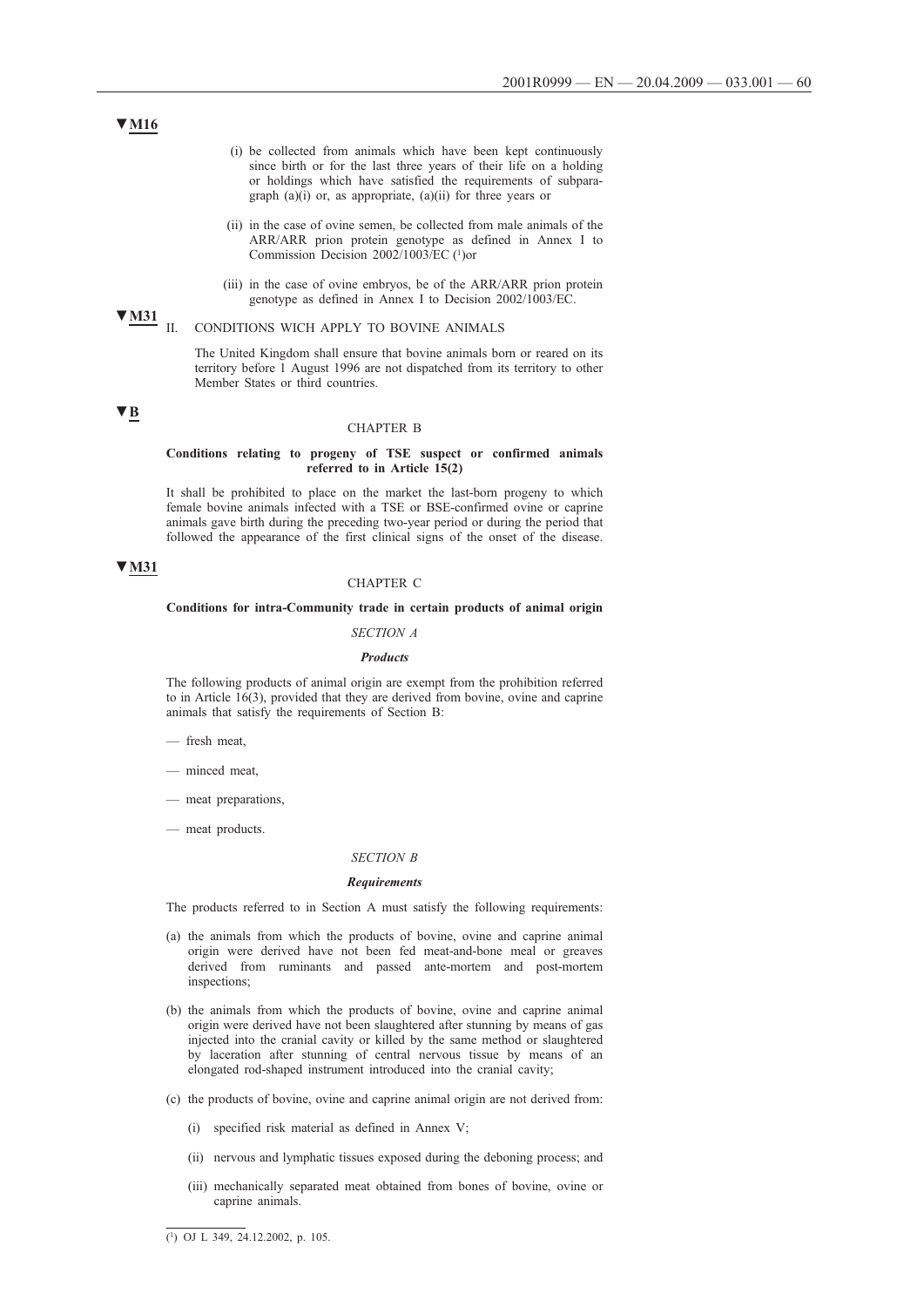▼M16

(i) be collected from animals which have been kept continuously since birth or for the last three years of their life on a holding or holdings which have satisfied the requirements of subparagraph (a)(i) or, as appropriate, (a)(ii) for three years or

(ii) in the case of ovine semen, be collected from male animals of the ARR/ARR prion protein genotype as defined in Annex I to Commission Decision 2002/1003/EC [1]or

(iii) in the case of ovine embryos, be of the ARR/ARR prion protein genotype as defined in Annex I to Decision 2002/1003/EC.

▼M31

II. CONDITIONS WICH APPLY TO BOVINE ANIMALS

The United Kingdom shall ensure that bovine animals born or reared on its territory before 1 August 1996 are not dispatched from its territory to other Member States or third countries.

▼B

CHAPTER B

**Conditions relating to progeny of TSE suspect or confirmed animals referred to in Article 15(2)**

It shall be prohibited to place on the market the last-born progeny to which female bovine animals infected with a TSE or BSE-confirmed ovine or caprine animals gave birth during the preceding two-year period or during the period that followed the appearance of the first clinical signs of the onset of the disease.

▼M31

CHAPTER C

**Conditions for intra-Community trade in certain products of animal origin**

*SECTION A*

***Products***

The following products of animal origin are exempt from the prohibition referred to in Article 16(3), provided that they are derived from bovine, ovine and caprine animals that satisfy the requirements of Section B:

— fresh meat,

— minced meat,

— meat preparations,

— meat products.

*SECTION B*

***Requirements***

The products referred to in Section A must satisfy the following requirements:

(a) the animals from which the products of bovine, ovine and caprine animal origin were derived have not been fed meat-and-bone meal or greaves derived from ruminants and passed ante-mortem and post-mortem inspections;

(b) the animals from which the products of bovine, ovine and caprine animal origin were derived have not been slaughtered after stunning by means of gas injected into the cranial cavity or killed by the same method or slaughtered by laceration after stunning of central nervous tissue by means of an elongated rod-shaped instrument introduced into the cranial cavity;

(c) the products of bovine, ovine and caprine animal origin are not derived from:

(i) specified risk material as defined in Annex V;

(ii) nervous and lymphatic tissues exposed during the deboning process; and

(iii) mechanically separated meat obtained from bones of bovine, ovine or caprine animals.

---

[1] OJ L 349, 24.12.2002, p. 105.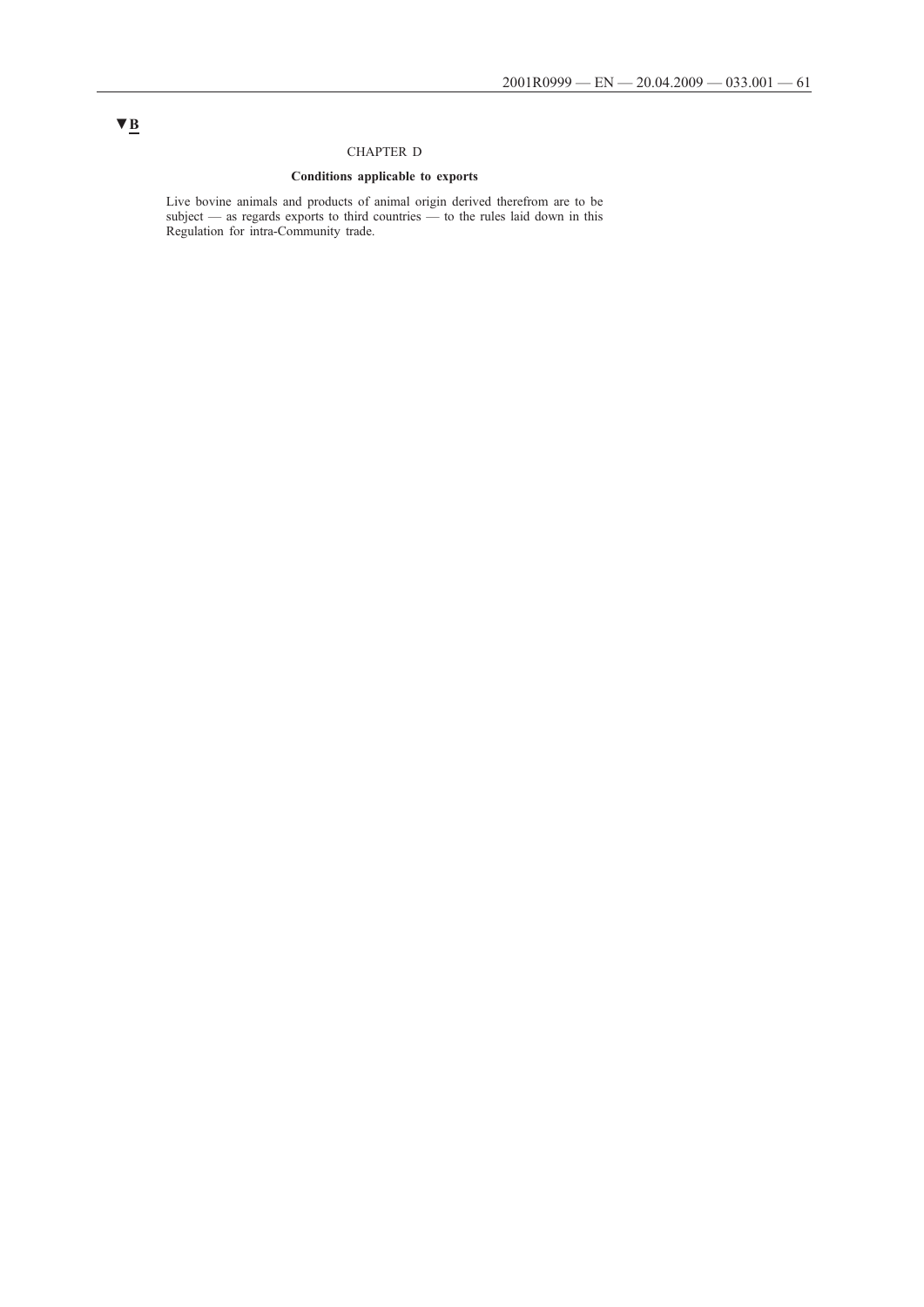▼B

CHAPTER D

**Conditions applicable to exports**

Live bovine animals and products of animal origin derived therefrom are to be subject — as regards exports to third countries — to the rules laid down in this Regulation for intra-Community trade.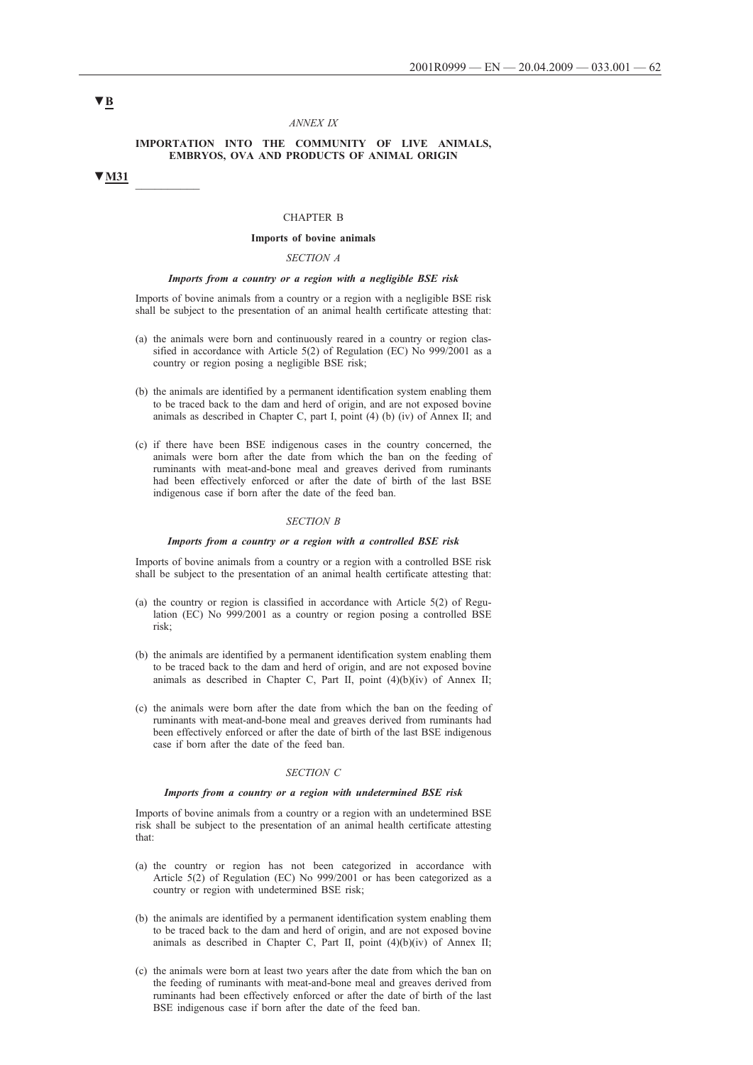▼B

*ANNEX IX*

**IMPORTATION INTO THE COMMUNITY OF LIVE ANIMALS, EMBRYOS, OVA AND PRODUCTS OF ANIMAL ORIGIN**

▼M31

---

CHAPTER B

**Imports of bovine animals**

*SECTION A*

***Imports from a country or a region with a negligible BSE risk***

Imports of bovine animals from a country or a region with a negligible BSE risk shall be subject to the presentation of an animal health certificate attesting that:

(a) the animals were born and continuously reared in a country or region classified in accordance with Article 5(2) of Regulation (EC) No 999/2001 as a country or region posing a negligible BSE risk;

(b) the animals are identified by a permanent identification system enabling them to be traced back to the dam and herd of origin, and are not exposed bovine animals as described in Chapter C, part I, point (4) (b) (iv) of Annex II; and

(c) if there have been BSE indigenous cases in the country concerned, the animals were born after the date from which the ban on the feeding of ruminants with meat-and-bone meal and greaves derived from ruminants had been effectively enforced or after the date of birth of the last BSE indigenous case if born after the date of the feed ban.

*SECTION B*

***Imports from a country or a region with a controlled BSE risk***

Imports of bovine animals from a country or a region with a controlled BSE risk shall be subject to the presentation of an animal health certificate attesting that:

(a) the country or region is classified in accordance with Article 5(2) of Regulation (EC) No 999/2001 as a country or region posing a controlled BSE risk;

(b) the animals are identified by a permanent identification system enabling them to be traced back to the dam and herd of origin, and are not exposed bovine animals as described in Chapter C, Part II, point (4)(b)(iv) of Annex II;

(c) the animals were born after the date from which the ban on the feeding of ruminants with meat-and-bone meal and greaves derived from ruminants had been effectively enforced or after the date of birth of the last BSE indigenous case if born after the date of the feed ban.

*SECTION C*

***Imports from a country or a region with undetermined BSE risk***

Imports of bovine animals from a country or a region with an undetermined BSE risk shall be subject to the presentation of an animal health certificate attesting that:

(a) the country or region has not been categorized in accordance with Article 5(2) of Regulation (EC) No 999/2001 or has been categorized as a country or region with undetermined BSE risk;

(b) the animals are identified by a permanent identification system enabling them to be traced back to the dam and herd of origin, and are not exposed bovine animals as described in Chapter C, Part II, point (4)(b)(iv) of Annex II;

(c) the animals were born at least two years after the date from which the ban on the feeding of ruminants with meat-and-bone meal and greaves derived from ruminants had been effectively enforced or after the date of birth of the last BSE indigenous case if born after the date of the feed ban.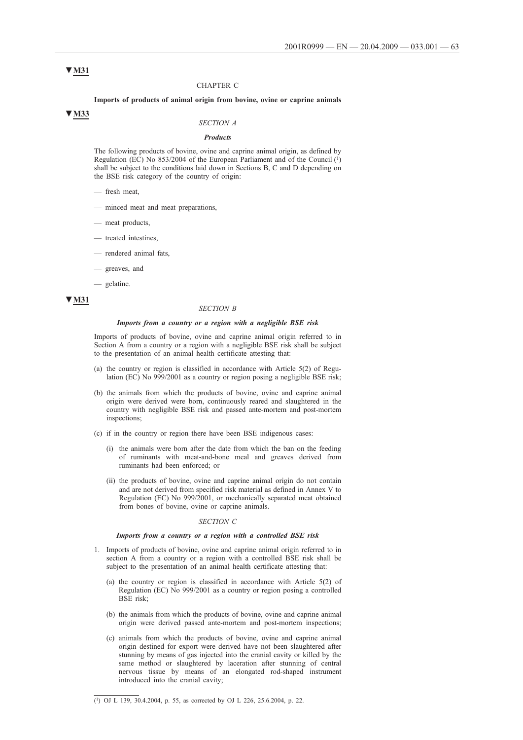▼M31

CHAPTER C

**Imports of products of animal origin from bovine, ovine or caprine animals**

▼M33

*SECTION A*

***Products***

The following products of bovine, ovine and caprine animal origin, as defined by Regulation (EC) No 853/2004 of the European Parliament and of the Council [1] shall be subject to the conditions laid down in Sections B, C and D depending on the BSE risk category of the country of origin:

— fresh meat,

— minced meat and meat preparations,

— meat products,

— treated intestines,

— rendered animal fats,

— greaves, and

— gelatine.

▼M31

*SECTION B*

***Imports from a country or a region with a negligible BSE risk***

Imports of products of bovine, ovine and caprine animal origin referred to in Section A from a country or a region with a negligible BSE risk shall be subject to the presentation of an animal health certificate attesting that:

(a) the country or region is classified in accordance with Article 5(2) of Regulation (EC) No 999/2001 as a country or region posing a negligible BSE risk;

(b) the animals from which the products of bovine, ovine and caprine animal origin were derived were born, continuously reared and slaughtered in the country with negligible BSE risk and passed ante-mortem and post-mortem inspections;

(c) if in the country or region there have been BSE indigenous cases:

(i) the animals were born after the date from which the ban on the feeding of ruminants with meat-and-bone meal and greaves derived from ruminants had been enforced; or

(ii) the products of bovine, ovine and caprine animal origin do not contain and are not derived from specified risk material as defined in Annex V to Regulation (EC) No 999/2001, or mechanically separated meat obtained from bones of bovine, ovine or caprine animals.

*SECTION C*

***Imports from a country or a region with a controlled BSE risk***

1. Imports of products of bovine, ovine and caprine animal origin referred to in section A from a country or a region with a controlled BSE risk shall be subject to the presentation of an animal health certificate attesting that:

(a) the country or region is classified in accordance with Article 5(2) of Regulation (EC) No 999/2001 as a country or region posing a controlled BSE risk;

(b) the animals from which the products of bovine, ovine and caprine animal origin were derived passed ante-mortem and post-mortem inspections;

(c) animals from which the products of bovine, ovine and caprine animal origin destined for export were derived have not been slaughtered after stunning by means of gas injected into the cranial cavity or killed by the same method or slaughtered by laceration after stunning of central nervous tissue by means of an elongated rod-shaped instrument introduced into the cranial cavity;

[1] OJ L 139, 30.4.2004, p. 55, as corrected by OJ L 226, 25.6.2004, p. 22.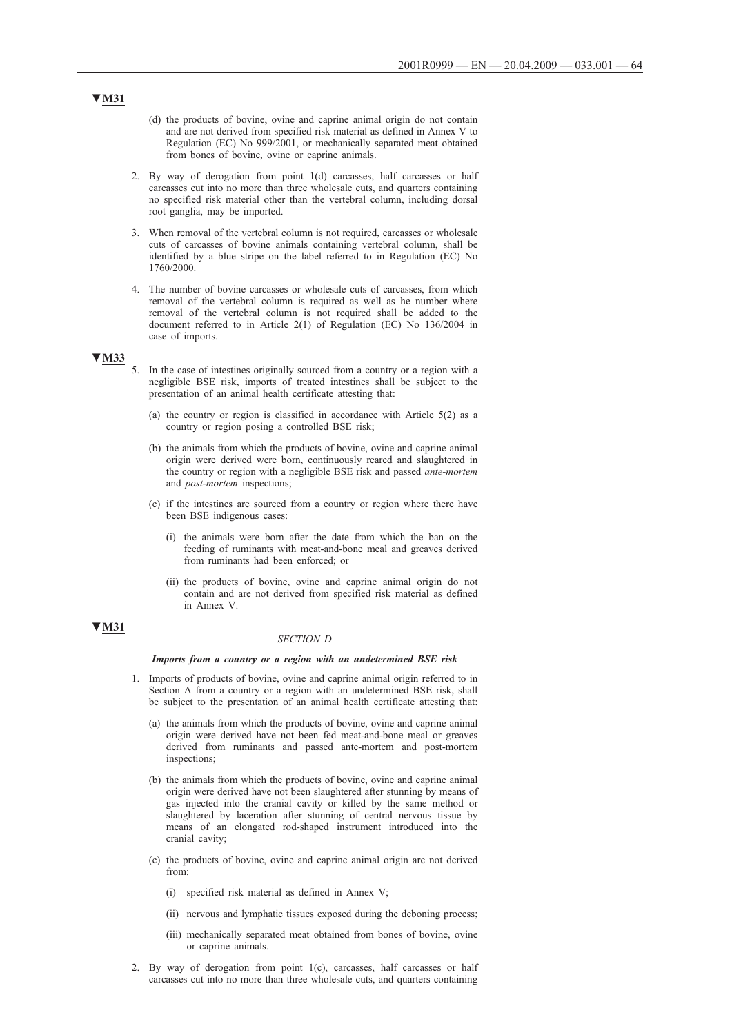▼M31

(d) the products of bovine, ovine and caprine animal origin do not contain and are not derived from specified risk material as defined in Annex V to Regulation (EC) No 999/2001, or mechanically separated meat obtained from bones of bovine, ovine or caprine animals.

2. By way of derogation from point 1(d) carcasses, half carcasses or half carcasses cut into no more than three wholesale cuts, and quarters containing no specified risk material other than the vertebral column, including dorsal root ganglia, may be imported.

3. When removal of the vertebral column is not required, carcasses or wholesale cuts of carcasses of bovine animals containing vertebral column, shall be identified by a blue stripe on the label referred to in Regulation (EC) No 1760/2000.

4. The number of bovine carcasses or wholesale cuts of carcasses, from which removal of the vertebral column is required as well as he number where removal of the vertebral column is not required shall be added to the document referred to in Article 2(1) of Regulation (EC) No 136/2004 in case of imports.

▼M33

5. In the case of intestines originally sourced from a country or a region with a negligible BSE risk, imports of treated intestines shall be subject to the presentation of an animal health certificate attesting that:

   (a) the country or region is classified in accordance with Article 5(2) as a country or region posing a controlled BSE risk;

   (b) the animals from which the products of bovine, ovine and caprine animal origin were derived were born, continuously reared and slaughtered in the country or region with a negligible BSE risk and passed *ante-mortem* and *post-mortem* inspections;

   (c) if the intestines are sourced from a country or region where there have been BSE indigenous cases:

      (i) the animals were born after the date from which the ban on the feeding of ruminants with meat-and-bone meal and greaves derived from ruminants had been enforced; or

      (ii) the products of bovine, ovine and caprine animal origin do not contain and are not derived from specified risk material as defined in Annex V.

▼M31

*SECTION D*

***Imports from a country or a region with an undetermined BSE risk***

1. Imports of products of bovine, ovine and caprine animal origin referred to in Section A from a country or a region with an undetermined BSE risk, shall be subject to the presentation of an animal health certificate attesting that:

   (a) the animals from which the products of bovine, ovine and caprine animal origin were derived have not been fed meat-and-bone meal or greaves derived from ruminants and passed ante-mortem and post-mortem inspections;

   (b) the animals from which the products of bovine, ovine and caprine animal origin were derived have not been slaughtered after stunning by means of gas injected into the cranial cavity or killed by the same method or slaughtered by laceration after stunning of central nervous tissue by means of an elongated rod-shaped instrument introduced into the cranial cavity;

   (c) the products of bovine, ovine and caprine animal origin are not derived from:

      (i) specified risk material as defined in Annex V;

      (ii) nervous and lymphatic tissues exposed during the deboning process;

      (iii) mechanically separated meat obtained from bones of bovine, ovine or caprine animals.

2. By way of derogation from point 1(c), carcasses, half carcasses or half carcasses cut into no more than three wholesale cuts, and quarters containing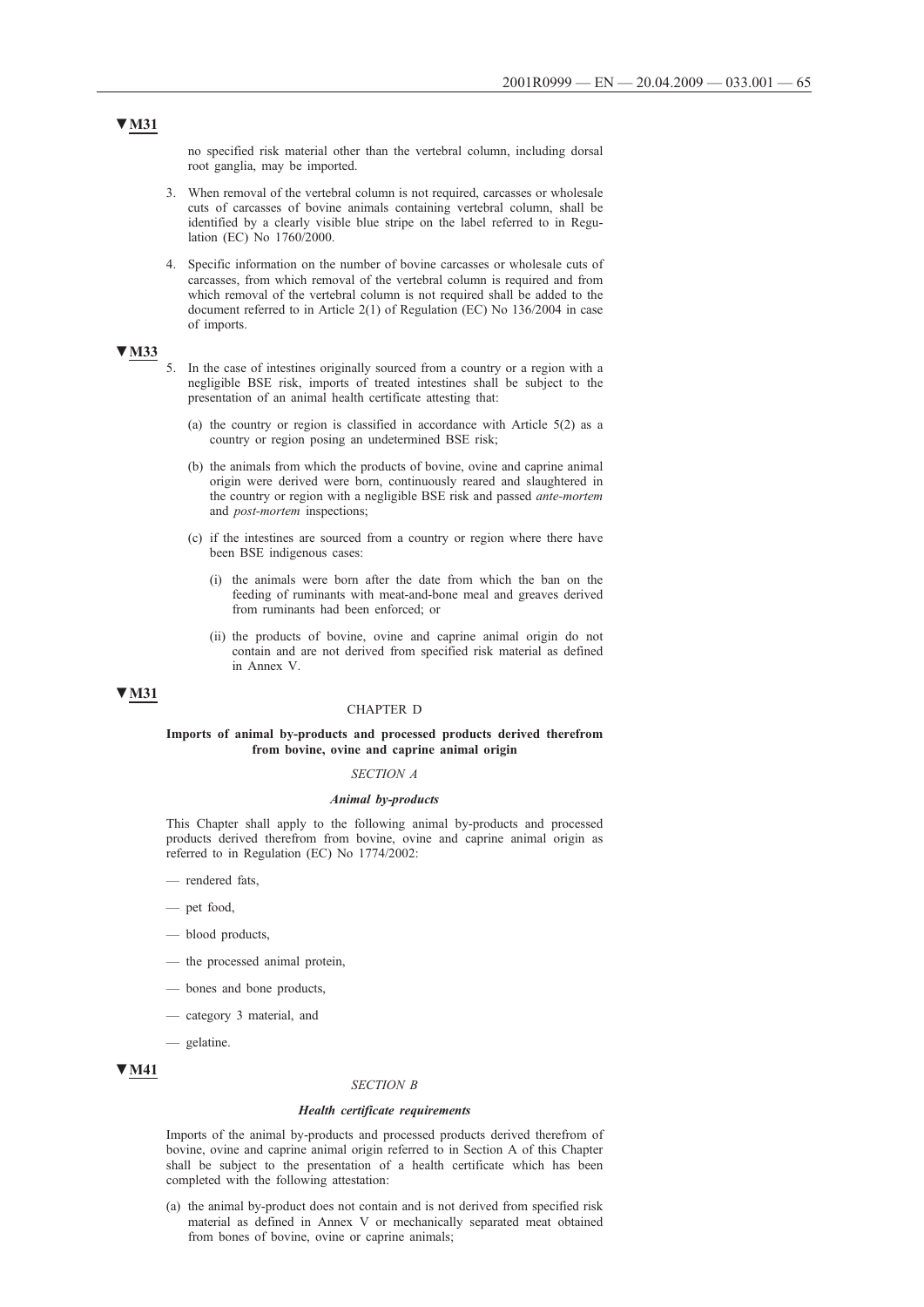▼M31

no specified risk material other than the vertebral column, including dorsal root ganglia, may be imported.

3. When removal of the vertebral column is not required, carcasses or wholesale cuts of carcasses of bovine animals containing vertebral column, shall be identified by a clearly visible blue stripe on the label referred to in Regulation (EC) No 1760/2000.

4. Specific information on the number of bovine carcasses or wholesale cuts of carcasses, from which removal of the vertebral column is required and from which removal of the vertebral column is not required shall be added to the document referred to in Article 2(1) of Regulation (EC) No 136/2004 in case of imports.

▼M33

5. In the case of intestines originally sourced from a country or a region with a negligible BSE risk, imports of treated intestines shall be subject to the presentation of an animal health certificate attesting that:

   (a) the country or region is classified in accordance with Article 5(2) as a country or region posing an undetermined BSE risk;

   (b) the animals from which the products of bovine, ovine and caprine animal origin were derived were born, continuously reared and slaughtered in the country or region with a negligible BSE risk and passed *ante-mortem* and *post-mortem* inspections;

   (c) if the intestines are sourced from a country or region where there have been BSE indigenous cases:

      (i) the animals were born after the date from which the ban on the feeding of ruminants with meat-and-bone meal and greaves derived from ruminants had been enforced; or

      (ii) the products of bovine, ovine and caprine animal origin do not contain and are not derived from specified risk material as defined in Annex V.

▼M31

CHAPTER D

**Imports of animal by-products and processed products derived therefrom from bovine, ovine and caprine animal origin**

*SECTION A*

***Animal by-products***

This Chapter shall apply to the following animal by-products and processed products derived therefrom from bovine, ovine and caprine animal origin as referred to in Regulation (EC) No 1774/2002:

— rendered fats,

— pet food,

— blood products,

— the processed animal protein,

— bones and bone products,

— category 3 material, and

— gelatine.

▼M41

*SECTION B*

***Health certificate requirements***

Imports of the animal by-products and processed products derived therefrom of bovine, ovine and caprine animal origin referred to in Section A of this Chapter shall be subject to the presentation of a health certificate which has been completed with the following attestation:

(a) the animal by-product does not contain and is not derived from specified risk material as defined in Annex V or mechanically separated meat obtained from bones of bovine, ovine or caprine animals;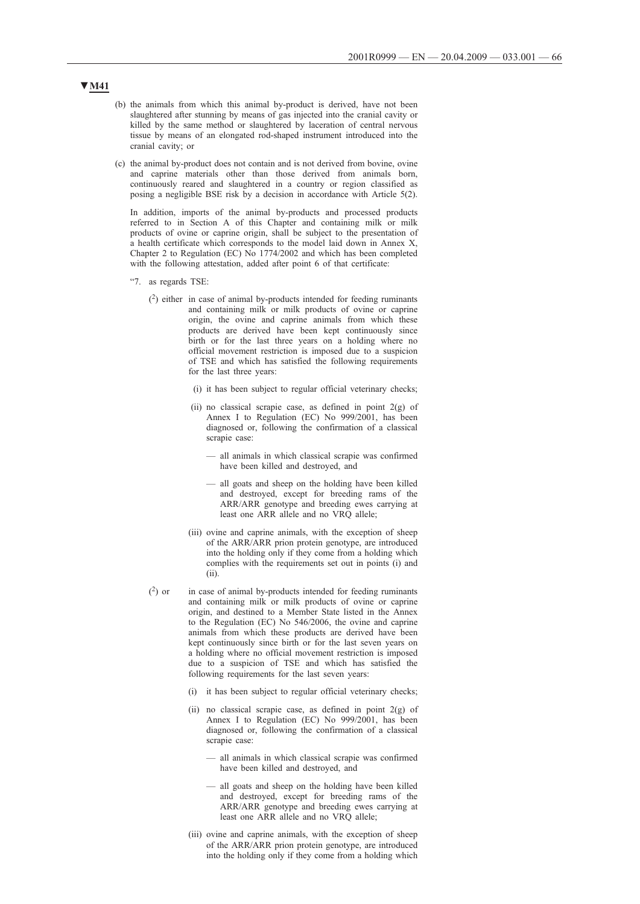▼**M41**

(b) the animals from which this animal by-product is derived, have not been slaughtered after stunning by means of gas injected into the cranial cavity or killed by the same method or slaughtered by laceration of central nervous tissue by means of an elongated rod-shaped instrument introduced into the cranial cavity; or

(c) the animal by-product does not contain and is not derived from bovine, ovine and caprine materials other than those derived from animals born, continuously reared and slaughtered in a country or region classified as posing a negligible BSE risk by a decision in accordance with Article 5(2).

In addition, imports of the animal by-products and processed products referred to in Section A of this Chapter and containing milk or milk products of ovine or caprine origin, shall be subject to the presentation of a health certificate which corresponds to the model laid down in Annex X, Chapter 2 to Regulation (EC) No 1774/2002 and which has been completed with the following attestation, added after point 6 of that certificate:

"7. as regards TSE:

([2]) either in case of animal by-products intended for feeding ruminants and containing milk or milk products of ovine or caprine origin, the ovine and caprine animals from which these products are derived have been kept continuously since birth or for the last three years on a holding where no official movement restriction is imposed due to a suspicion of TSE and which has satisfied the following requirements for the last three years:

(i) it has been subject to regular official veterinary checks;

(ii) no classical scrapie case, as defined in point 2(g) of Annex I to Regulation (EC) No 999/2001, has been diagnosed or, following the confirmation of a classical scrapie case:

— all animals in which classical scrapie was confirmed have been killed and destroyed, and

— all goats and sheep on the holding have been killed and destroyed, except for breeding rams of the ARR/ARR genotype and breeding ewes carrying at least one ARR allele and no VRQ allele;

(iii) ovine and caprine animals, with the exception of sheep of the ARR/ARR prion protein genotype, are introduced into the holding only if they come from a holding which complies with the requirements set out in points (i) and (ii).

([2]) or in case of animal by-products intended for feeding ruminants and containing milk or milk products of ovine or caprine origin, and destined to a Member State listed in the Annex to the Regulation (EC) No 546/2006, the ovine and caprine animals from which these products are derived have been kept continuously since birth or for the last seven years on a holding where no official movement restriction is imposed due to a suspicion of TSE and which has satisfied the following requirements for the last seven years:

(i) it has been subject to regular official veterinary checks;

(ii) no classical scrapie case, as defined in point 2(g) of Annex I to Regulation (EC) No 999/2001, has been diagnosed or, following the confirmation of a classical scrapie case:

— all animals in which classical scrapie was confirmed have been killed and destroyed, and

— all goats and sheep on the holding have been killed and destroyed, except for breeding rams of the ARR/ARR genotype and breeding ewes carrying at least one ARR allele and no VRQ allele;

(iii) ovine and caprine animals, with the exception of sheep of the ARR/ARR prion protein genotype, are introduced into the holding only if they come from a holding which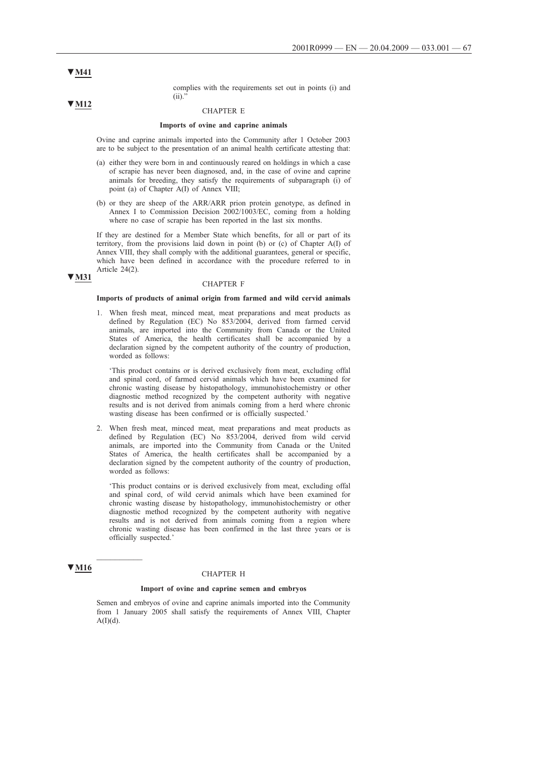▼M41

complies with the requirements set out in points (i) and (ii).”

▼M12

CHAPTER E

**Imports of ovine and caprine animals**

Ovine and caprine animals imported into the Community after 1 October 2003 are to be subject to the presentation of an animal health certificate attesting that:

(a) either they were born in and continuously reared on holdings in which a case of scrapie has never been diagnosed, and, in the case of ovine and caprine animals for breeding, they satisfy the requirements of subparagraph (i) of point (a) of Chapter A(I) of Annex VIII;

(b) or they are sheep of the ARR/ARR prion protein genotype, as defined in Annex I to Commission Decision 2002/1003/EC, coming from a holding where no case of scrapie has been reported in the last six months.

If they are destined for a Member State which benefits, for all or part of its territory, from the provisions laid down in point (b) or (c) of Chapter A(I) of Annex VIII, they shall comply with the additional guarantees, general or specific, which have been defined in accordance with the procedure referred to in Article 24(2).

▼M31

CHAPTER F

**Imports of products of animal origin from farmed and wild cervid animals**

1. When fresh meat, minced meat, meat preparations and meat products as defined by Regulation (EC) No 853/2004, derived from farmed cervid animals, are imported into the Community from Canada or the United States of America, the health certificates shall be accompanied by a declaration signed by the competent authority of the country of production, worded as follows:

   ‘This product contains or is derived exclusively from meat, excluding offal and spinal cord, of farmed cervid animals which have been examined for chronic wasting disease by histopathology, immunohistochemistry or other diagnostic method recognized by the competent authority with negative results and is not derived from animals coming from a herd where chronic wasting disease has been confirmed or is officially suspected.’

2. When fresh meat, minced meat, meat preparations and meat products as defined by Regulation (EC) No 853/2004, derived from wild cervid animals, are imported into the Community from Canada or the United States of America, the health certificates shall be accompanied by a declaration signed by the competent authority of the country of production, worded as follows:

   ‘This product contains or is derived exclusively from meat, excluding offal and spinal cord, of wild cervid animals which have been examined for chronic wasting disease by histopathology, immunohistochemistry or other diagnostic method recognized by the competent authority with negative results and is not derived from animals coming from a region where chronic wasting disease has been confirmed in the last three years or is officially suspected.’

---

▼M16

CHAPTER H

**Import of ovine and caprine semen and embryos**

Semen and embryos of ovine and caprine animals imported into the Community from 1 January 2005 shall satisfy the requirements of Annex VIII, Chapter A(I)(d).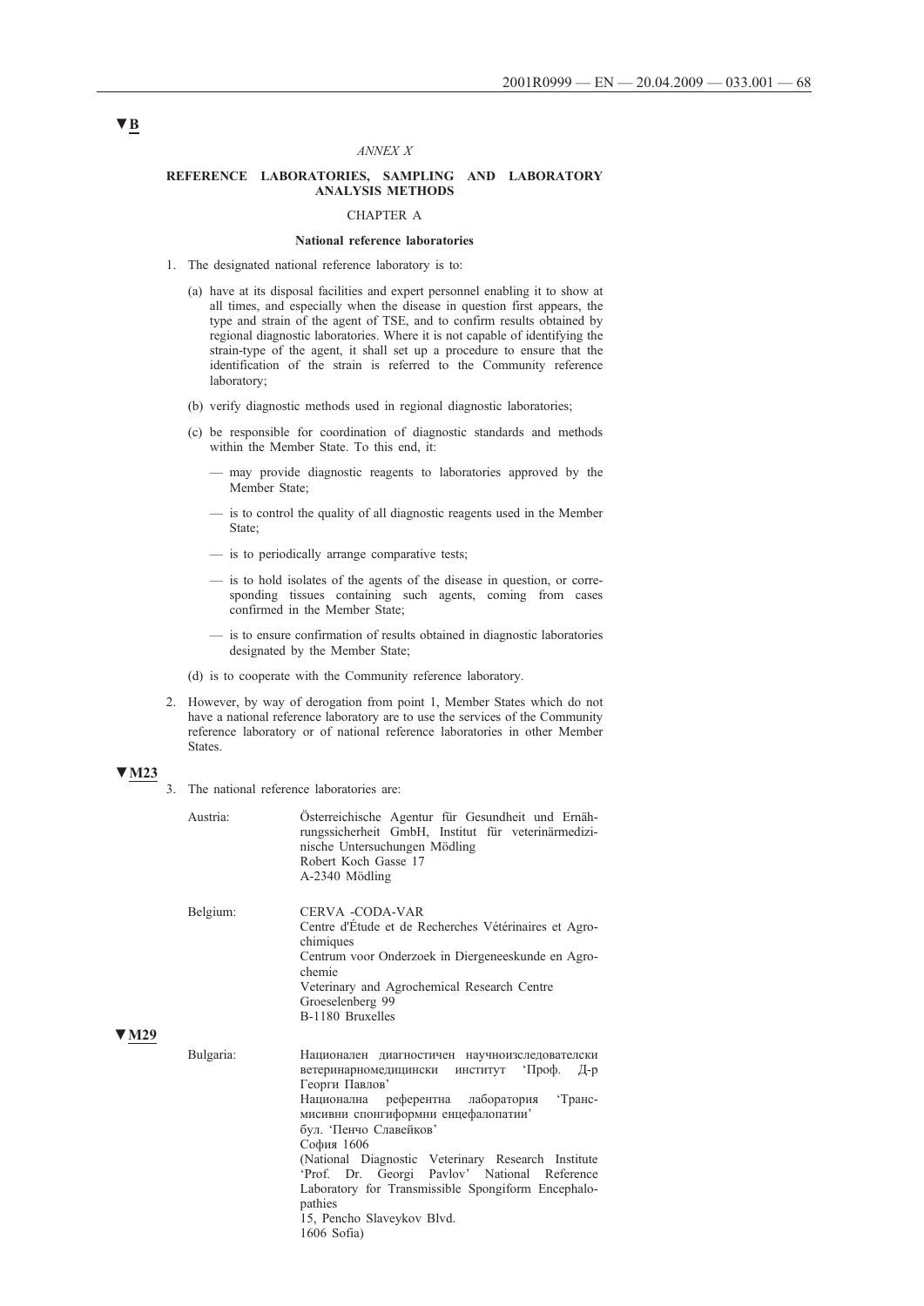▼B

*ANNEX X*

**REFERENCE LABORATORIES, SAMPLING AND LABORATORY ANALYSIS METHODS**

CHAPTER A

**National reference laboratories**

1. The designated national reference laboratory is to:

   (a) have at its disposal facilities and expert personnel enabling it to show at all times, and especially when the disease in question first appears, the type and strain of the agent of TSE, and to confirm results obtained by regional diagnostic laboratories. Where it is not capable of identifying the strain-type of the agent, it shall set up a procedure to ensure that the identification of the strain is referred to the Community reference laboratory;

   (b) verify diagnostic methods used in regional diagnostic laboratories;

   (c) be responsible for coordination of diagnostic standards and methods within the Member State. To this end, it:

   — may provide diagnostic reagents to laboratories approved by the Member State;

   — is to control the quality of all diagnostic reagents used in the Member State;

   — is to periodically arrange comparative tests;

   — is to hold isolates of the agents of the disease in question, or corresponding tissues containing such agents, coming from cases confirmed in the Member State;

   — is to ensure confirmation of results obtained in diagnostic laboratories designated by the Member State;

   (d) is to cooperate with the Community reference laboratory.

2. However, by way of derogation from point 1, Member States which do not have a national reference laboratory are to use the services of the Community reference laboratory or of national reference laboratories in other Member States.

▼M23

3. The national reference laboratories are:

| | |
|---|---|
| Austria: | Österreichische Agentur für Gesundheit und Ernährungssicherheit GmbH, Institut für veterinärmedizinische Untersuchungen Mödling<br>Robert Koch Gasse 17<br>A-2340 Mödling |
| Belgium: | CERVA -CODA-VAR<br>Centre d'Étude et de Recherches Vétérinaires et Agrochimiques<br>Centrum voor Onderzoek in Diergeneeskunde en Agrochemie<br>Veterinary and Agrochemical Research Centre<br>Groeselenberg 99<br>B-1180 Bruxelles |

▼M29

| | |
|---|---|
| Bulgaria: | Национален диагностичен научноизследователски ветеринарномедицински институт 'Проф. Д-р Георги Павлов'<br>Национална референтна лаборатория 'Трансмисивни спонгиформни енцефалопатии'<br>бул. 'Пенчо Славейков'<br>София 1606<br>(National Diagnostic Veterinary Research Institute 'Prof. Dr. Georgi Pavlov' National Reference Laboratory for Transmissible Spongiform Encephalopathies<br>15, Pencho Slaveykov Blvd.<br>1606 Sofia) |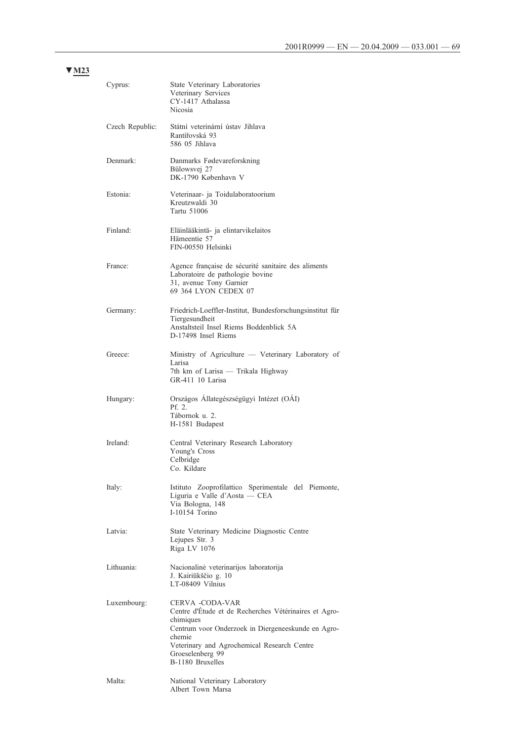▼**M23**

| | |
|---|---|
| Cyprus: | State Veterinary Laboratories<br>Veterinary Services<br>CY-1417 Athalassa<br>Nicosia |
| Czech Republic: | Státní veterinární ústav Jihlava<br>Rantířovská 93<br>586 05 Jihlava |
| Denmark: | Danmarks Fødevareforskning<br>Bülowsvej 27<br>DK-1790 København V |
| Estonia: | Veterinaar- ja Toidulaboratoorium<br>Kreutzwaldi 30<br>Tartu 51006 |
| Finland: | Eläinlääkintä- ja elintarvikelaitos<br>Hämeentie 57<br>FIN-00550 Helsinki |
| France: | Agence française de sécurité sanitaire des aliments<br>Laboratoire de pathologie bovine<br>31, avenue Tony Garnier<br>69 364 LYON CEDEX 07 |
| Germany: | Friedrich-Loeffler-Institut, Bundesforschungsinstitut für Tiergesundheit<br>Anstaltsteil Insel Riems Boddenblick 5A<br>D-17498 Insel Riems |
| Greece: | Ministry of Agriculture — Veterinary Laboratory of Larisa<br>7th km of Larisa — Trikala Highway<br>GR-411 10 Larisa |
| Hungary: | Országos Állategészségügyi Intézet (OÁI)<br>Pf. 2.<br>Tábornok u. 2.<br>H-1581 Budapest |
| Ireland: | Central Veterinary Research Laboratory<br>Young's Cross<br>Celbridge<br>Co. Kildare |
| Italy: | Istituto Zooprofilattico Sperimentale del Piemonte, Liguria e Valle d'Aosta — CEA<br>Via Bologna, 148<br>I-10154 Torino |
| Latvia: | State Veterinary Medicine Diagnostic Centre<br>Lejupes Str. 3<br>Riga LV 1076 |
| Lithuania: | Nacionalinė veterinarijos laboratorija<br>J. Kairiūkščio g. 10<br>LT-08409 Vilnius |
| Luxembourg: | CERVA -CODA-VAR<br>Centre d'Étude et de Recherches Vétérinaires et Agrochimiques<br>Centrum voor Onderzoek in Diergeneeskunde en Agrochemie<br>Veterinary and Agrochemical Research Centre<br>Groeselenberg 99<br>B-1180 Bruxelles |
| Malta: | National Veterinary Laboratory<br>Albert Town Marsa |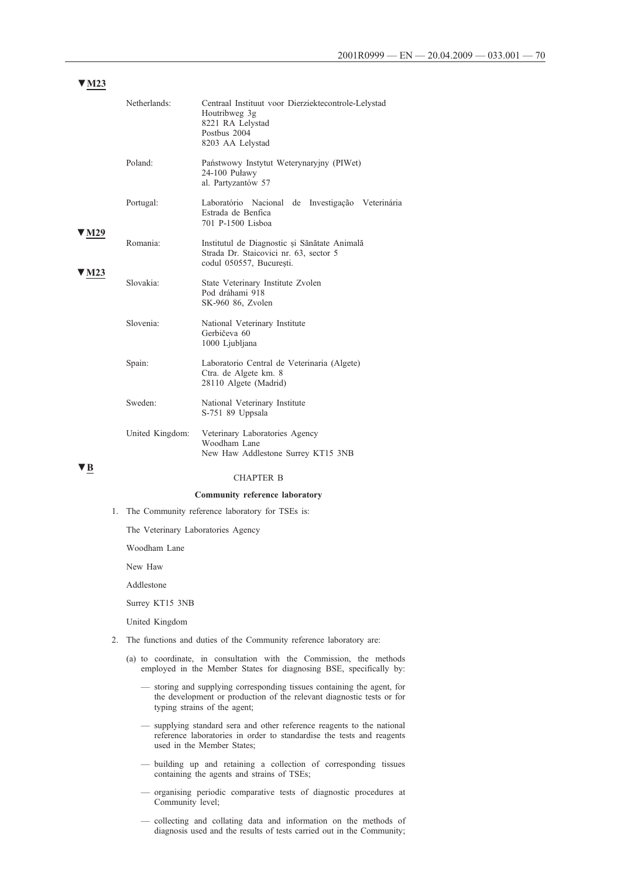▼M23

| | |
|---|---|
| Netherlands: | Centraal Instituut voor Dierziektecontrole-Lelystad<br>Houtribweg 3g<br>8221 RA Lelystad<br>Postbus 2004<br>8203 AA Lelystad |
| Poland: | Państwowy Instytut Weterynaryjny (PIWet)<br>24-100 Puławy<br>al. Partyzantów 57 |
| Portugal: | Laboratório Nacional de Investigação Veterinária<br>Estrada de Benfica<br>701 P-1500 Lisboa |

▼M29

| | |
|---|---|
| Romania: | Institutul de Diagnostic și Sănătate Animală<br>Strada Dr. Staicovici nr. 63, sector 5<br>codul 050557, București. |

▼M23

| | |
|---|---|
| Slovakia: | State Veterinary Institute Zvolen<br>Pod dráhami 918<br>SK-960 86, Zvolen |
| Slovenia: | National Veterinary Institute<br>Gerbičeva 60<br>1000 Ljubljana |
| Spain: | Laboratorio Central de Veterinaria (Algete)<br>Ctra. de Algete km. 8<br>28110 Algete (Madrid) |
| Sweden: | National Veterinary Institute<br>S-751 89 Uppsala |
| United Kingdom: | Veterinary Laboratories Agency<br>Woodham Lane<br>New Haw Addlestone Surrey KT15 3NB |

▼B

## CHAPTER B

### Community reference laboratory

1. The Community reference laboratory for TSEs is:

   The Veterinary Laboratories Agency

   Woodham Lane

   New Haw

   Addlestone

   Surrey KT15 3NB

   United Kingdom

2. The functions and duties of the Community reference laboratory are:

   (a) to coordinate, in consultation with the Commission, the methods employed in the Member States for diagnosing BSE, specifically by:

   — storing and supplying corresponding tissues containing the agent, for the development or production of the relevant diagnostic tests or for typing strains of the agent;

   — supplying standard sera and other reference reagents to the national reference laboratories in order to standardise the tests and reagents used in the Member States;

   — building up and retaining a collection of corresponding tissues containing the agents and strains of TSEs;

   — organising periodic comparative tests of diagnostic procedures at Community level;

   — collecting and collating data and information on the methods of diagnosis used and the results of tests carried out in the Community;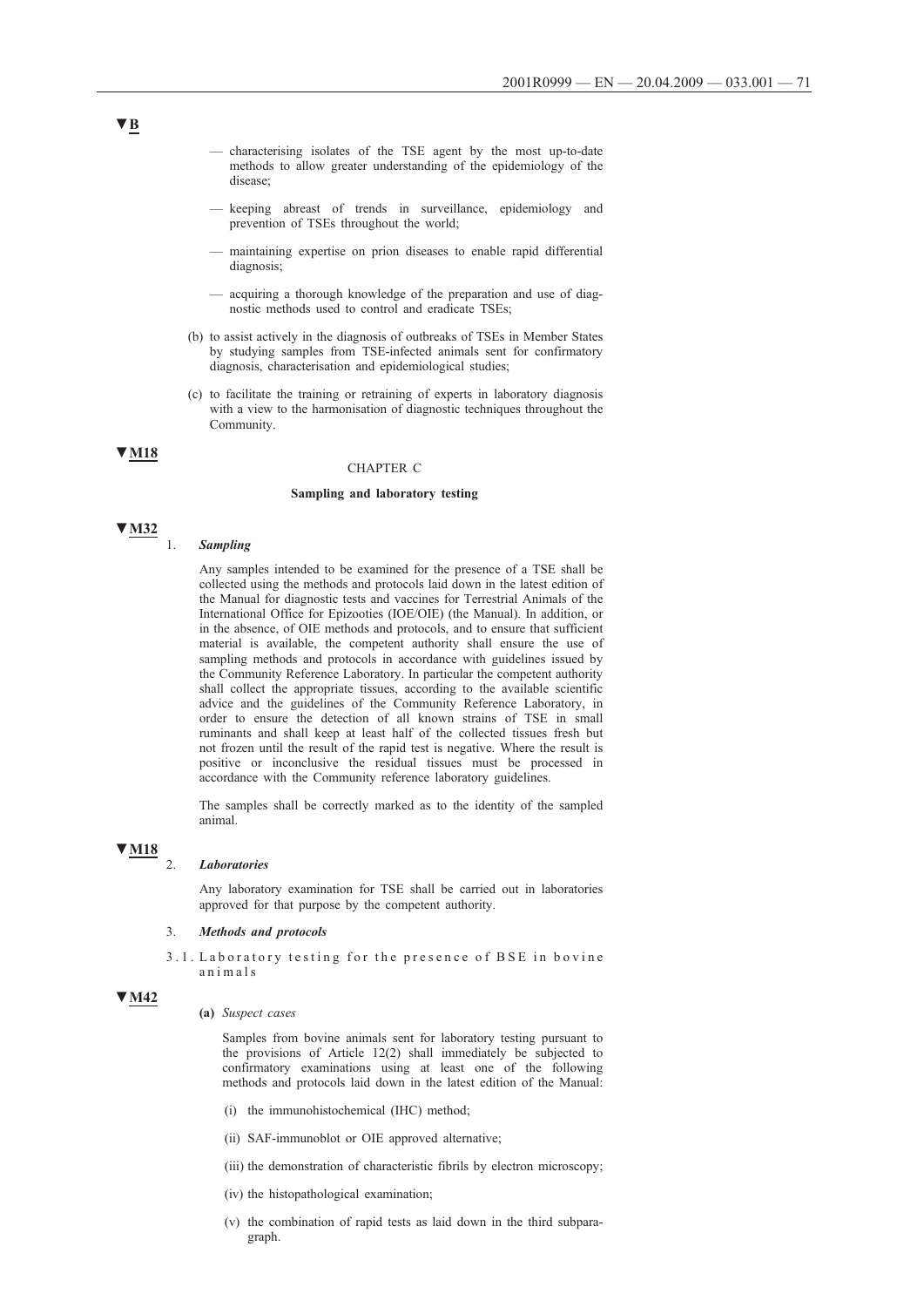▼B

— characterising isolates of the TSE agent by the most up-to-date methods to allow greater understanding of the epidemiology of the disease;

— keeping abreast of trends in surveillance, epidemiology and prevention of TSEs throughout the world;

— maintaining expertise on prion diseases to enable rapid differential diagnosis;

— acquiring a thorough knowledge of the preparation and use of diagnostic methods used to control and eradicate TSEs;

(b) to assist actively in the diagnosis of outbreaks of TSEs in Member States by studying samples from TSE-infected animals sent for confirmatory diagnosis, characterisation and epidemiological studies;

(c) to facilitate the training or retraining of experts in laboratory diagnosis with a view to the harmonisation of diagnostic techniques throughout the Community.

▼M18

## CHAPTER C

### Sampling and laboratory testing

▼M32

1. ***Sampling***

Any samples intended to be examined for the presence of a TSE shall be collected using the methods and protocols laid down in the latest edition of the Manual for diagnostic tests and vaccines for Terrestrial Animals of the International Office for Epizooties (IOE/OIE) (the Manual). In addition, or in the absence, of OIE methods and protocols, and to ensure that sufficient material is available, the competent authority shall ensure the use of sampling methods and protocols in accordance with guidelines issued by the Community Reference Laboratory. In particular the competent authority shall collect the appropriate tissues, according to the available scientific advice and the guidelines of the Community Reference Laboratory, in order to ensure the detection of all known strains of TSE in small ruminants and shall keep at least half of the collected tissues fresh but not frozen until the result of the rapid test is negative. Where the result is positive or inconclusive the residual tissues must be processed in accordance with the Community reference laboratory guidelines.

The samples shall be correctly marked as to the identity of the sampled animal.

▼M18

2. ***Laboratories***

Any laboratory examination for TSE shall be carried out in laboratories approved for that purpose by the competent authority.

3. ***Methods and protocols***

3.1. Laboratory testing for the presence of BSE in bovine animals

▼M42

**(a)** *Suspect cases*

Samples from bovine animals sent for laboratory testing pursuant to the provisions of Article 12(2) shall immediately be subjected to confirmatory examinations using at least one of the following methods and protocols laid down in the latest edition of the Manual:

(i) the immunohistochemical (IHC) method;

(ii) SAF-immunoblot or OIE approved alternative;

(iii) the demonstration of characteristic fibrils by electron microscopy;

(iv) the histopathological examination;

(v) the combination of rapid tests as laid down in the third subparagraph.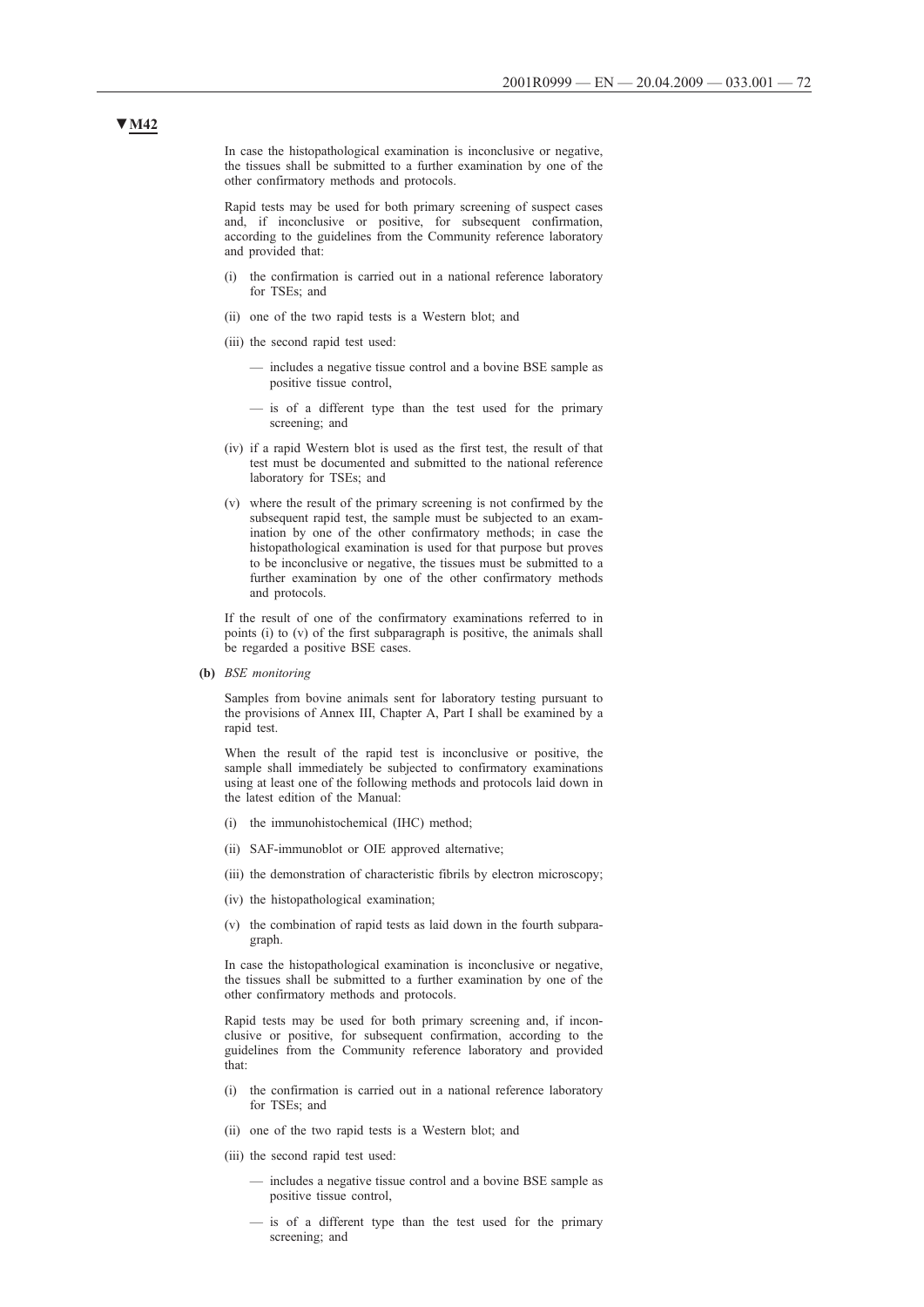▼M42

In case the histopathological examination is inconclusive or negative, the tissues shall be submitted to a further examination by one of the other confirmatory methods and protocols.

Rapid tests may be used for both primary screening of suspect cases and, if inconclusive or positive, for subsequent confirmation, according to the guidelines from the Community reference laboratory and provided that:

(i) the confirmation is carried out in a national reference laboratory for TSEs; and

(ii) one of the two rapid tests is a Western blot; and

(iii) the second rapid test used:

— includes a negative tissue control and a bovine BSE sample as positive tissue control,

— is of a different type than the test used for the primary screening; and

(iv) if a rapid Western blot is used as the first test, the result of that test must be documented and submitted to the national reference laboratory for TSEs; and

(v) where the result of the primary screening is not confirmed by the subsequent rapid test, the sample must be subjected to an examination by one of the other confirmatory methods; in case the histopathological examination is used for that purpose but proves to be inconclusive or negative, the tissues must be submitted to a further examination by one of the other confirmatory methods and protocols.

If the result of one of the confirmatory examinations referred to in points (i) to (v) of the first subparagraph is positive, the animals shall be regarded a positive BSE cases.

**(b)** *BSE monitoring*

Samples from bovine animals sent for laboratory testing pursuant to the provisions of Annex III, Chapter A, Part I shall be examined by a rapid test.

When the result of the rapid test is inconclusive or positive, the sample shall immediately be subjected to confirmatory examinations using at least one of the following methods and protocols laid down in the latest edition of the Manual:

(i) the immunohistochemical (IHC) method;

(ii) SAF-immunoblot or OIE approved alternative;

(iii) the demonstration of characteristic fibrils by electron microscopy;

(iv) the histopathological examination;

(v) the combination of rapid tests as laid down in the fourth subparagraph.

In case the histopathological examination is inconclusive or negative, the tissues shall be submitted to a further examination by one of the other confirmatory methods and protocols.

Rapid tests may be used for both primary screening and, if inconclusive or positive, for subsequent confirmation, according to the guidelines from the Community reference laboratory and provided that:

(i) the confirmation is carried out in a national reference laboratory for TSEs; and

(ii) one of the two rapid tests is a Western blot; and

(iii) the second rapid test used:

— includes a negative tissue control and a bovine BSE sample as positive tissue control,

— is of a different type than the test used for the primary screening; and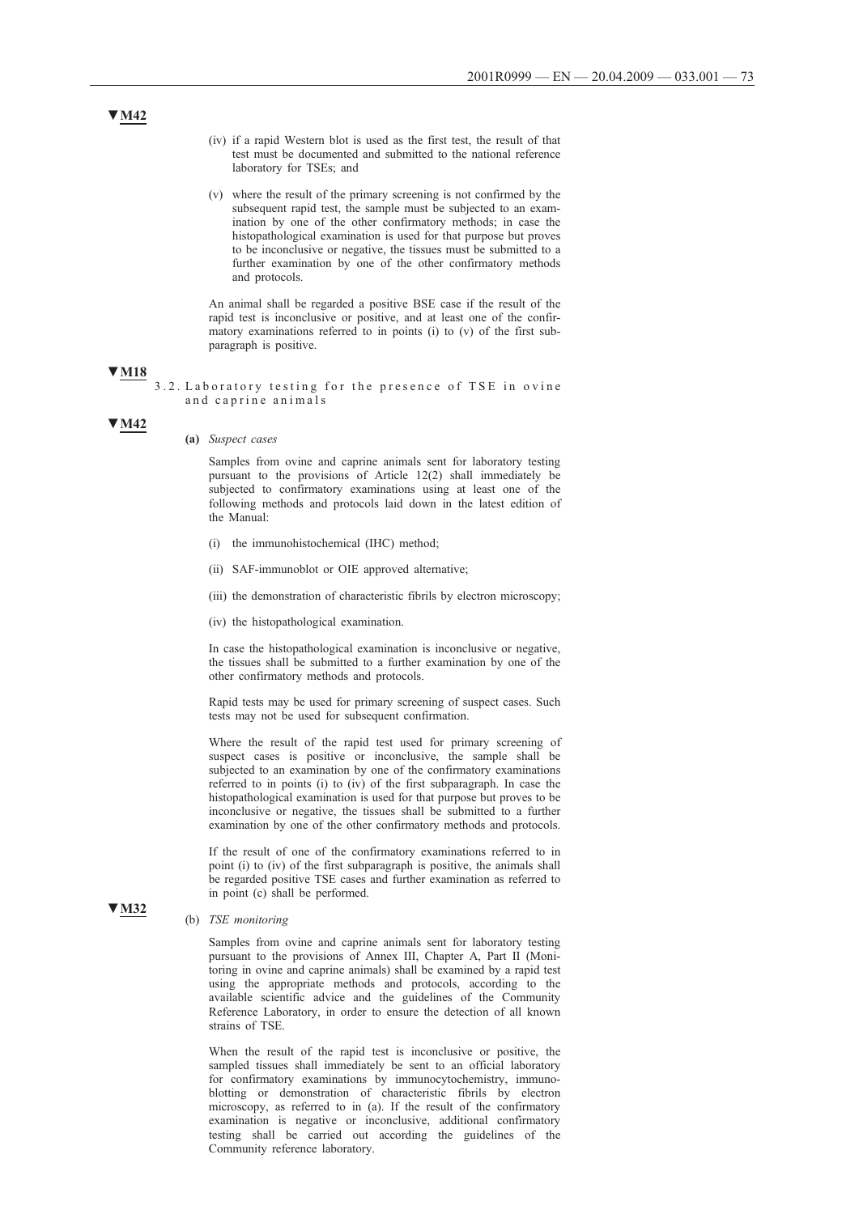▼M42

(iv) if a rapid Western blot is used as the first test, the result of that test must be documented and submitted to the national reference laboratory for TSEs; and

(v) where the result of the primary screening is not confirmed by the subsequent rapid test, the sample must be subjected to an examination by one of the other confirmatory methods; in case the histopathological examination is used for that purpose but proves to be inconclusive or negative, the tissues must be submitted to a further examination by one of the other confirmatory methods and protocols.

An animal shall be regarded a positive BSE case if the result of the rapid test is inconclusive or positive, and at least one of the confirmatory examinations referred to in points (i) to (v) of the first subparagraph is positive.

▼M18

3.2. Laboratory testing for the presence of TSE in ovine and caprine animals

▼M42

**(a)** *Suspect cases*

Samples from ovine and caprine animals sent for laboratory testing pursuant to the provisions of Article 12(2) shall immediately be subjected to confirmatory examinations using at least one of the following methods and protocols laid down in the latest edition of the Manual:

(i) the immunohistochemical (IHC) method;

(ii) SAF-immunoblot or OIE approved alternative;

(iii) the demonstration of characteristic fibrils by electron microscopy;

(iv) the histopathological examination.

In case the histopathological examination is inconclusive or negative, the tissues shall be submitted to a further examination by one of the other confirmatory methods and protocols.

Rapid tests may be used for primary screening of suspect cases. Such tests may not be used for subsequent confirmation.

Where the result of the rapid test used for primary screening of suspect cases is positive or inconclusive, the sample shall be subjected to an examination by one of the confirmatory examinations referred to in points (i) to (iv) of the first subparagraph. In case the histopathological examination is used for that purpose but proves to be inconclusive or negative, the tissues shall be submitted to a further examination by one of the other confirmatory methods and protocols.

If the result of one of the confirmatory examinations referred to in point (i) to (iv) of the first subparagraph is positive, the animals shall be regarded positive TSE cases and further examination as referred to in point (c) shall be performed.

▼M32

(b) *TSE monitoring*

Samples from ovine and caprine animals sent for laboratory testing pursuant to the provisions of Annex III, Chapter A, Part II (Monitoring in ovine and caprine animals) shall be examined by a rapid test using the appropriate methods and protocols, according to the available scientific advice and the guidelines of the Community Reference Laboratory, in order to ensure the detection of all known strains of TSE.

When the result of the rapid test is inconclusive or positive, the sampled tissues shall immediately be sent to an official laboratory for confirmatory examinations by immunocytochemistry, immunoblotting or demonstration of characteristic fibrils by electron microscopy, as referred to in (a). If the result of the confirmatory examination is negative or inconclusive, additional confirmatory testing shall be carried out according the guidelines of the Community reference laboratory.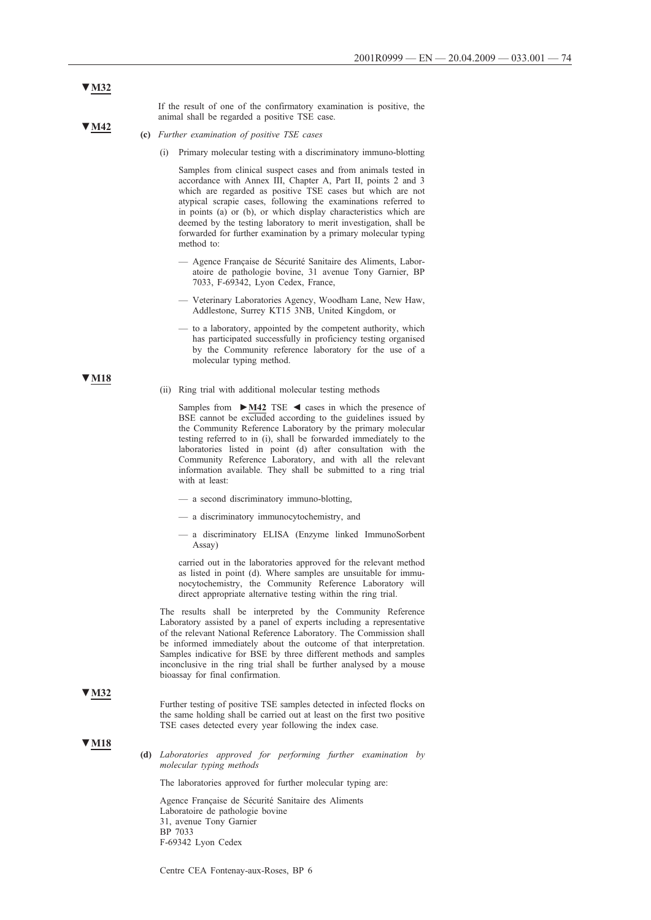▼M32

If the result of one of the confirmatory examination is positive, the animal shall be regarded a positive TSE case.

▼M42

**(c)** *Further examination of positive TSE cases*

(i) Primary molecular testing with a discriminatory immuno-blotting

Samples from clinical suspect cases and from animals tested in accordance with Annex III, Chapter A, Part II, points 2 and 3 which are regarded as positive TSE cases but which are not atypical scrapie cases, following the examinations referred to in points (a) or (b), or which display characteristics which are deemed by the testing laboratory to merit investigation, shall be forwarded for further examination by a primary molecular typing method to:

— Agence Française de Sécurité Sanitaire des Aliments, Laboratoire de pathologie bovine, 31 avenue Tony Garnier, BP 7033, F-69342, Lyon Cedex, France,

— Veterinary Laboratories Agency, Woodham Lane, New Haw, Addlestone, Surrey KT15 3NB, United Kingdom, or

— to a laboratory, appointed by the competent authority, which has participated successfully in proficiency testing organised by the Community reference laboratory for the use of a molecular typing method.

▼M18

(ii) Ring trial with additional molecular testing methods

Samples from ►M42 TSE ◄ cases in which the presence of BSE cannot be excluded according to the guidelines issued by the Community Reference Laboratory by the primary molecular testing referred to in (i), shall be forwarded immediately to the laboratories listed in point (d) after consultation with the Community Reference Laboratory, and with all the relevant information available. They shall be submitted to a ring trial with at least:

— a second discriminatory immuno-blotting,

— a discriminatory immunocytochemistry, and

— a discriminatory ELISA (Enzyme linked ImmunoSorbent Assay)

carried out in the laboratories approved for the relevant method as listed in point (d). Where samples are unsuitable for immunocytochemistry, the Community Reference Laboratory will direct appropriate alternative testing within the ring trial.

The results shall be interpreted by the Community Reference Laboratory assisted by a panel of experts including a representative of the relevant National Reference Laboratory. The Commission shall be informed immediately about the outcome of that interpretation. Samples indicative for BSE by three different methods and samples inconclusive in the ring trial shall be further analysed by a mouse bioassay for final confirmation.

▼M32

Further testing of positive TSE samples detected in infected flocks on the same holding shall be carried out at least on the first two positive TSE cases detected every year following the index case.

▼M18

**(d)** *Laboratories approved for performing further examination by molecular typing methods*

The laboratories approved for further molecular typing are:

Agence Française de Sécurité Sanitaire des Aliments
Laboratoire de pathologie bovine
31, avenue Tony Garnier
BP 7033
F-69342 Lyon Cedex

Centre CEA Fontenay-aux-Roses, BP 6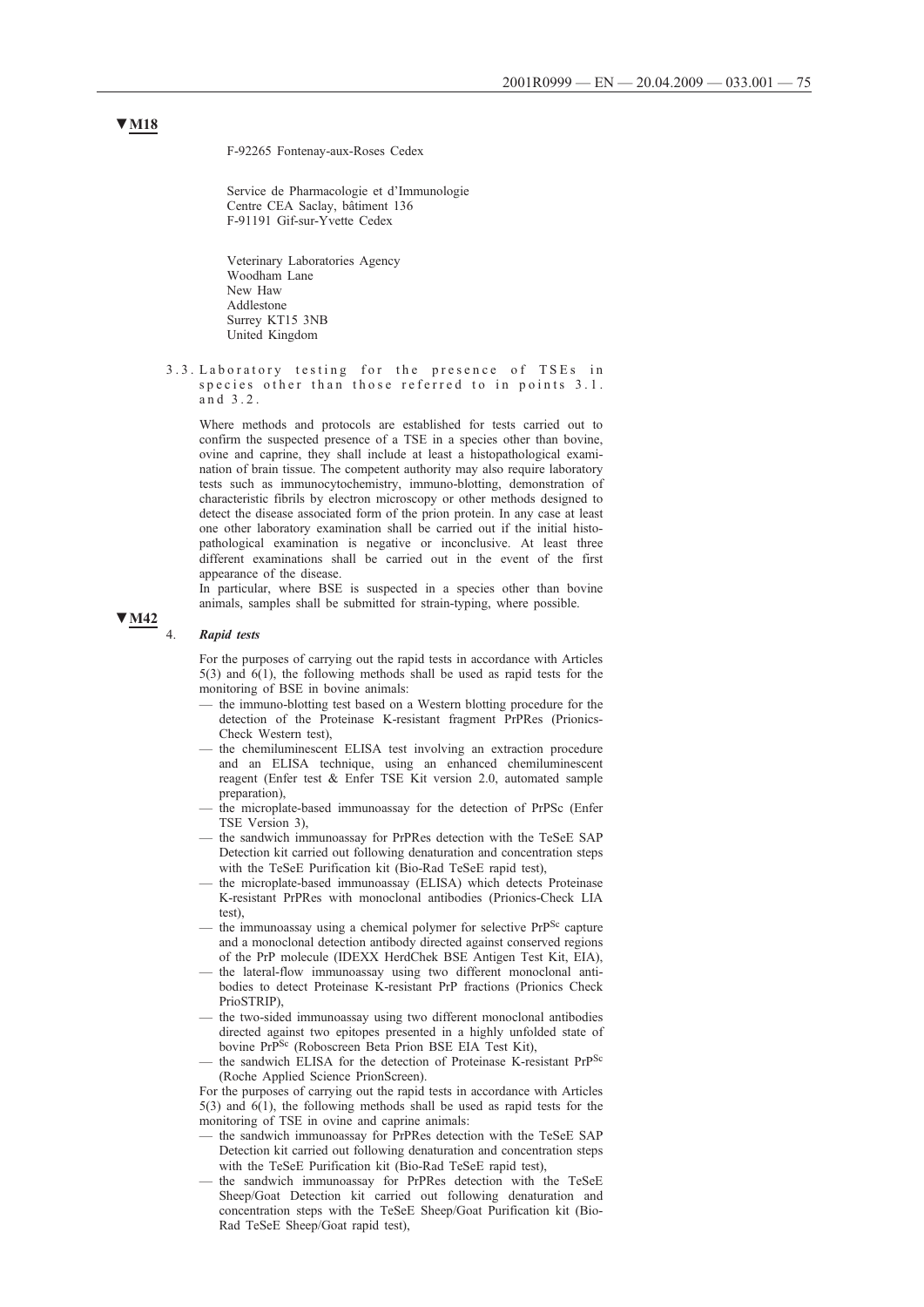▼M18

F-92265 Fontenay-aux-Roses Cedex

Service de Pharmacologie et d'Immunologie
Centre CEA Saclay, bâtiment 136
F-91191 Gif-sur-Yvette Cedex

Veterinary Laboratories Agency
Woodham Lane
New Haw
Addlestone
Surrey KT15 3NB
United Kingdom

3.3. Laboratory testing for the presence of TSEs in species other than those referred to in points 3.1. and 3.2.

Where methods and protocols are established for tests carried out to confirm the suspected presence of a TSE in a species other than bovine, ovine and caprine, they shall include at least a histopathological examination of brain tissue. The competent authority may also require laboratory tests such as immunocytochemistry, immuno-blotting, demonstration of characteristic fibrils by electron microscopy or other methods designed to detect the disease associated form of the prion protein. In any case at least one other laboratory examination shall be carried out if the initial histopathological examination is negative or inconclusive. At least three different examinations shall be carried out in the event of the first appearance of the disease.

In particular, where BSE is suspected in a species other than bovine animals, samples shall be submitted for strain-typing, where possible.

▼M42

4. ***Rapid tests***

For the purposes of carrying out the rapid tests in accordance with Articles 5(3) and 6(1), the following methods shall be used as rapid tests for the monitoring of BSE in bovine animals:

- the immuno-blotting test based on a Western blotting procedure for the detection of the Proteinase K-resistant fragment PrPRes (Prionics-Check Western test),
- the chemiluminescent ELISA test involving an extraction procedure and an ELISA technique, using an enhanced chemiluminescent reagent (Enfer test & Enfer TSE Kit version 2.0, automated sample preparation),
- the microplate-based immunoassay for the detection of PrPSc (Enfer TSE Version 3),
- the sandwich immunoassay for PrPRes detection with the TeSeE SAP Detection kit carried out following denaturation and concentration steps with the TeSeE Purification kit (Bio-Rad TeSeE rapid test),
- the microplate-based immunoassay (ELISA) which detects Proteinase K-resistant PrPRes with monoclonal antibodies (Prionics-Check LIA test),
- the immunoassay using a chemical polymer for selective $PrP^{Sc}$ capture and a monoclonal detection antibody directed against conserved regions of the PrP molecule (IDEXX HerdChek BSE Antigen Test Kit, EIA),
- the lateral-flow immunoassay using two different monoclonal antibodies to detect Proteinase K-resistant PrP fractions (Prionics Check PrioSTRIP),
- the two-sided immunoassay using two different monoclonal antibodies directed against two epitopes presented in a highly unfolded state of bovine $PrP^{Sc}$ (Roboscreen Beta Prion BSE EIA Test Kit),
- the sandwich ELISA for the detection of Proteinase K-resistant $PrP^{Sc}$ (Roche Applied Science PrionScreen).

For the purposes of carrying out the rapid tests in accordance with Articles 5(3) and 6(1), the following methods shall be used as rapid tests for the monitoring of TSE in ovine and caprine animals:

- the sandwich immunoassay for PrPRes detection with the TeSeE SAP Detection kit carried out following denaturation and concentration steps with the TeSeE Purification kit (Bio-Rad TeSeE rapid test),
- the sandwich immunoassay for PrPRes detection with the TeSeE Sheep/Goat Detection kit carried out following denaturation and concentration steps with the TeSeE Sheep/Goat Purification kit (Bio-Rad TeSeE Sheep/Goat rapid test),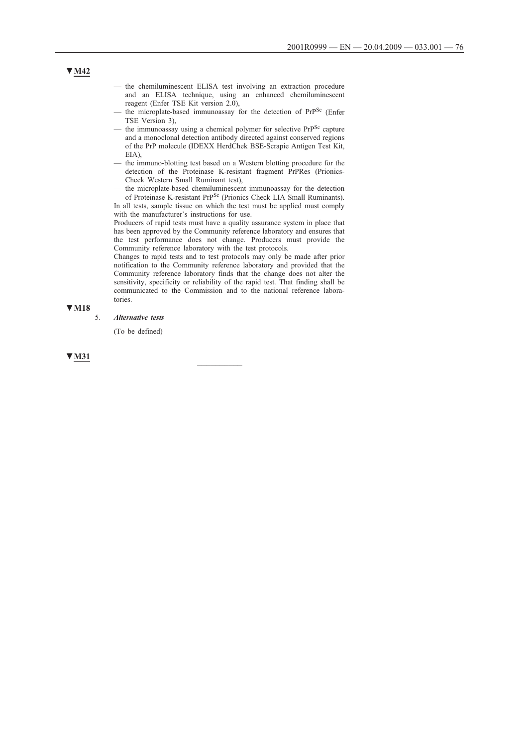▼M42

- the chemiluminescent ELISA test involving an extraction procedure and an ELISA technique, using an enhanced chemiluminescent reagent (Enfer TSE Kit version 2.0),
- the microplate-based immunoassay for the detection of $PrP^{Sc}$ (Enfer TSE Version 3),
- the immunoassay using a chemical polymer for selective $PrP^{Sc}$ capture and a monoclonal detection antibody directed against conserved regions of the PrP molecule (IDEXX HerdChek BSE-Scrapie Antigen Test Kit, EIA),
- the immuno-blotting test based on a Western blotting procedure for the detection of the Proteinase K-resistant fragment PrPRes (Prionics-Check Western Small Ruminant test),
- the microplate-based chemiluminescent immunoassay for the detection of Proteinase K-resistant $PrP^{Sc}$ (Prionics Check LIA Small Ruminants).

In all tests, sample tissue on which the test must be applied must comply with the manufacturer's instructions for use.

Producers of rapid tests must have a quality assurance system in place that has been approved by the Community reference laboratory and ensures that the test performance does not change. Producers must provide the Community reference laboratory with the test protocols.

Changes to rapid tests and to test protocols may only be made after prior notification to the Community reference laboratory and provided that the Community reference laboratory finds that the change does not alter the sensitivity, specificity or reliability of the rapid test. That finding shall be communicated to the Commission and to the national reference laboratories.

▼M18

5. ***Alternative tests***

(To be defined)

▼M31

---